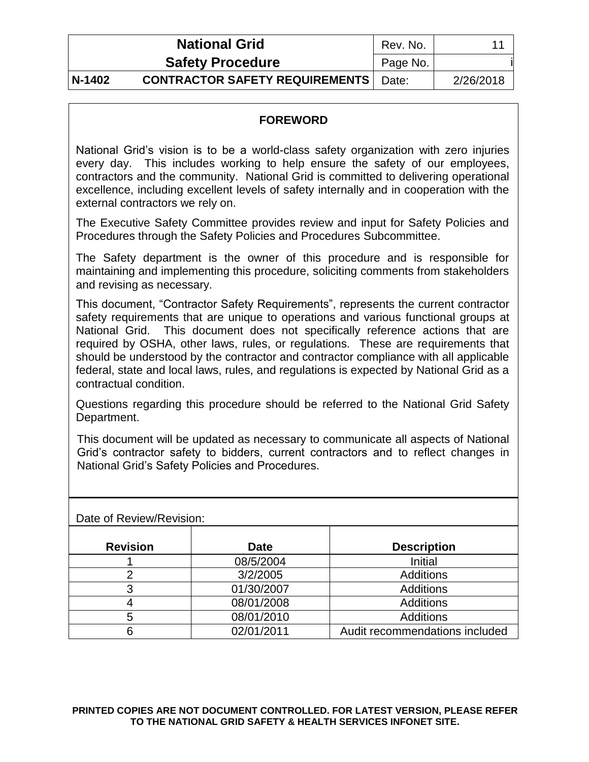## FOREWORD

National Grid's vision is to be a world-class safety organization with zero injuries every day. This includes working to help ensure the safety of our employees, contractors and the community. National Grid is committed to delivering operational excellence, including excellent levels of safety internally and in cooperation with the external contractors we rely on.

The Executive Safety Committee provides review and input for Safety Policies and Procedures through the Safety Policies and Procedures Subcommittee.

The Safety department is the owner of this procedure and is responsible for maintaining and implementing this procedure, soliciting comments from stakeholders and revising as necessary.

This document, "Contractor Safety Requirements", represents the current contractor safety requirements that are unique to operations and various functional groups at National Grid. This document does not specifically reference actions that are required by OSHA, other laws, rules, or regulations. These are requirements that should be understood by the contractor and contractor compliance with all applicable federal, state and local laws, rules, and regulations is expected by National Grid as a contractual condition.

Questions regarding this procedure should be referred to the National Grid Safety Department.

This document will be updated as necessary to communicate all aspects of National Grid's contractor safety to bidders, current contractors and to reflect changes in National Grid's Safety Policies and Procedures.

Date of Review/Revision:

| Revision | Date | Description |
|---|---|---|
| 1 | 08/5/2004 | Initial |
| 2 | 3/2/2005 | Additions |
| 3 | 01/30/2007 | Additions |
| 4 | 08/01/2008 | Additions |
| 5 | 08/01/2010 | Additions |
| 6 | 02/01/2011 | Audit recommendations included |

**PRINTED COPIES ARE NOT DOCUMENT CONTROLLED. FOR LATEST VERSION, PLEASE REFER TO THE NATIONAL GRID SAFETY & HEALTH SERVICES INFONET SITE.**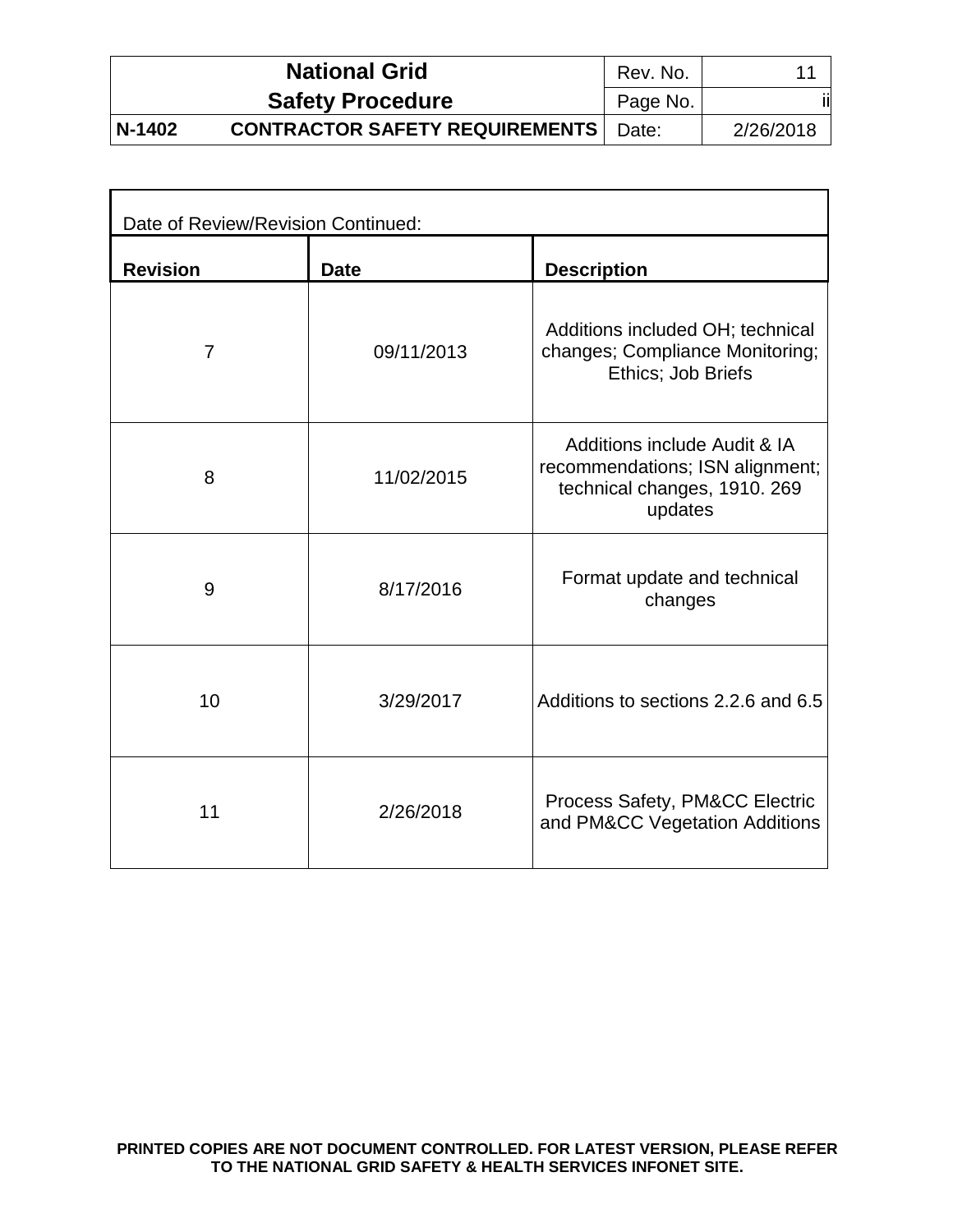Date of Review/Revision Continued:

| Revision | Date | Description |
|---|---|---|
| 7 | 09/11/2013 | Additions included OH; technical changes; Compliance Monitoring; Ethics; Job Briefs |
| 8 | 11/02/2015 | Additions include Audit & IA recommendations; ISN alignment; technical changes, 1910. 269 updates |
| 9 | 8/17/2016 | Format update and technical changes |
| 10 | 3/29/2017 | Additions to sections 2.2.6 and 6.5 |
| 11 | 2/26/2018 | Process Safety, PM&CC Electric and PM&CC Vegetation Additions |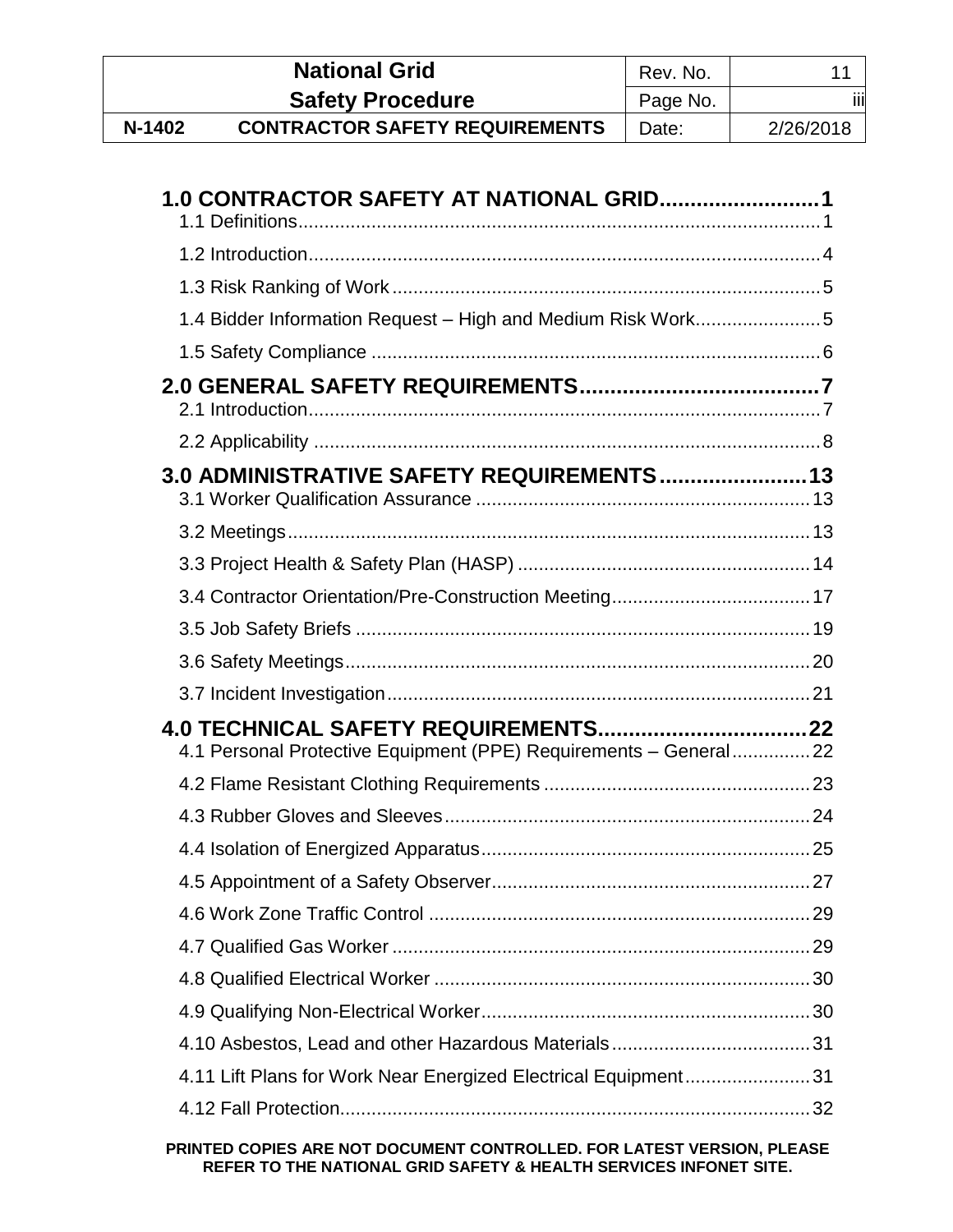**1.0 CONTRACTOR SAFETY AT NATIONAL GRID** ........................ 1

1.1 Definitions ........................ 1

1.2 Introduction ........................ 4

1.3 Risk Ranking of Work ........................ 5

1.4 Bidder Information Request – High and Medium Risk Work ........................ 5

1.5 Safety Compliance ........................ 6

**2.0 GENERAL SAFETY REQUIREMENTS** ........................ 7

2.1 Introduction ........................ 7

2.2 Applicability ........................ 8

**3.0 ADMINISTRATIVE SAFETY REQUIREMENTS** ........................ 13

3.1 Worker Qualification Assurance ........................ 13

3.2 Meetings ........................ 13

3.3 Project Health & Safety Plan (HASP) ........................ 14

3.4 Contractor Orientation/Pre-Construction Meeting ........................ 17

3.5 Job Safety Briefs ........................ 19

3.6 Safety Meetings ........................ 20

3.7 Incident Investigation ........................ 21

**4.0 TECHNICAL SAFETY REQUIREMENTS** ........................ 22

4.1 Personal Protective Equipment (PPE) Requirements – General ........................ 22

4.2 Flame Resistant Clothing Requirements ........................ 23

4.3 Rubber Gloves and Sleeves ........................ 24

4.4 Isolation of Energized Apparatus ........................ 25

4.5 Appointment of a Safety Observer ........................ 27

4.6 Work Zone Traffic Control ........................ 29

4.7 Qualified Gas Worker ........................ 29

4.8 Qualified Electrical Worker ........................ 30

4.9 Qualifying Non-Electrical Worker ........................ 30

4.10 Asbestos, Lead and other Hazardous Materials ........................ 31

4.11 Lift Plans for Work Near Energized Electrical Equipment ........................ 31

4.12 Fall Protection ........................ 32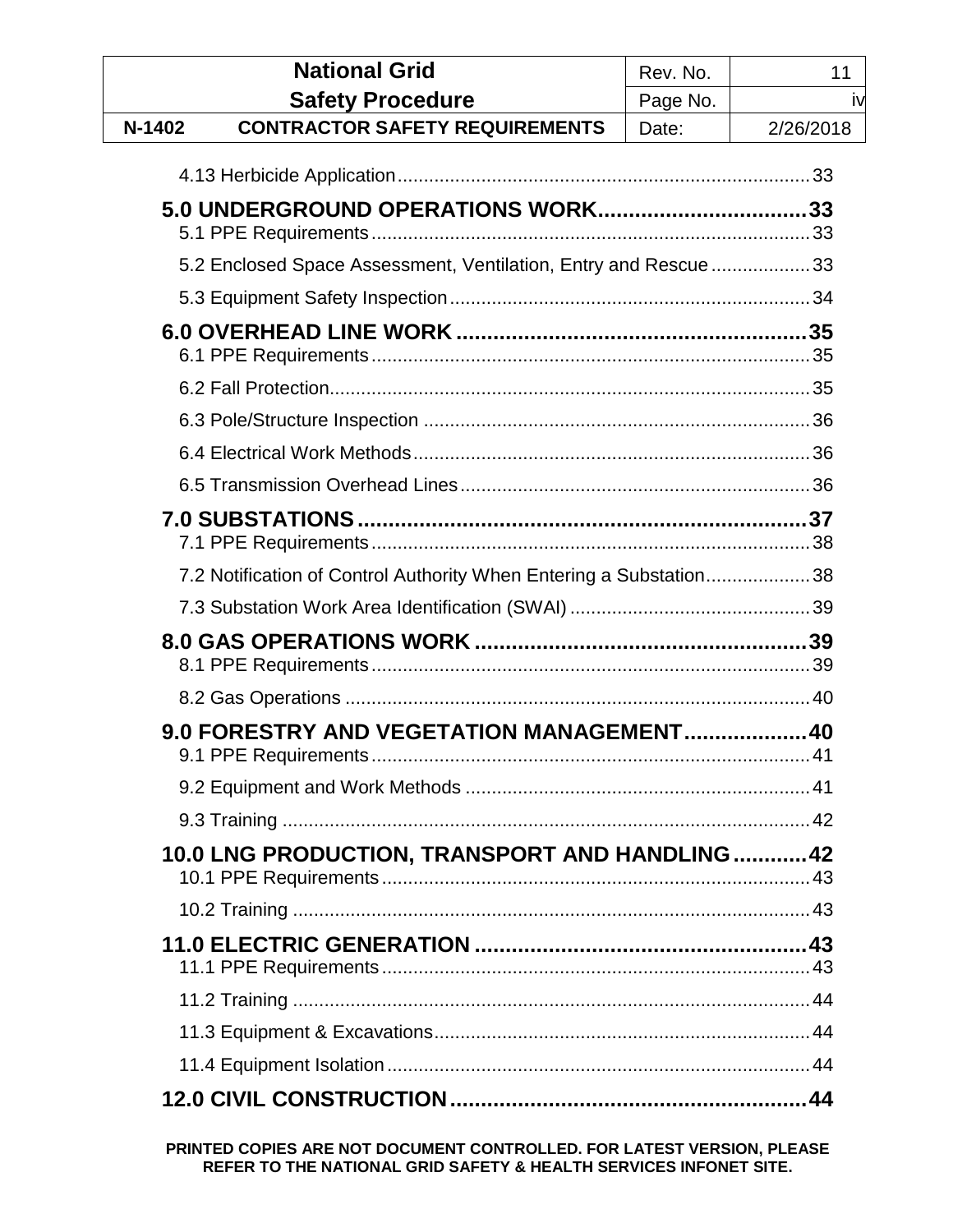4.13 Herbicide Application .......... 33

**5.0 UNDERGROUND OPERATIONS WORK .......... 33**

5.1 PPE Requirements .......... 33

5.2 Enclosed Space Assessment, Ventilation, Entry and Rescue .......... 33

5.3 Equipment Safety Inspection .......... 34

**6.0 OVERHEAD LINE WORK .......... 35**

6.1 PPE Requirements .......... 35

6.2 Fall Protection .......... 35

6.3 Pole/Structure Inspection .......... 36

6.4 Electrical Work Methods .......... 36

6.5 Transmission Overhead Lines .......... 36

**7.0 SUBSTATIONS .......... 37**

7.1 PPE Requirements .......... 38

7.2 Notification of Control Authority When Entering a Substation .......... 38

7.3 Substation Work Area Identification (SWAI) .......... 39

**8.0 GAS OPERATIONS WORK .......... 39**

8.1 PPE Requirements .......... 39

8.2 Gas Operations .......... 40

**9.0 FORESTRY AND VEGETATION MANAGEMENT .......... 40**

9.1 PPE Requirements .......... 41

9.2 Equipment and Work Methods .......... 41

9.3 Training .......... 42

**10.0 LNG PRODUCTION, TRANSPORT AND HANDLING .......... 42**

10.1 PPE Requirements .......... 43

10.2 Training .......... 43

**11.0 ELECTRIC GENERATION .......... 43**

11.1 PPE Requirements .......... 43

11.2 Training .......... 44

11.3 Equipment & Excavations .......... 44

11.4 Equipment Isolation .......... 44

**12.0 CIVIL CONSTRUCTION .......... 44**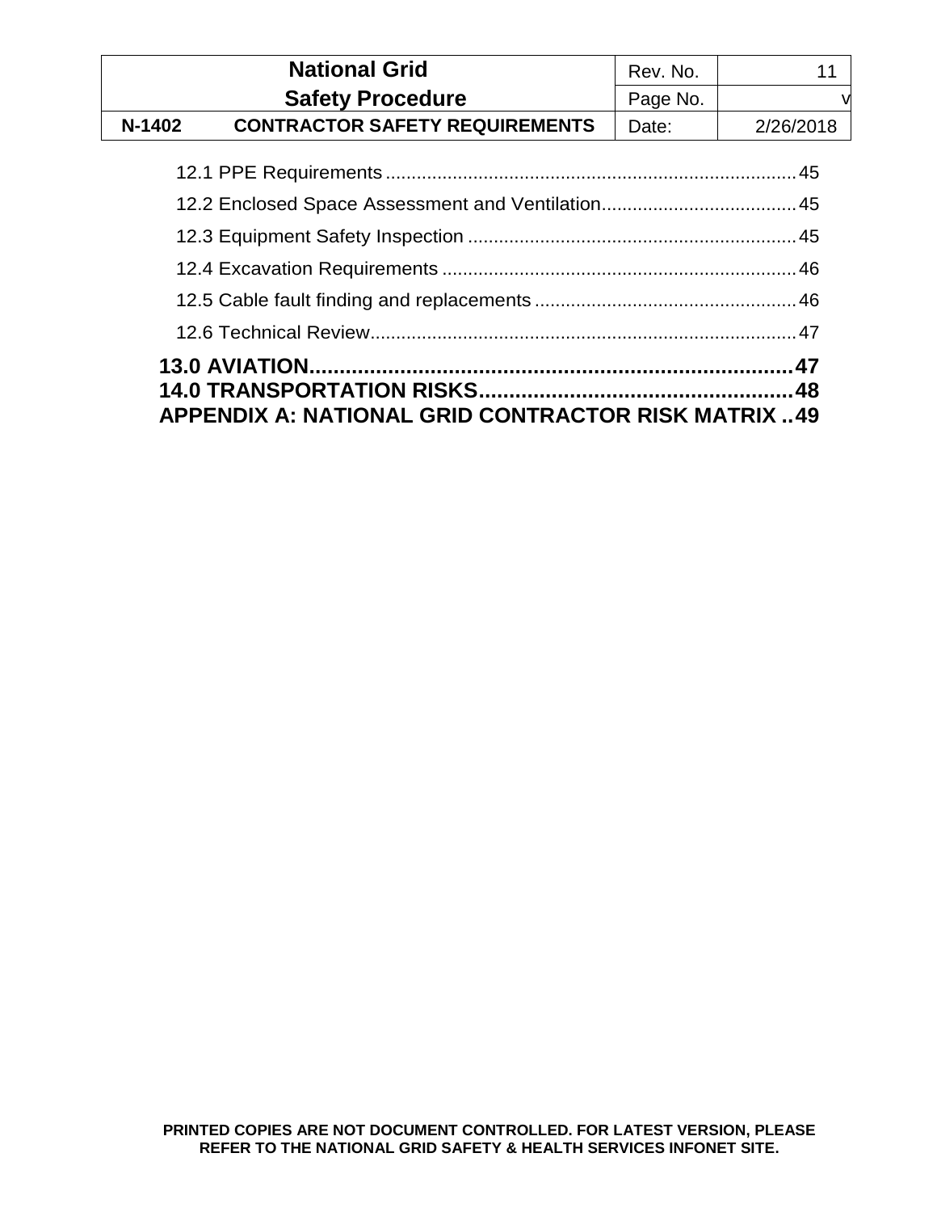12.1 PPE Requirements ................................................................................ 45

12.2 Enclosed Space Assessment and Ventilation..................................... 45

12.3 Equipment Safety Inspection ............................................................... 45

12.4 Excavation Requirements .................................................................... 46

12.5 Cable fault finding and replacements .................................................. 46

12.6 Technical Review.................................................................................. 47

**13.0 AVIATION................................................................................ 47**

**14.0 TRANSPORTATION RISKS.................................................... 48**

**APPENDIX A: NATIONAL GRID CONTRACTOR RISK MATRIX .. 49**

**PRINTED COPIES ARE NOT DOCUMENT CONTROLLED. FOR LATEST VERSION, PLEASE REFER TO THE NATIONAL GRID SAFETY & HEALTH SERVICES INFONET SITE.**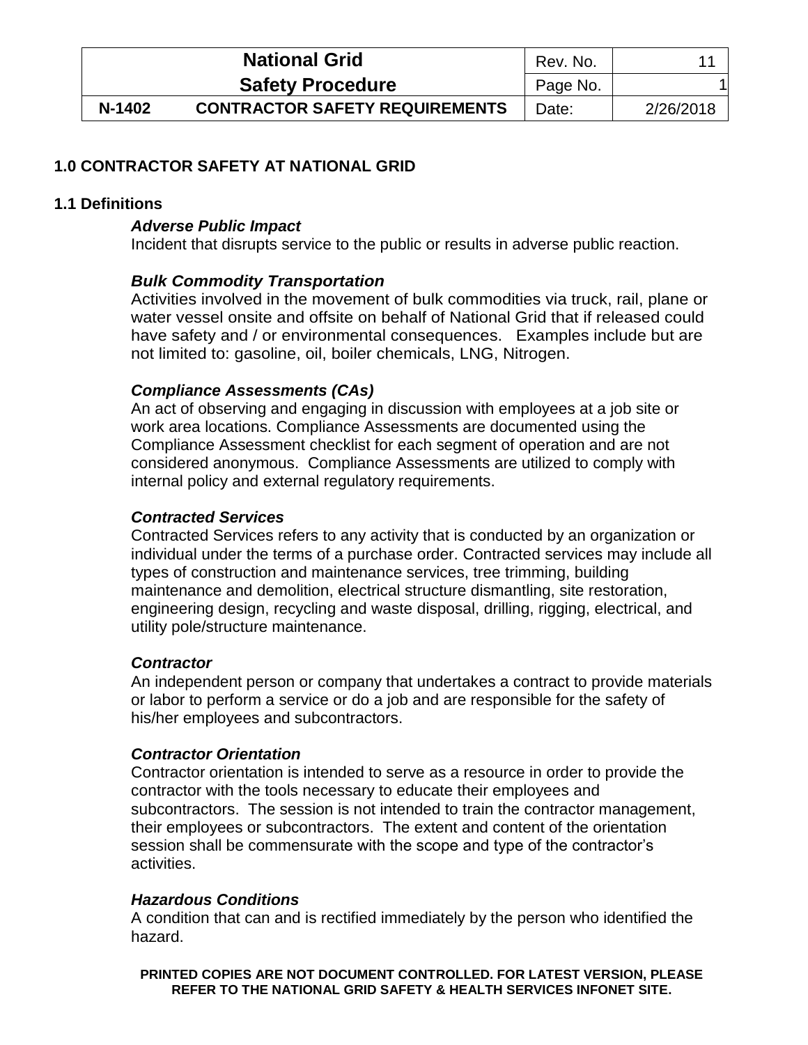# 1.0 CONTRACTOR SAFETY AT NATIONAL GRID

## 1.1 Definitions

***Adverse Public Impact***
Incident that disrupts service to the public or results in adverse public reaction.

***Bulk Commodity Transportation***
Activities involved in the movement of bulk commodities via truck, rail, plane or water vessel onsite and offsite on behalf of National Grid that if released could have safety and / or environmental consequences. Examples include but are not limited to: gasoline, oil, boiler chemicals, LNG, Nitrogen.

***Compliance Assessments (CAs)***
An act of observing and engaging in discussion with employees at a job site or work area locations. Compliance Assessments are documented using the Compliance Assessment checklist for each segment of operation and are not considered anonymous. Compliance Assessments are utilized to comply with internal policy and external regulatory requirements.

***Contracted Services***
Contracted Services refers to any activity that is conducted by an organization or individual under the terms of a purchase order. Contracted services may include all types of construction and maintenance services, tree trimming, building maintenance and demolition, electrical structure dismantling, site restoration, engineering design, recycling and waste disposal, drilling, rigging, electrical, and utility pole/structure maintenance.

***Contractor***
An independent person or company that undertakes a contract to provide materials or labor to perform a service or do a job and are responsible for the safety of his/her employees and subcontractors.

***Contractor Orientation***
Contractor orientation is intended to serve as a resource in order to provide the contractor with the tools necessary to educate their employees and subcontractors. The session is not intended to train the contractor management, their employees or subcontractors. The extent and content of the orientation session shall be commensurate with the scope and type of the contractor's activities.

***Hazardous Conditions***
A condition that can and is rectified immediately by the person who identified the hazard.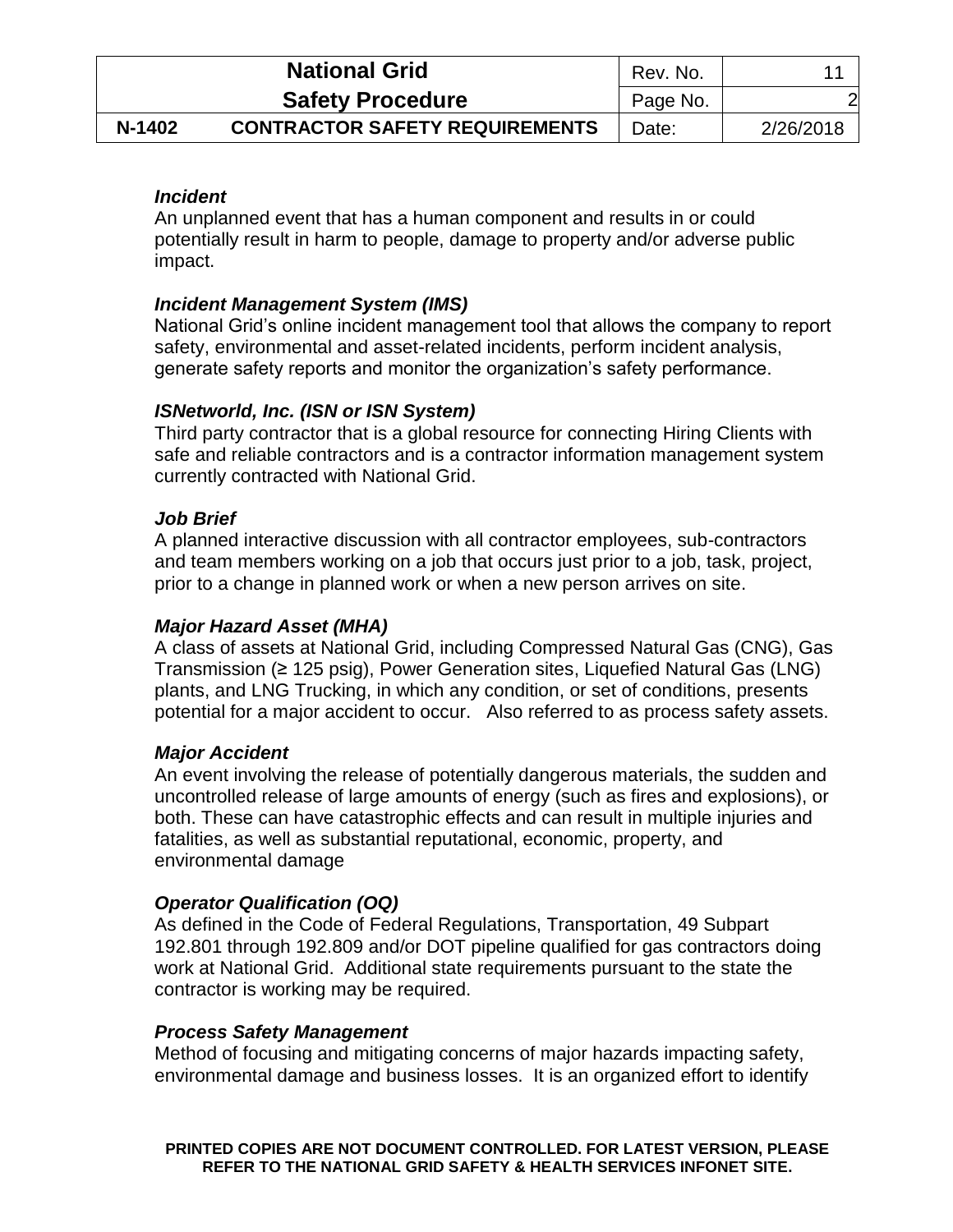***Incident***

An unplanned event that has a human component and results in or could potentially result in harm to people, damage to property and/or adverse public impact.

***Incident Management System (IMS)***

National Grid's online incident management tool that allows the company to report safety, environmental and asset-related incidents, perform incident analysis, generate safety reports and monitor the organization's safety performance.

***ISNetworld, Inc. (ISN or ISN System)***

Third party contractor that is a global resource for connecting Hiring Clients with safe and reliable contractors and is a contractor information management system currently contracted with National Grid.

***Job Brief***

A planned interactive discussion with all contractor employees, sub-contractors and team members working on a job that occurs just prior to a job, task, project, prior to a change in planned work or when a new person arrives on site.

***Major Hazard Asset (MHA)***

A class of assets at National Grid, including Compressed Natural Gas (CNG), Gas Transmission ($\geq$ 125 psig), Power Generation sites, Liquefied Natural Gas (LNG) plants, and LNG Trucking, in which any condition, or set of conditions, presents potential for a major accident to occur. Also referred to as process safety assets.

***Major Accident***

An event involving the release of potentially dangerous materials, the sudden and uncontrolled release of large amounts of energy (such as fires and explosions), or both. These can have catastrophic effects and can result in multiple injuries and fatalities, as well as substantial reputational, economic, property, and environmental damage

***Operator Qualification (OQ)***

As defined in the Code of Federal Regulations, Transportation, 49 Subpart 192.801 through 192.809 and/or DOT pipeline qualified for gas contractors doing work at National Grid. Additional state requirements pursuant to the state the contractor is working may be required.

***Process Safety Management***

Method of focusing and mitigating concerns of major hazards impacting safety, environmental damage and business losses. It is an organized effort to identify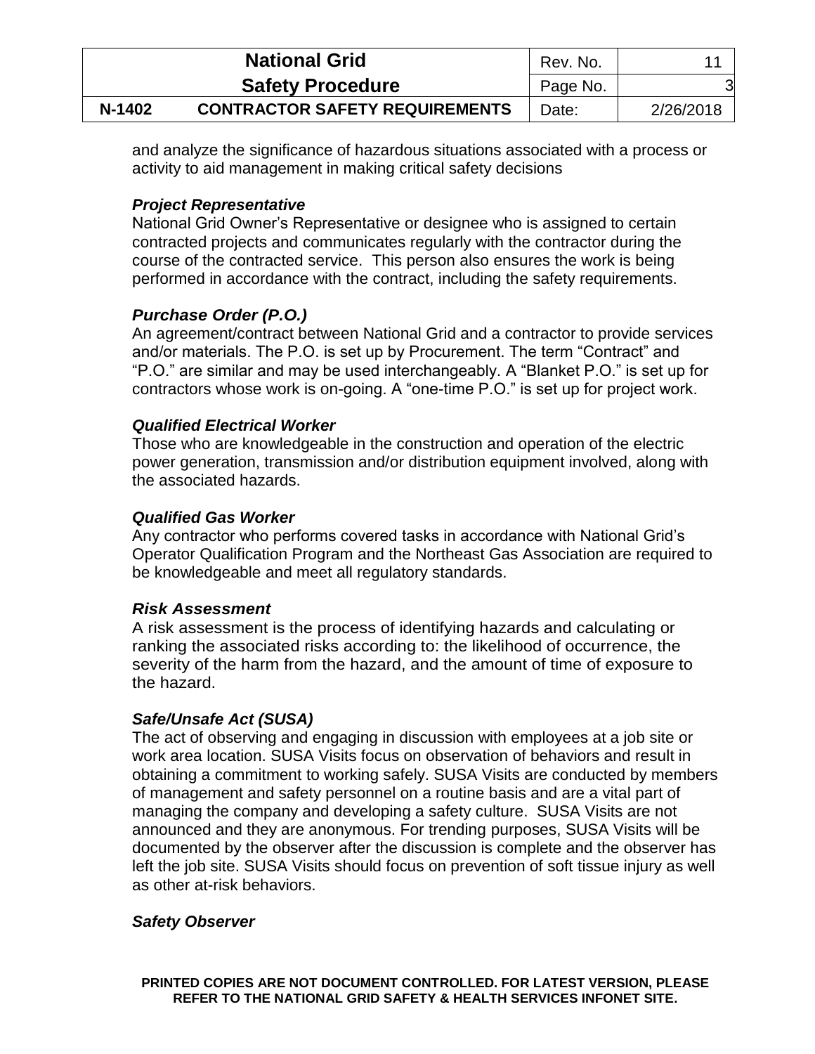and analyze the significance of hazardous situations associated with a process or activity to aid management in making critical safety decisions

***Project Representative***
National Grid Owner's Representative or designee who is assigned to certain contracted projects and communicates regularly with the contractor during the course of the contracted service. This person also ensures the work is being performed in accordance with the contract, including the safety requirements.

***Purchase Order (P.O.)***
An agreement/contract between National Grid and a contractor to provide services and/or materials. The P.O. is set up by Procurement. The term "Contract" and "P.O." are similar and may be used interchangeably. A "Blanket P.O." is set up for contractors whose work is on-going. A "one-time P.O." is set up for project work.

***Qualified Electrical Worker***
Those who are knowledgeable in the construction and operation of the electric power generation, transmission and/or distribution equipment involved, along with the associated hazards.

***Qualified Gas Worker***
Any contractor who performs covered tasks in accordance with National Grid's Operator Qualification Program and the Northeast Gas Association are required to be knowledgeable and meet all regulatory standards.

***Risk Assessment***
A risk assessment is the process of identifying hazards and calculating or ranking the associated risks according to: the likelihood of occurrence, the severity of the harm from the hazard, and the amount of time of exposure to the hazard.

***Safe/Unsafe Act (SUSA)***
The act of observing and engaging in discussion with employees at a job site or work area location. SUSA Visits focus on observation of behaviors and result in obtaining a commitment to working safely. SUSA Visits are conducted by members of management and safety personnel on a routine basis and are a vital part of managing the company and developing a safety culture. SUSA Visits are not announced and they are anonymous. For trending purposes, SUSA Visits will be documented by the observer after the discussion is complete and the observer has left the job site. SUSA Visits should focus on prevention of soft tissue injury as well as other at-risk behaviors.

***Safety Observer***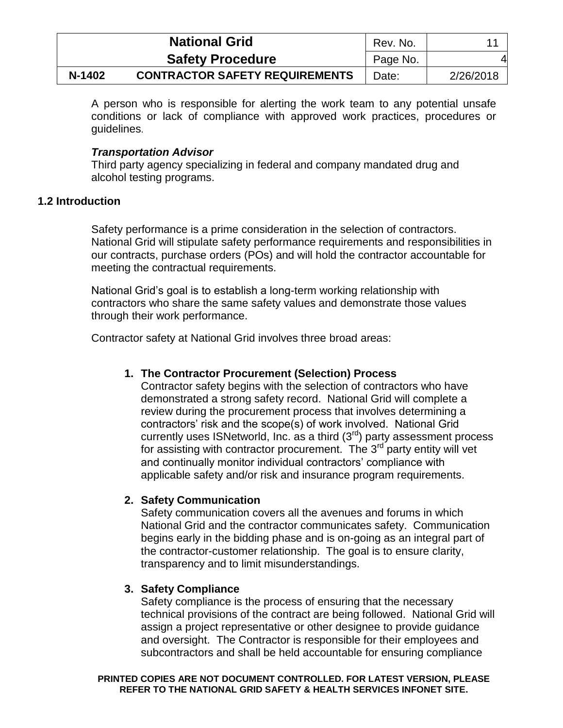A person who is responsible for alerting the work team to any potential unsafe conditions or lack of compliance with approved work practices, procedures or guidelines.

***Transportation Advisor***
Third party agency specializing in federal and company mandated drug and alcohol testing programs.

## 1.2 Introduction

Safety performance is a prime consideration in the selection of contractors. National Grid will stipulate safety performance requirements and responsibilities in our contracts, purchase orders (POs) and will hold the contractor accountable for meeting the contractual requirements.

National Grid's goal is to establish a long-term working relationship with contractors who share the same safety values and demonstrate those values through their work performance.

Contractor safety at National Grid involves three broad areas:

1. **The Contractor Procurement (Selection) Process**
   Contractor safety begins with the selection of contractors who have demonstrated a strong safety record. National Grid will complete a review during the procurement process that involves determining a contractors' risk and the scope(s) of work involved. National Grid currently uses ISNetworld, Inc. as a third (3rd) party assessment process for assisting with contractor procurement. The 3rd party entity will vet and continually monitor individual contractors' compliance with applicable safety and/or risk and insurance program requirements.

2. **Safety Communication**
   Safety communication covers all the avenues and forums in which National Grid and the contractor communicates safety. Communication begins early in the bidding phase and is on-going as an integral part of the contractor-customer relationship. The goal is to ensure clarity, transparency and to limit misunderstandings.

3. **Safety Compliance**
   Safety compliance is the process of ensuring that the necessary technical provisions of the contract are being followed. National Grid will assign a project representative or other designee to provide guidance and oversight. The Contractor is responsible for their employees and subcontractors and shall be held accountable for ensuring compliance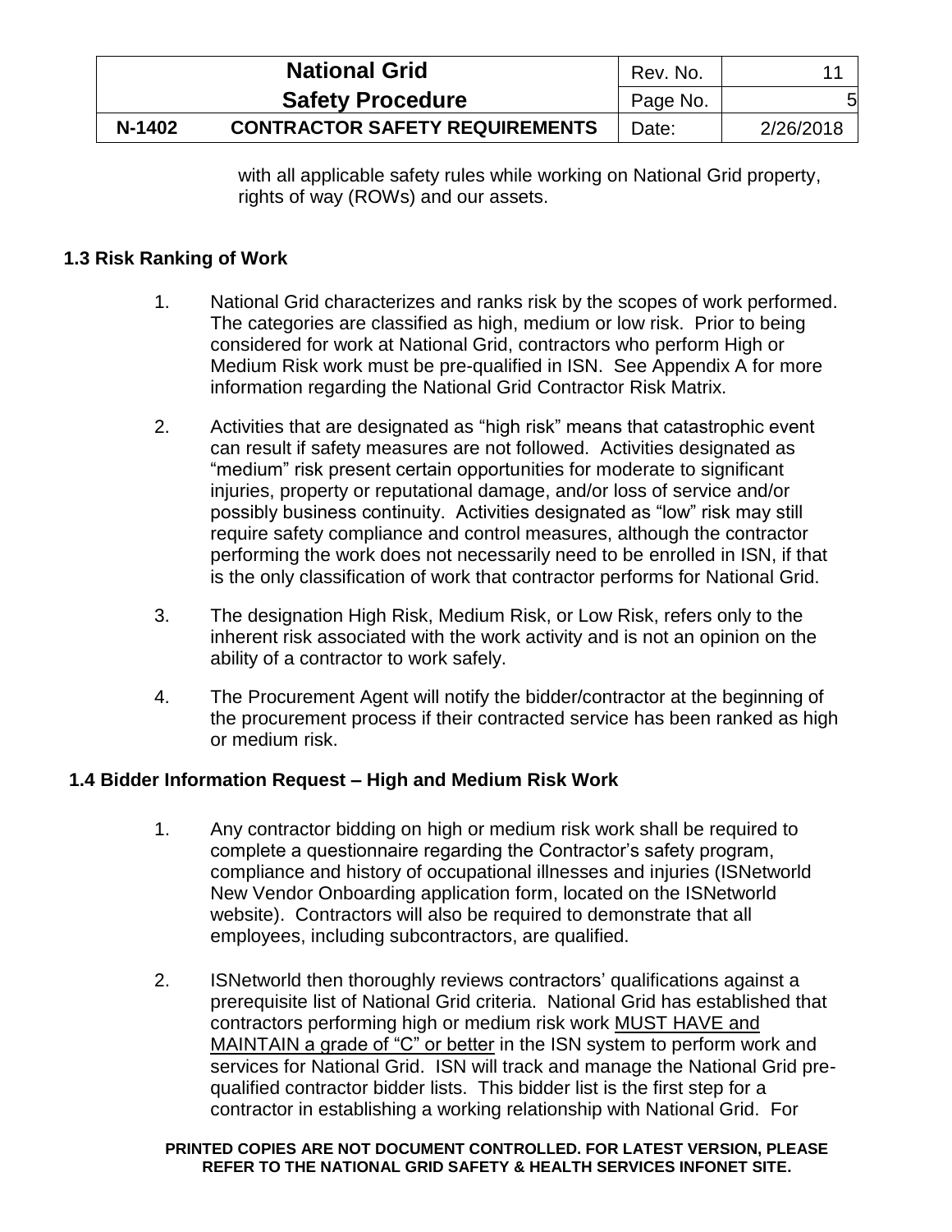with all applicable safety rules while working on National Grid property, rights of way (ROWs) and our assets.

### 1.3 Risk Ranking of Work

1. National Grid characterizes and ranks risk by the scopes of work performed. The categories are classified as high, medium or low risk. Prior to being considered for work at National Grid, contractors who perform High or Medium Risk work must be pre-qualified in ISN. See Appendix A for more information regarding the National Grid Contractor Risk Matrix.

2. Activities that are designated as "high risk" means that catastrophic event can result if safety measures are not followed. Activities designated as "medium" risk present certain opportunities for moderate to significant injuries, property or reputational damage, and/or loss of service and/or possibly business continuity. Activities designated as "low" risk may still require safety compliance and control measures, although the contractor performing the work does not necessarily need to be enrolled in ISN, if that is the only classification of work that contractor performs for National Grid.

3. The designation High Risk, Medium Risk, or Low Risk, refers only to the inherent risk associated with the work activity and is not an opinion on the ability of a contractor to work safely.

4. The Procurement Agent will notify the bidder/contractor at the beginning of the procurement process if their contracted service has been ranked as high or medium risk.

### 1.4 Bidder Information Request – High and Medium Risk Work

1. Any contractor bidding on high or medium risk work shall be required to complete a questionnaire regarding the Contractor's safety program, compliance and history of occupational illnesses and injuries (ISNetworld New Vendor Onboarding application form, located on the ISNetworld website). Contractors will also be required to demonstrate that all employees, including subcontractors, are qualified.

2. ISNetworld then thoroughly reviews contractors' qualifications against a prerequisite list of National Grid criteria. National Grid has established that contractors performing high or medium risk work <u>MUST HAVE and MAINTAIN a grade of "C" or better</u> in the ISN system to perform work and services for National Grid. ISN will track and manage the National Grid pre-qualified contractor bidder lists. This bidder list is the first step for a contractor in establishing a working relationship with National Grid. For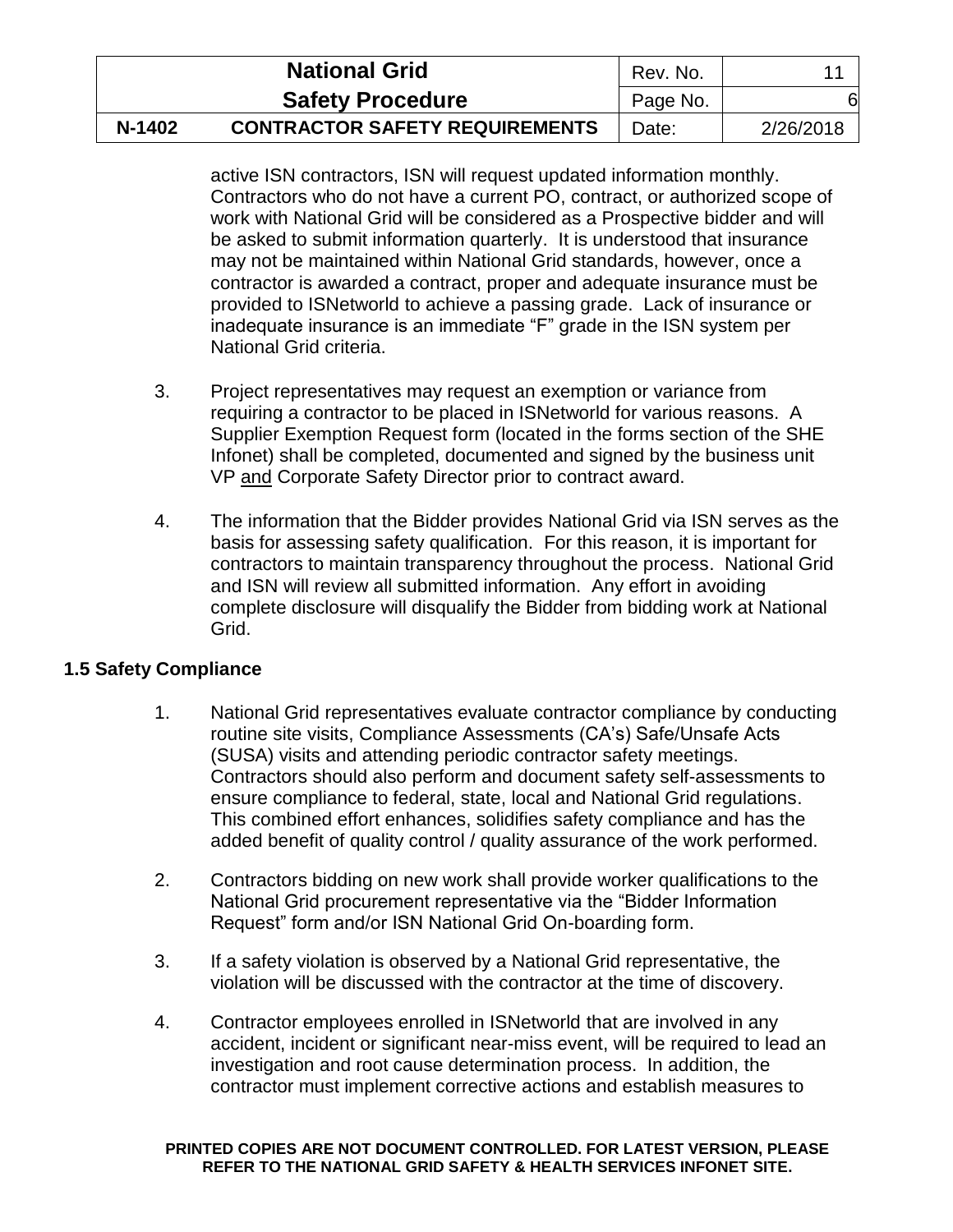active ISN contractors, ISN will request updated information monthly. Contractors who do not have a current PO, contract, or authorized scope of work with National Grid will be considered as a Prospective bidder and will be asked to submit information quarterly. It is understood that insurance may not be maintained within National Grid standards, however, once a contractor is awarded a contract, proper and adequate insurance must be provided to ISNetworld to achieve a passing grade. Lack of insurance or inadequate insurance is an immediate "F" grade in the ISN system per National Grid criteria.

3. Project representatives may request an exemption or variance from requiring a contractor to be placed in ISNetworld for various reasons. A Supplier Exemption Request form (located in the forms section of the SHE Infonet) shall be completed, documented and signed by the business unit VP and Corporate Safety Director prior to contract award.

4. The information that the Bidder provides National Grid via ISN serves as the basis for assessing safety qualification. For this reason, it is important for contractors to maintain transparency throughout the process. National Grid and ISN will review all submitted information. Any effort in avoiding complete disclosure will disqualify the Bidder from bidding work at National Grid.

## 1.5 Safety Compliance

1. National Grid representatives evaluate contractor compliance by conducting routine site visits, Compliance Assessments (CA's) Safe/Unsafe Acts (SUSA) visits and attending periodic contractor safety meetings. Contractors should also perform and document safety self-assessments to ensure compliance to federal, state, local and National Grid regulations. This combined effort enhances, solidifies safety compliance and has the added benefit of quality control / quality assurance of the work performed.

2. Contractors bidding on new work shall provide worker qualifications to the National Grid procurement representative via the "Bidder Information Request" form and/or ISN National Grid On-boarding form.

3. If a safety violation is observed by a National Grid representative, the violation will be discussed with the contractor at the time of discovery.

4. Contractor employees enrolled in ISNetworld that are involved in any accident, incident or significant near-miss event, will be required to lead an investigation and root cause determination process. In addition, the contractor must implement corrective actions and establish measures to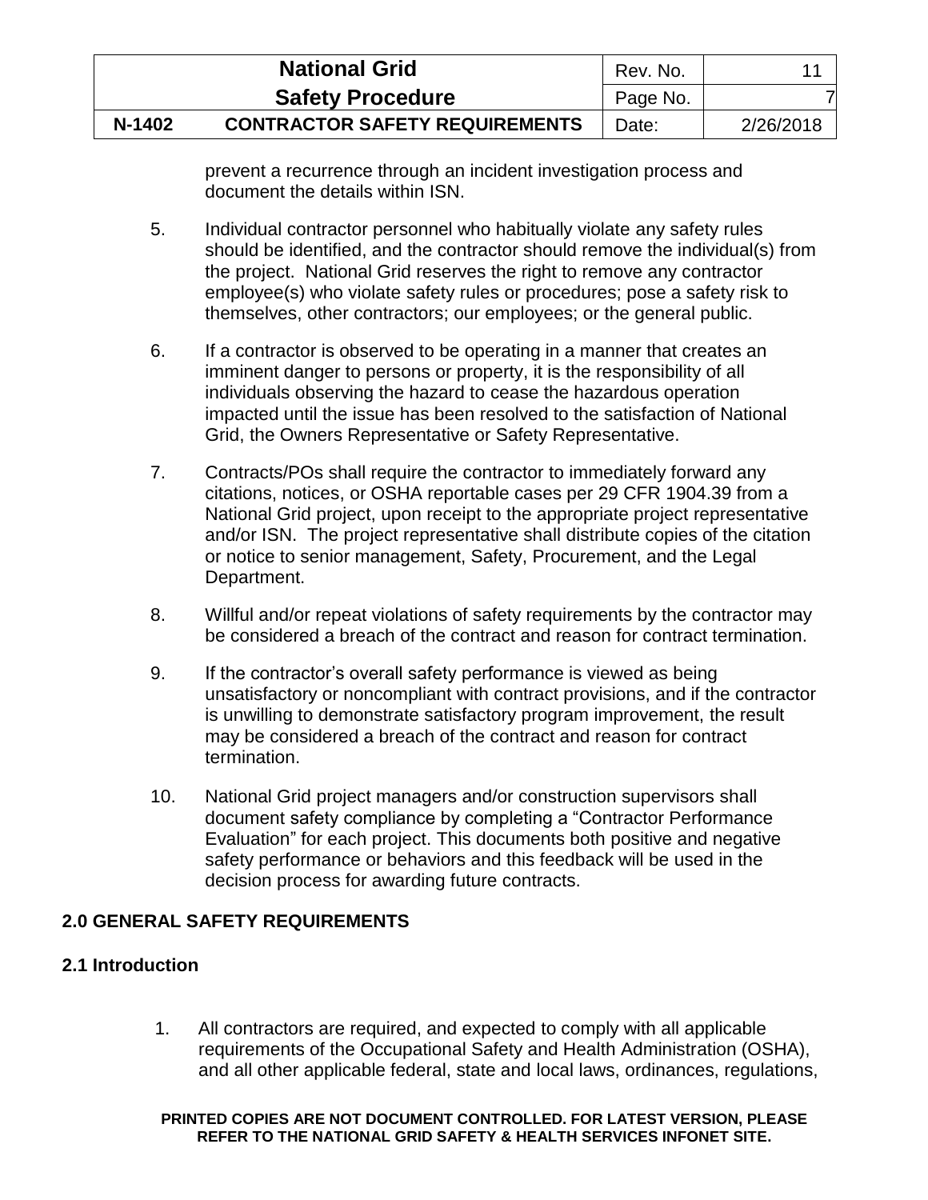prevent a recurrence through an incident investigation process and document the details within ISN.

5. Individual contractor personnel who habitually violate any safety rules should be identified, and the contractor should remove the individual(s) from the project. National Grid reserves the right to remove any contractor employee(s) who violate safety rules or procedures; pose a safety risk to themselves, other contractors; our employees; or the general public.

6. If a contractor is observed to be operating in a manner that creates an imminent danger to persons or property, it is the responsibility of all individuals observing the hazard to cease the hazardous operation impacted until the issue has been resolved to the satisfaction of National Grid, the Owners Representative or Safety Representative.

7. Contracts/POs shall require the contractor to immediately forward any citations, notices, or OSHA reportable cases per 29 CFR 1904.39 from a National Grid project, upon receipt to the appropriate project representative and/or ISN. The project representative shall distribute copies of the citation or notice to senior management, Safety, Procurement, and the Legal Department.

8. Willful and/or repeat violations of safety requirements by the contractor may be considered a breach of the contract and reason for contract termination.

9. If the contractor's overall safety performance is viewed as being unsatisfactory or noncompliant with contract provisions, and if the contractor is unwilling to demonstrate satisfactory program improvement, the result may be considered a breach of the contract and reason for contract termination.

10. National Grid project managers and/or construction supervisors shall document safety compliance by completing a "Contractor Performance Evaluation" for each project. This documents both positive and negative safety performance or behaviors and this feedback will be used in the decision process for awarding future contracts.

## 2.0 GENERAL SAFETY REQUIREMENTS

### 2.1 Introduction

1. All contractors are required, and expected to comply with all applicable requirements of the Occupational Safety and Health Administration (OSHA), and all other applicable federal, state and local laws, ordinances, regulations,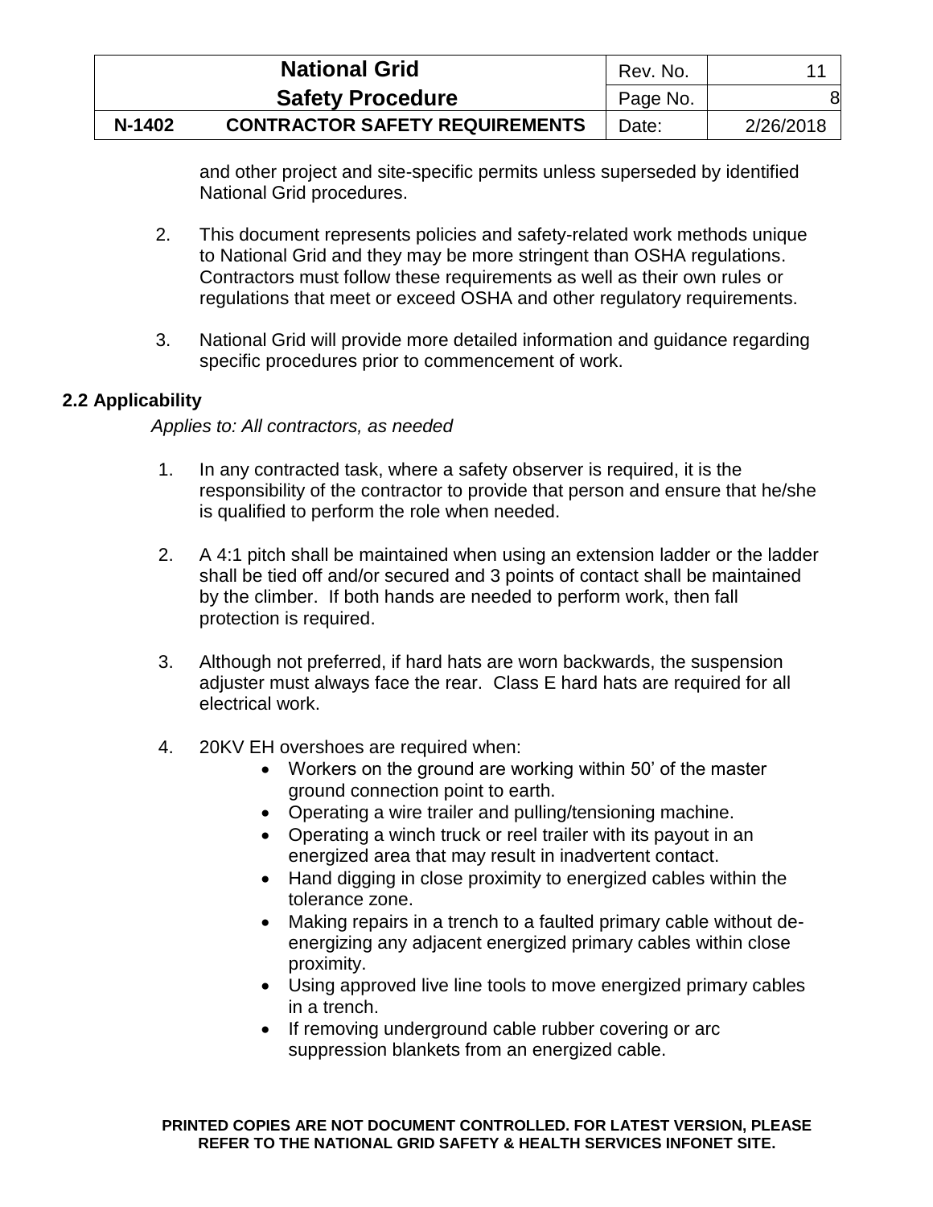and other project and site-specific permits unless superseded by identified National Grid procedures.

2. This document represents policies and safety-related work methods unique to National Grid and they may be more stringent than OSHA regulations. Contractors must follow these requirements as well as their own rules or regulations that meet or exceed OSHA and other regulatory requirements.

3. National Grid will provide more detailed information and guidance regarding specific procedures prior to commencement of work.

## 2.2 Applicability

*Applies to: All contractors, as needed*

1. In any contracted task, where a safety observer is required, it is the responsibility of the contractor to provide that person and ensure that he/she is qualified to perform the role when needed.

2. A 4:1 pitch shall be maintained when using an extension ladder or the ladder shall be tied off and/or secured and 3 points of contact shall be maintained by the climber. If both hands are needed to perform work, then fall protection is required.

3. Although not preferred, if hard hats are worn backwards, the suspension adjuster must always face the rear. Class E hard hats are required for all electrical work.

4. 20KV EH overshoes are required when:
   - Workers on the ground are working within 50' of the master ground connection point to earth.
   - Operating a wire trailer and pulling/tensioning machine.
   - Operating a winch truck or reel trailer with its payout in an energized area that may result in inadvertent contact.
   - Hand digging in close proximity to energized cables within the tolerance zone.
   - Making repairs in a trench to a faulted primary cable without de-energizing any adjacent energized primary cables within close proximity.
   - Using approved live line tools to move energized primary cables in a trench.
   - If removing underground cable rubber covering or arc suppression blankets from an energized cable.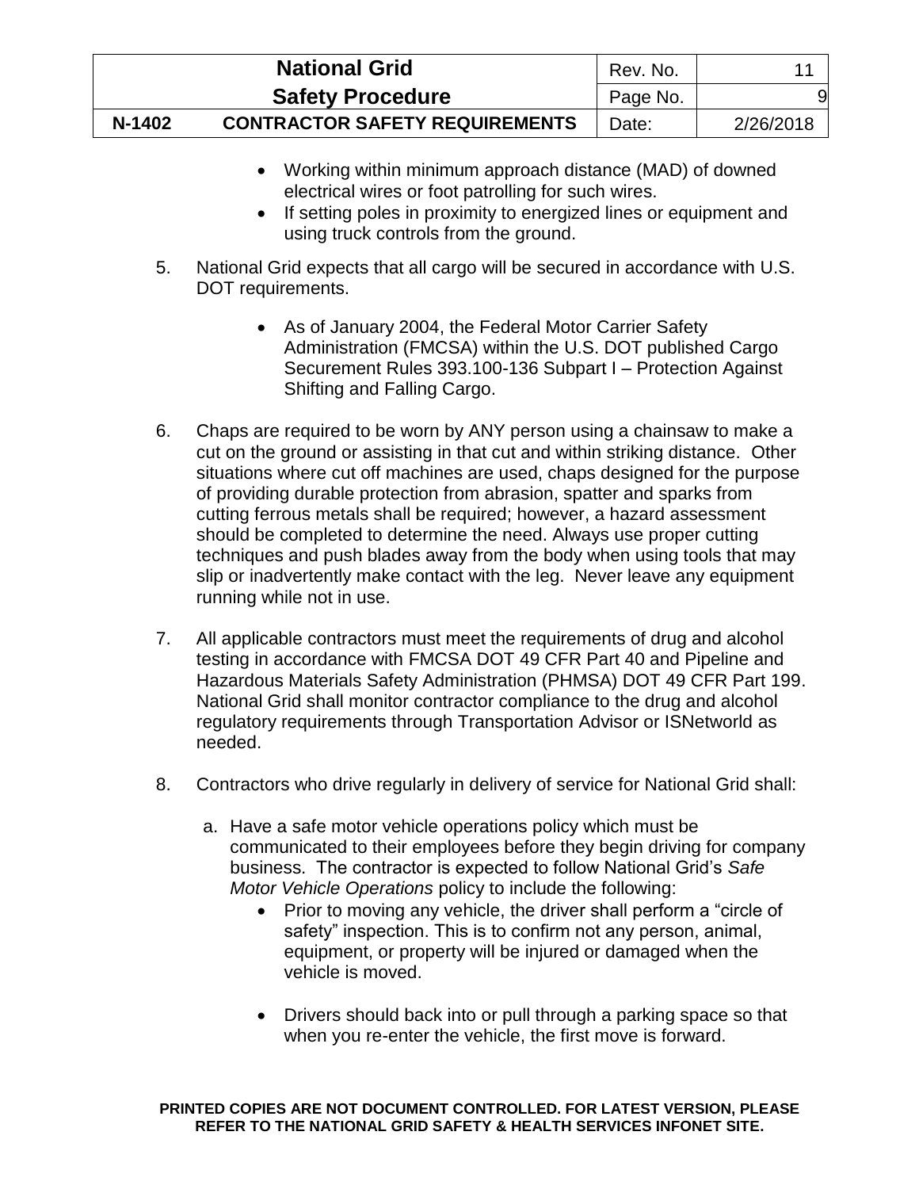- Working within minimum approach distance (MAD) of downed electrical wires or foot patrolling for such wires.
- If setting poles in proximity to energized lines or equipment and using truck controls from the ground.

5. National Grid expects that all cargo will be secured in accordance with U.S. DOT requirements.

   - As of January 2004, the Federal Motor Carrier Safety Administration (FMCSA) within the U.S. DOT published Cargo Securement Rules 393.100-136 Subpart I – Protection Against Shifting and Falling Cargo.

6. Chaps are required to be worn by ANY person using a chainsaw to make a cut on the ground or assisting in that cut and within striking distance. Other situations where cut off machines are used, chaps designed for the purpose of providing durable protection from abrasion, spatter and sparks from cutting ferrous metals shall be required; however, a hazard assessment should be completed to determine the need. Always use proper cutting techniques and push blades away from the body when using tools that may slip or inadvertently make contact with the leg. Never leave any equipment running while not in use.

7. All applicable contractors must meet the requirements of drug and alcohol testing in accordance with FMCSA DOT 49 CFR Part 40 and Pipeline and Hazardous Materials Safety Administration (PHMSA) DOT 49 CFR Part 199. National Grid shall monitor contractor compliance to the drug and alcohol regulatory requirements through Transportation Advisor or ISNetworld as needed.

8. Contractors who drive regularly in delivery of service for National Grid shall:

   a. Have a safe motor vehicle operations policy which must be communicated to their employees before they begin driving for company business. The contractor is expected to follow National Grid's *Safe Motor Vehicle Operations* policy to include the following:
      - Prior to moving any vehicle, the driver shall perform a "circle of safety" inspection. This is to confirm not any person, animal, equipment, or property will be injured or damaged when the vehicle is moved.

      - Drivers should back into or pull through a parking space so that when you re-enter the vehicle, the first move is forward.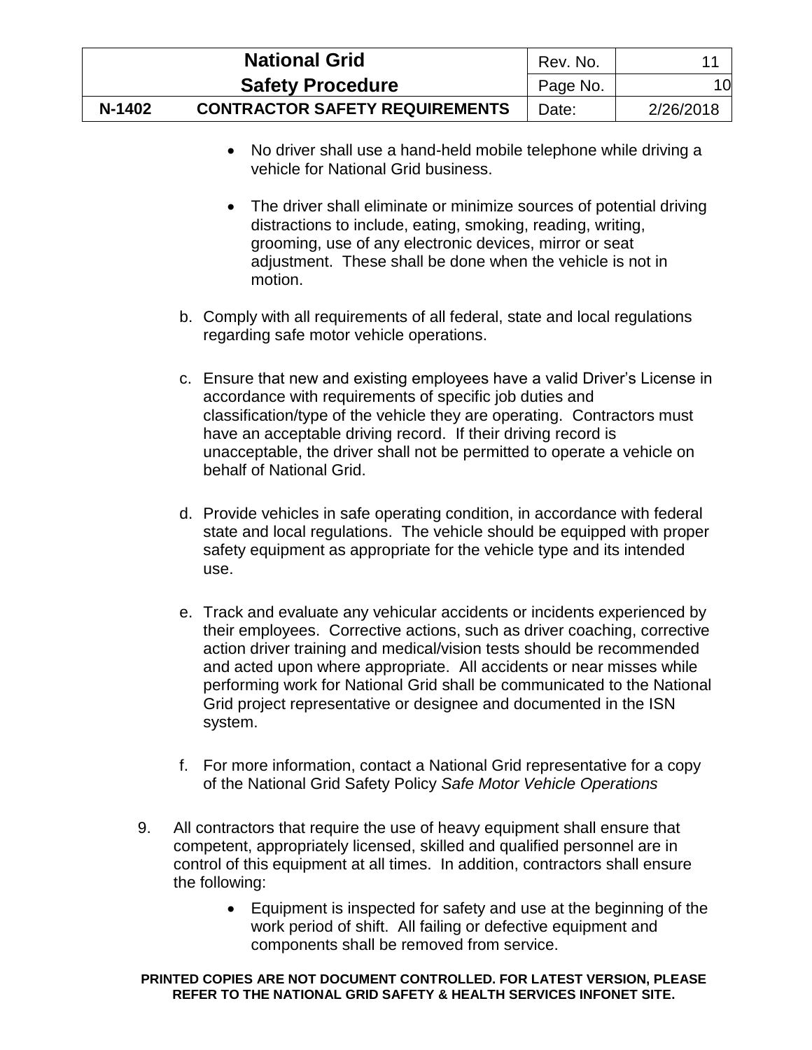- No driver shall use a hand-held mobile telephone while driving a vehicle for National Grid business.

- The driver shall eliminate or minimize sources of potential driving distractions to include, eating, smoking, reading, writing, grooming, use of any electronic devices, mirror or seat adjustment. These shall be done when the vehicle is not in motion.

b. Comply with all requirements of all federal, state and local regulations regarding safe motor vehicle operations.

c. Ensure that new and existing employees have a valid Driver's License in accordance with requirements of specific job duties and classification/type of the vehicle they are operating. Contractors must have an acceptable driving record. If their driving record is unacceptable, the driver shall not be permitted to operate a vehicle on behalf of National Grid.

d. Provide vehicles in safe operating condition, in accordance with federal state and local regulations. The vehicle should be equipped with proper safety equipment as appropriate for the vehicle type and its intended use.

e. Track and evaluate any vehicular accidents or incidents experienced by their employees. Corrective actions, such as driver coaching, corrective action driver training and medical/vision tests should be recommended and acted upon where appropriate. All accidents or near misses while performing work for National Grid shall be communicated to the National Grid project representative or designee and documented in the ISN system.

f. For more information, contact a National Grid representative for a copy of the National Grid Safety Policy *Safe Motor Vehicle Operations*

9. All contractors that require the use of heavy equipment shall ensure that competent, appropriately licensed, skilled and qualified personnel are in control of this equipment at all times. In addition, contractors shall ensure the following:

    - Equipment is inspected for safety and use at the beginning of the work period of shift. All failing or defective equipment and components shall be removed from service.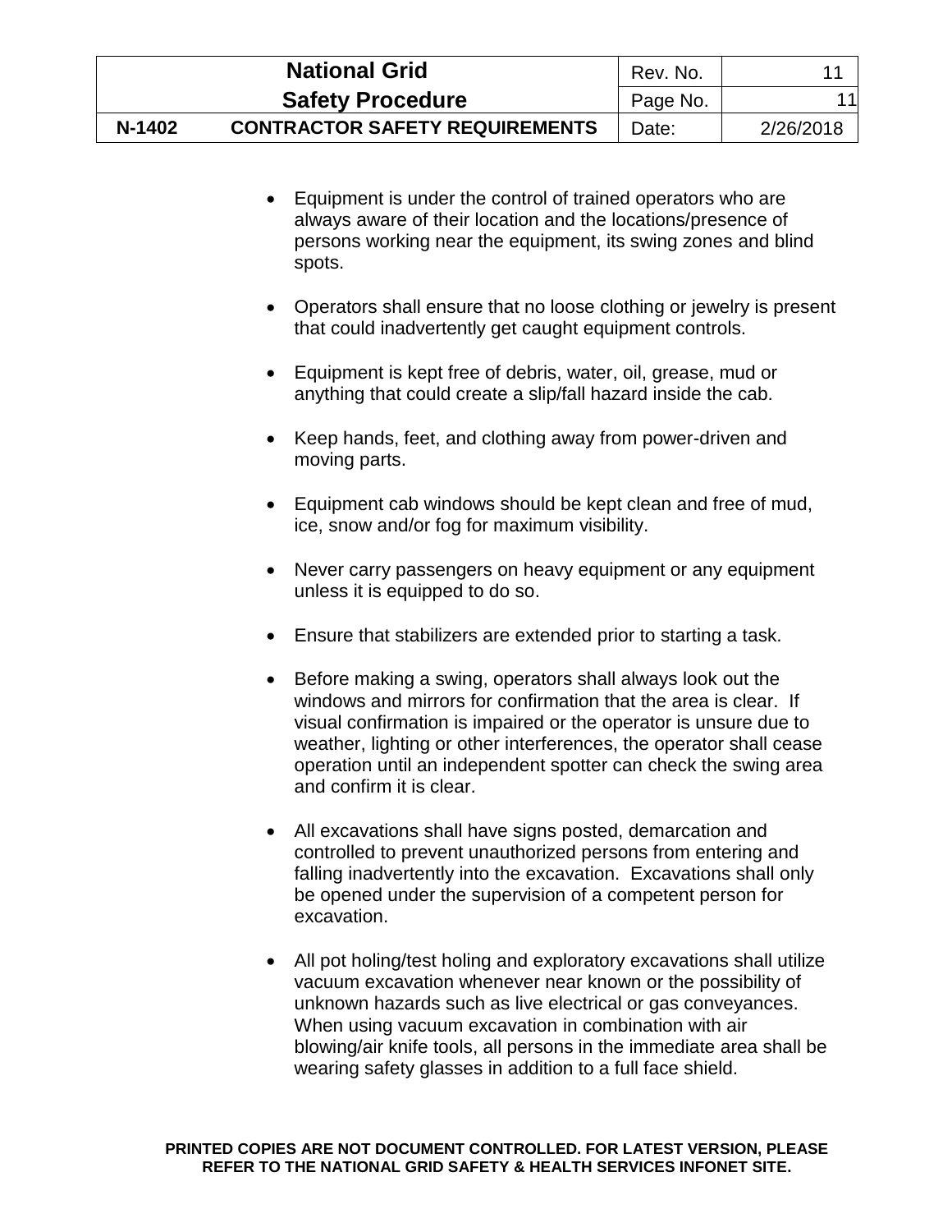- Equipment is under the control of trained operators who are always aware of their location and the locations/presence of persons working near the equipment, its swing zones and blind spots.

- Operators shall ensure that no loose clothing or jewelry is present that could inadvertently get caught equipment controls.

- Equipment is kept free of debris, water, oil, grease, mud or anything that could create a slip/fall hazard inside the cab.

- Keep hands, feet, and clothing away from power-driven and moving parts.

- Equipment cab windows should be kept clean and free of mud, ice, snow and/or fog for maximum visibility.

- Never carry passengers on heavy equipment or any equipment unless it is equipped to do so.

- Ensure that stabilizers are extended prior to starting a task.

- Before making a swing, operators shall always look out the windows and mirrors for confirmation that the area is clear. If visual confirmation is impaired or the operator is unsure due to weather, lighting or other interferences, the operator shall cease operation until an independent spotter can check the swing area and confirm it is clear.

- All excavations shall have signs posted, demarcation and controlled to prevent unauthorized persons from entering and falling inadvertently into the excavation. Excavations shall only be opened under the supervision of a competent person for excavation.

- All pot holing/test holing and exploratory excavations shall utilize vacuum excavation whenever near known or the possibility of unknown hazards such as live electrical or gas conveyances. When using vacuum excavation in combination with air blowing/air knife tools, all persons in the immediate area shall be wearing safety glasses in addition to a full face shield.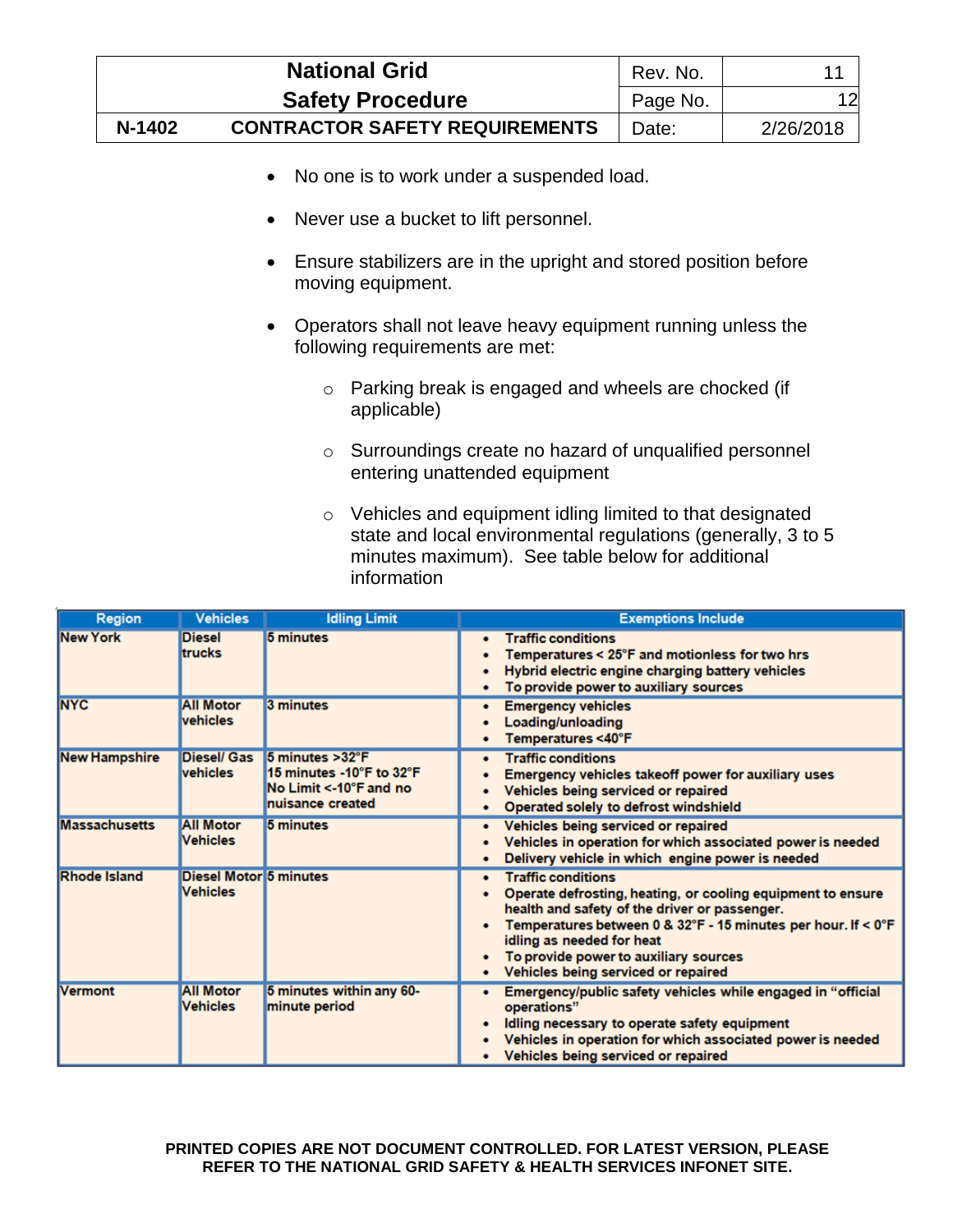- No one is to work under a suspended load.
- Never use a bucket to lift personnel.
- Ensure stabilizers are in the upright and stored position before moving equipment.
- Operators shall not leave heavy equipment running unless the following requirements are met:
    - Parking break is engaged and wheels are chocked (if applicable)
    - Surroundings create no hazard of unqualified personnel entering unattended equipment
    - Vehicles and equipment idling limited to that designated state and local environmental regulations (generally, 3 to 5 minutes maximum). See table below for additional information

| Region | Vehicles | Idling Limit | Exemptions Include |
|---|---|---|---|
| New York | Diesel trucks | 5 minutes | • Traffic conditions<br>• Temperatures < 25°F and motionless for two hrs<br>• Hybrid electric engine charging battery vehicles<br>• To provide power to auxiliary sources |
| NYC | All Motor vehicles | 3 minutes | • Emergency vehicles<br>• Loading/unloading<br>• Temperatures <40°F |
| New Hampshire | Diesel/ Gas vehicles | 5 minutes >32°F<br>15 minutes -10°F to 32°F<br>No Limit <-10°F and no nuisance created | • Traffic conditions<br>• Emergency vehicles takeoff power for auxiliary uses<br>• Vehicles being serviced or repaired<br>• Operated solely to defrost windshield |
| Massachusetts | All Motor Vehicles | 5 minutes | • Vehicles being serviced or repaired<br>• Vehicles in operation for which associated power is needed<br>• Delivery vehicle in which engine power is needed |
| Rhode Island | Diesel Motor Vehicles | 5 minutes | • Traffic conditions<br>• Operate defrosting, heating, or cooling equipment to ensure health and safety of the driver or passenger.<br>• Temperatures between 0 & 32°F - 15 minutes per hour. If < 0°F idling as needed for heat<br>• To provide power to auxiliary sources<br>• Vehicles being serviced or repaired |
| Vermont | All Motor Vehicles | 5 minutes within any 60-minute period | • Emergency/public safety vehicles while engaged in "official operations"<br>• Idling necessary to operate safety equipment<br>• Vehicles in operation for which associated power is needed<br>• Vehicles being serviced or repaired |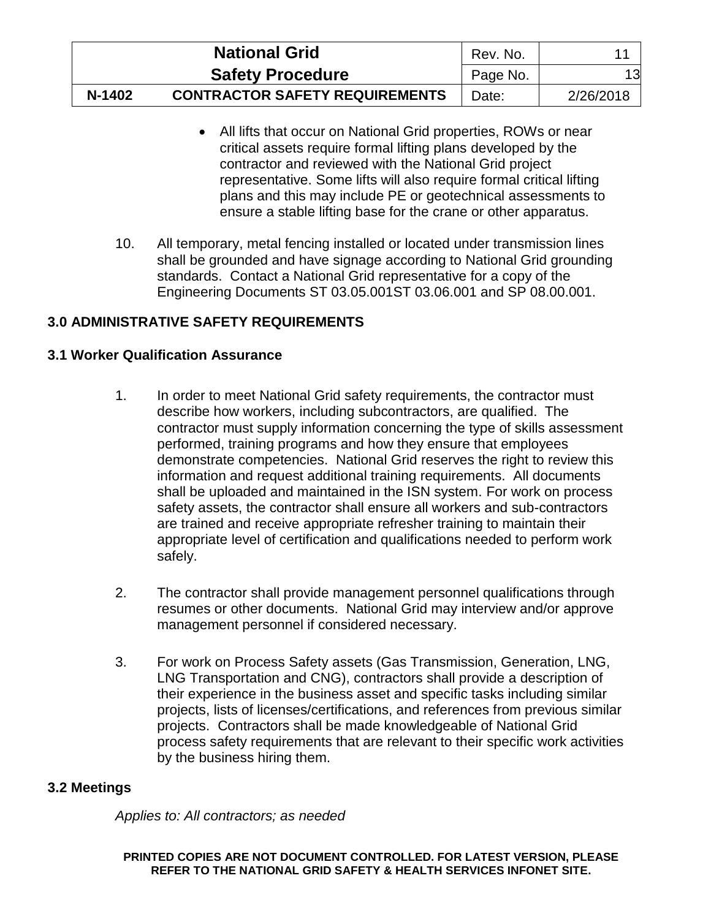- All lifts that occur on National Grid properties, ROWs or near critical assets require formal lifting plans developed by the contractor and reviewed with the National Grid project representative. Some lifts will also require formal critical lifting plans and this may include PE or geotechnical assessments to ensure a stable lifting base for the crane or other apparatus.

10. All temporary, metal fencing installed or located under transmission lines shall be grounded and have signage according to National Grid grounding standards. Contact a National Grid representative for a copy of the Engineering Documents ST 03.05.001ST 03.06.001 and SP 08.00.001.

## 3.0 ADMINISTRATIVE SAFETY REQUIREMENTS

### 3.1 Worker Qualification Assurance

1. In order to meet National Grid safety requirements, the contractor must describe how workers, including subcontractors, are qualified. The contractor must supply information concerning the type of skills assessment performed, training programs and how they ensure that employees demonstrate competencies. National Grid reserves the right to review this information and request additional training requirements. All documents shall be uploaded and maintained in the ISN system. For work on process safety assets, the contractor shall ensure all workers and sub-contractors are trained and receive appropriate refresher training to maintain their appropriate level of certification and qualifications needed to perform work safely.

2. The contractor shall provide management personnel qualifications through resumes or other documents. National Grid may interview and/or approve management personnel if considered necessary.

3. For work on Process Safety assets (Gas Transmission, Generation, LNG, LNG Transportation and CNG), contractors shall provide a description of their experience in the business asset and specific tasks including similar projects, lists of licenses/certifications, and references from previous similar projects. Contractors shall be made knowledgeable of National Grid process safety requirements that are relevant to their specific work activities by the business hiring them.

### 3.2 Meetings

*Applies to: All contractors; as needed*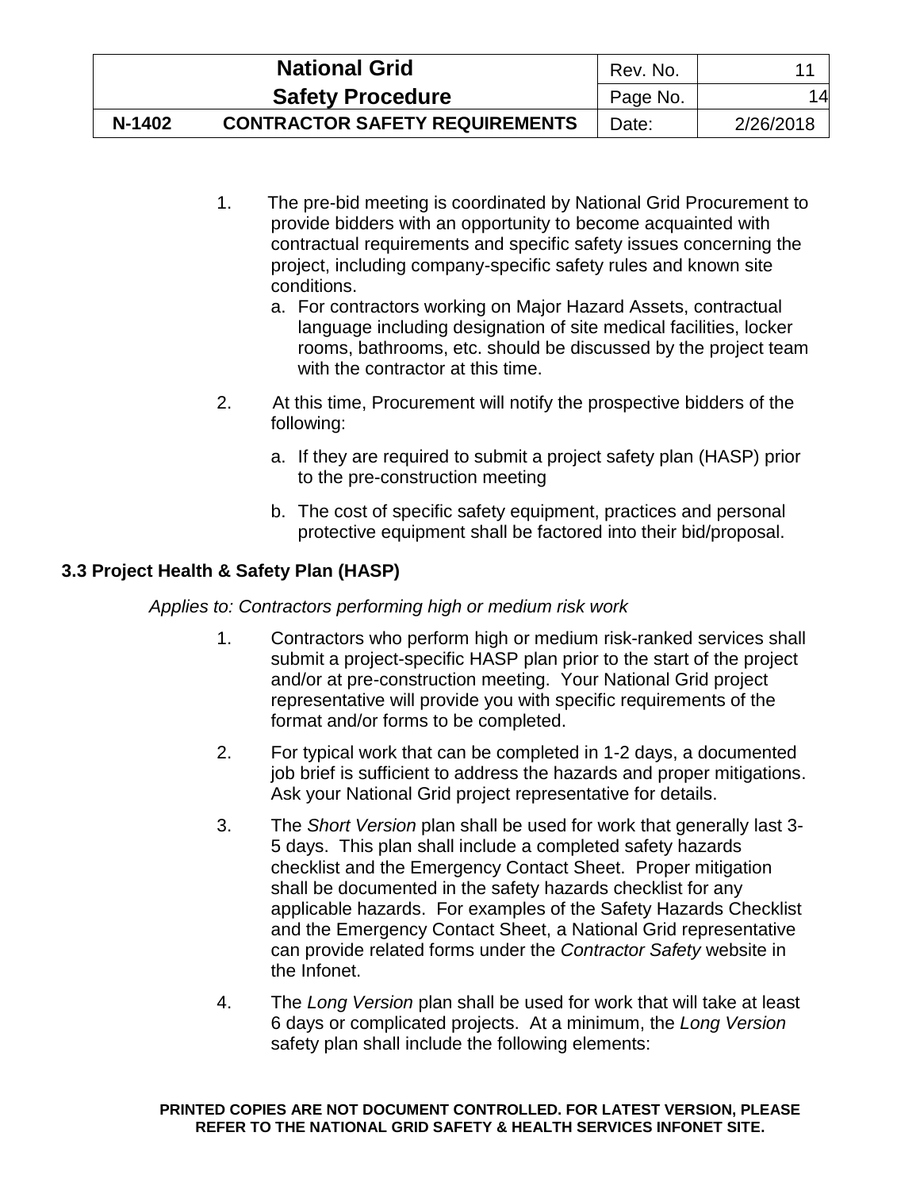1. The pre-bid meeting is coordinated by National Grid Procurement to provide bidders with an opportunity to become acquainted with contractual requirements and specific safety issues concerning the project, including company-specific safety rules and known site conditions.
   a. For contractors working on Major Hazard Assets, contractual language including designation of site medical facilities, locker rooms, bathrooms, etc. should be discussed by the project team with the contractor at this time.

2. At this time, Procurement will notify the prospective bidders of the following:

   a. If they are required to submit a project safety plan (HASP) prior to the pre-construction meeting

   b. The cost of specific safety equipment, practices and personal protective equipment shall be factored into their bid/proposal.

### 3.3 Project Health & Safety Plan (HASP)

*Applies to: Contractors performing high or medium risk work*

1. Contractors who perform high or medium risk-ranked services shall submit a project-specific HASP plan prior to the start of the project and/or at pre-construction meeting. Your National Grid project representative will provide you with specific requirements of the format and/or forms to be completed.

2. For typical work that can be completed in 1-2 days, a documented job brief is sufficient to address the hazards and proper mitigations. Ask your National Grid project representative for details.

3. The *Short Version* plan shall be used for work that generally last 3-5 days. This plan shall include a completed safety hazards checklist and the Emergency Contact Sheet. Proper mitigation shall be documented in the safety hazards checklist for any applicable hazards. For examples of the Safety Hazards Checklist and the Emergency Contact Sheet, a National Grid representative can provide related forms under the *Contractor Safety* website in the Infonet.

4. The *Long Version* plan shall be used for work that will take at least 6 days or complicated projects. At a minimum, the *Long Version* safety plan shall include the following elements: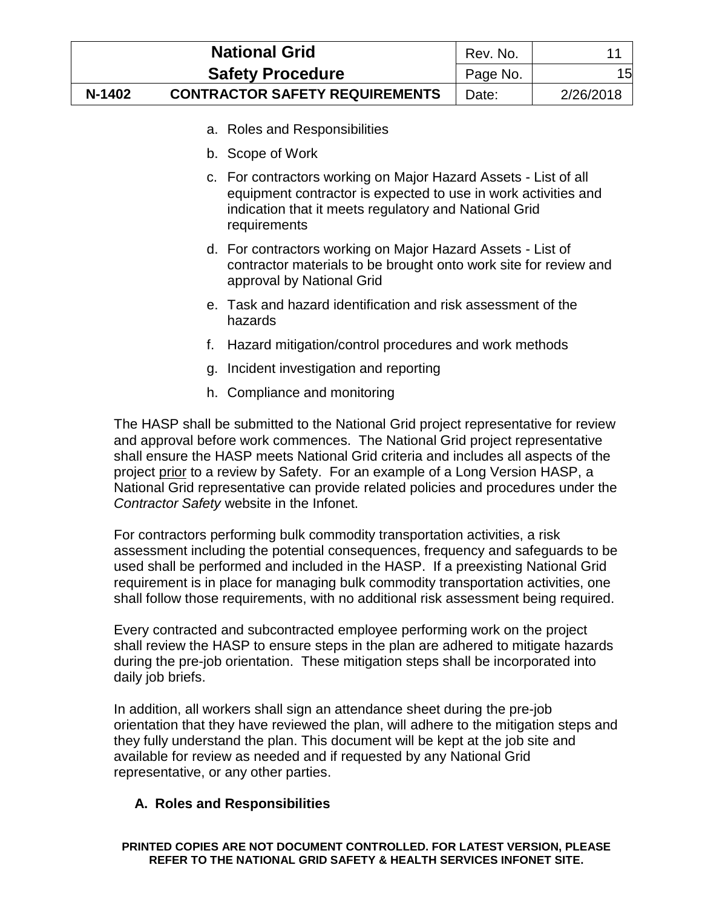a. Roles and Responsibilities

b. Scope of Work

c. For contractors working on Major Hazard Assets - List of all equipment contractor is expected to use in work activities and indication that it meets regulatory and National Grid requirements

d. For contractors working on Major Hazard Assets - List of contractor materials to be brought onto work site for review and approval by National Grid

e. Task and hazard identification and risk assessment of the hazards

f. Hazard mitigation/control procedures and work methods

g. Incident investigation and reporting

h. Compliance and monitoring

The HASP shall be submitted to the National Grid project representative for review and approval before work commences. The National Grid project representative shall ensure the HASP meets National Grid criteria and includes all aspects of the project prior to a review by Safety. For an example of a Long Version HASP, a National Grid representative can provide related policies and procedures under the *Contractor Safety* website in the Infonet.

For contractors performing bulk commodity transportation activities, a risk assessment including the potential consequences, frequency and safeguards to be used shall be performed and included in the HASP. If a preexisting National Grid requirement is in place for managing bulk commodity transportation activities, one shall follow those requirements, with no additional risk assessment being required.

Every contracted and subcontracted employee performing work on the project shall review the HASP to ensure steps in the plan are adhered to mitigate hazards during the pre-job orientation. These mitigation steps shall be incorporated into daily job briefs.

In addition, all workers shall sign an attendance sheet during the pre-job orientation that they have reviewed the plan, will adhere to the mitigation steps and they fully understand the plan. This document will be kept at the job site and available for review as needed and if requested by any National Grid representative, or any other parties.

### A. Roles and Responsibilities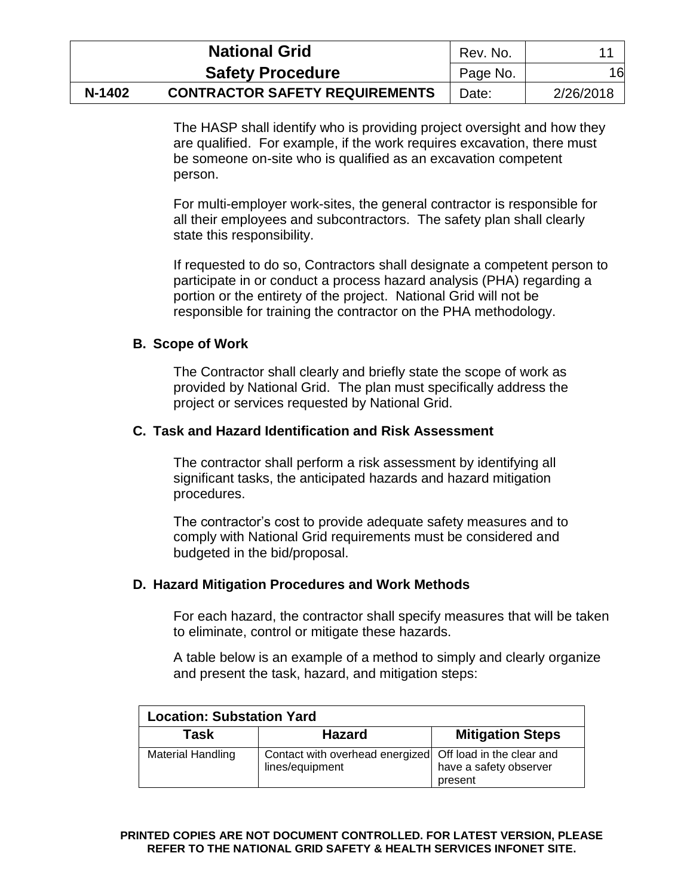The HASP shall identify who is providing project oversight and how they are qualified. For example, if the work requires excavation, there must be someone on-site who is qualified as an excavation competent person.

For multi-employer work-sites, the general contractor is responsible for all their employees and subcontractors. The safety plan shall clearly state this responsibility.

If requested to do so, Contractors shall designate a competent person to participate in or conduct a process hazard analysis (PHA) regarding a portion or the entirety of the project. National Grid will not be responsible for training the contractor on the PHA methodology.

### B. Scope of Work

The Contractor shall clearly and briefly state the scope of work as provided by National Grid. The plan must specifically address the project or services requested by National Grid.

### C. Task and Hazard Identification and Risk Assessment

The contractor shall perform a risk assessment by identifying all significant tasks, the anticipated hazards and hazard mitigation procedures.

The contractor's cost to provide adequate safety measures and to comply with National Grid requirements must be considered and budgeted in the bid/proposal.

### D. Hazard Mitigation Procedures and Work Methods

For each hazard, the contractor shall specify measures that will be taken to eliminate, control or mitigate these hazards.

A table below is an example of a method to simply and clearly organize and present the task, hazard, and mitigation steps:

| **Location: Substation Yard** | | |
|---|---|---|
| **Task** | **Hazard** | **Mitigation Steps** |
| Material Handling | Contact with overhead energized lines/equipment | Off load in the clear and have a safety observer present |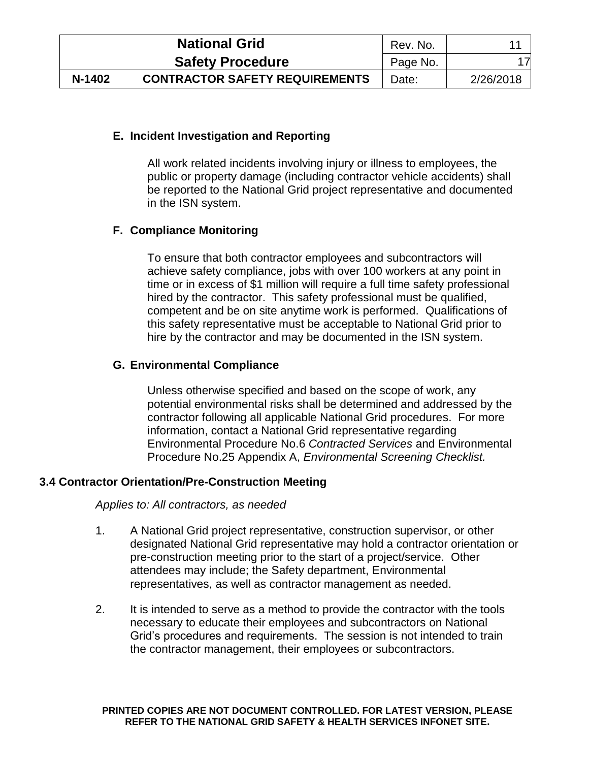### E. Incident Investigation and Reporting

All work related incidents involving injury or illness to employees, the public or property damage (including contractor vehicle accidents) shall be reported to the National Grid project representative and documented in the ISN system.

### F. Compliance Monitoring

To ensure that both contractor employees and subcontractors will achieve safety compliance, jobs with over 100 workers at any point in time or in excess of $1 million will require a full time safety professional hired by the contractor. This safety professional must be qualified, competent and be on site anytime work is performed. Qualifications of this safety representative must be acceptable to National Grid prior to hire by the contractor and may be documented in the ISN system.

### G. Environmental Compliance

Unless otherwise specified and based on the scope of work, any potential environmental risks shall be determined and addressed by the contractor following all applicable National Grid procedures. For more information, contact a National Grid representative regarding Environmental Procedure No.6 *Contracted Services* and Environmental Procedure No.25 Appendix A, *Environmental Screening Checklist.*

## 3.4 Contractor Orientation/Pre-Construction Meeting

*Applies to: All contractors, as needed*

1. A National Grid project representative, construction supervisor, or other designated National Grid representative may hold a contractor orientation or pre-construction meeting prior to the start of a project/service. Other attendees may include; the Safety department, Environmental representatives, as well as contractor management as needed.

2. It is intended to serve as a method to provide the contractor with the tools necessary to educate their employees and subcontractors on National Grid's procedures and requirements. The session is not intended to train the contractor management, their employees or subcontractors.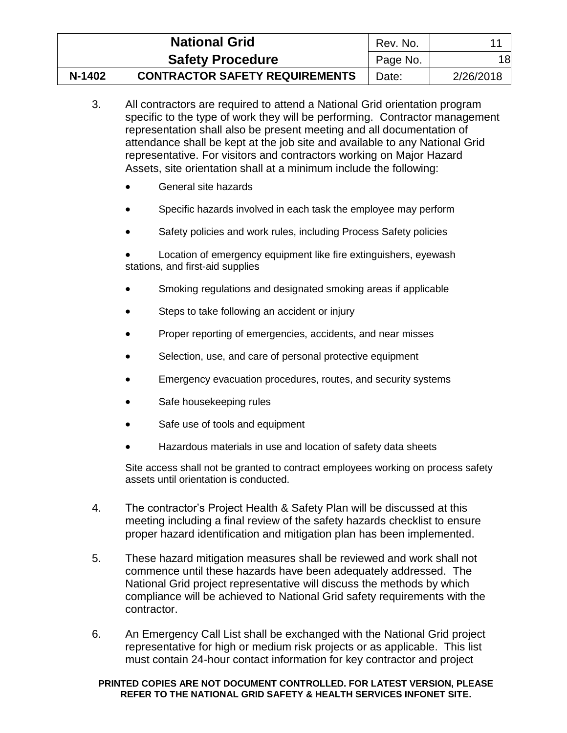3. All contractors are required to attend a National Grid orientation program specific to the type of work they will be performing. Contractor management representation shall also be present meeting and all documentation of attendance shall be kept at the job site and available to any National Grid representative. For visitors and contractors working on Major Hazard Assets, site orientation shall at a minimum include the following:

   - General site hazards
   - Specific hazards involved in each task the employee may perform
   - Safety policies and work rules, including Process Safety policies
   - Location of emergency equipment like fire extinguishers, eyewash stations, and first-aid supplies
   - Smoking regulations and designated smoking areas if applicable
   - Steps to take following an accident or injury
   - Proper reporting of emergencies, accidents, and near misses
   - Selection, use, and care of personal protective equipment
   - Emergency evacuation procedures, routes, and security systems
   - Safe housekeeping rules
   - Safe use of tools and equipment
   - Hazardous materials in use and location of safety data sheets

   Site access shall not be granted to contract employees working on process safety assets until orientation is conducted.

4. The contractor's Project Health & Safety Plan will be discussed at this meeting including a final review of the safety hazards checklist to ensure proper hazard identification and mitigation plan has been implemented.

5. These hazard mitigation measures shall be reviewed and work shall not commence until these hazards have been adequately addressed. The National Grid project representative will discuss the methods by which compliance will be achieved to National Grid safety requirements with the contractor.

6. An Emergency Call List shall be exchanged with the National Grid project representative for high or medium risk projects or as applicable. This list must contain 24-hour contact information for key contractor and project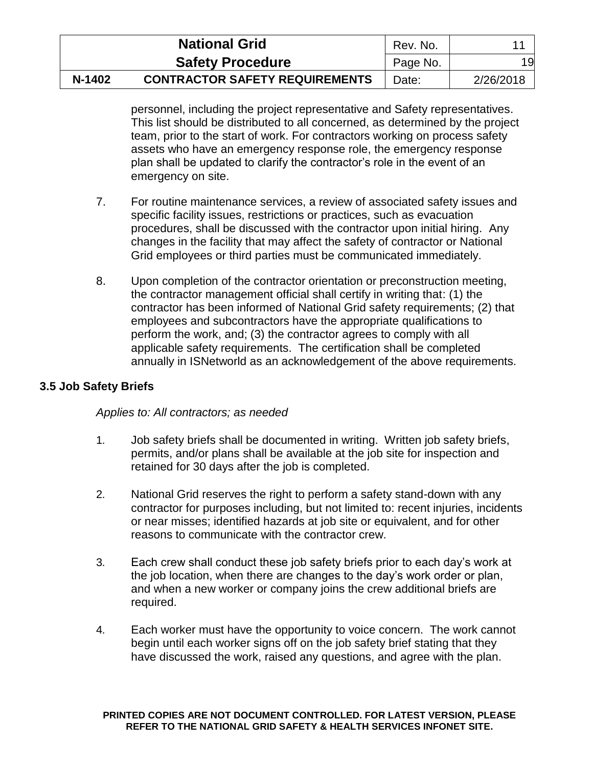personnel, including the project representative and Safety representatives. This list should be distributed to all concerned, as determined by the project team, prior to the start of work. For contractors working on process safety assets who have an emergency response role, the emergency response plan shall be updated to clarify the contractor's role in the event of an emergency on site.

7. For routine maintenance services, a review of associated safety issues and specific facility issues, restrictions or practices, such as evacuation procedures, shall be discussed with the contractor upon initial hiring. Any changes in the facility that may affect the safety of contractor or National Grid employees or third parties must be communicated immediately.

8. Upon completion of the contractor orientation or preconstruction meeting, the contractor management official shall certify in writing that: (1) the contractor has been informed of National Grid safety requirements; (2) that employees and subcontractors have the appropriate qualifications to perform the work, and; (3) the contractor agrees to comply with all applicable safety requirements. The certification shall be completed annually in ISNetworld as an acknowledgement of the above requirements.

### 3.5 Job Safety Briefs

*Applies to: All contractors; as needed*

1. Job safety briefs shall be documented in writing. Written job safety briefs, permits, and/or plans shall be available at the job site for inspection and retained for 30 days after the job is completed.

2. National Grid reserves the right to perform a safety stand-down with any contractor for purposes including, but not limited to: recent injuries, incidents or near misses; identified hazards at job site or equivalent, and for other reasons to communicate with the contractor crew.

3. Each crew shall conduct these job safety briefs prior to each day's work at the job location, when there are changes to the day's work order or plan, and when a new worker or company joins the crew additional briefs are required.

4. Each worker must have the opportunity to voice concern. The work cannot begin until each worker signs off on the job safety brief stating that they have discussed the work, raised any questions, and agree with the plan.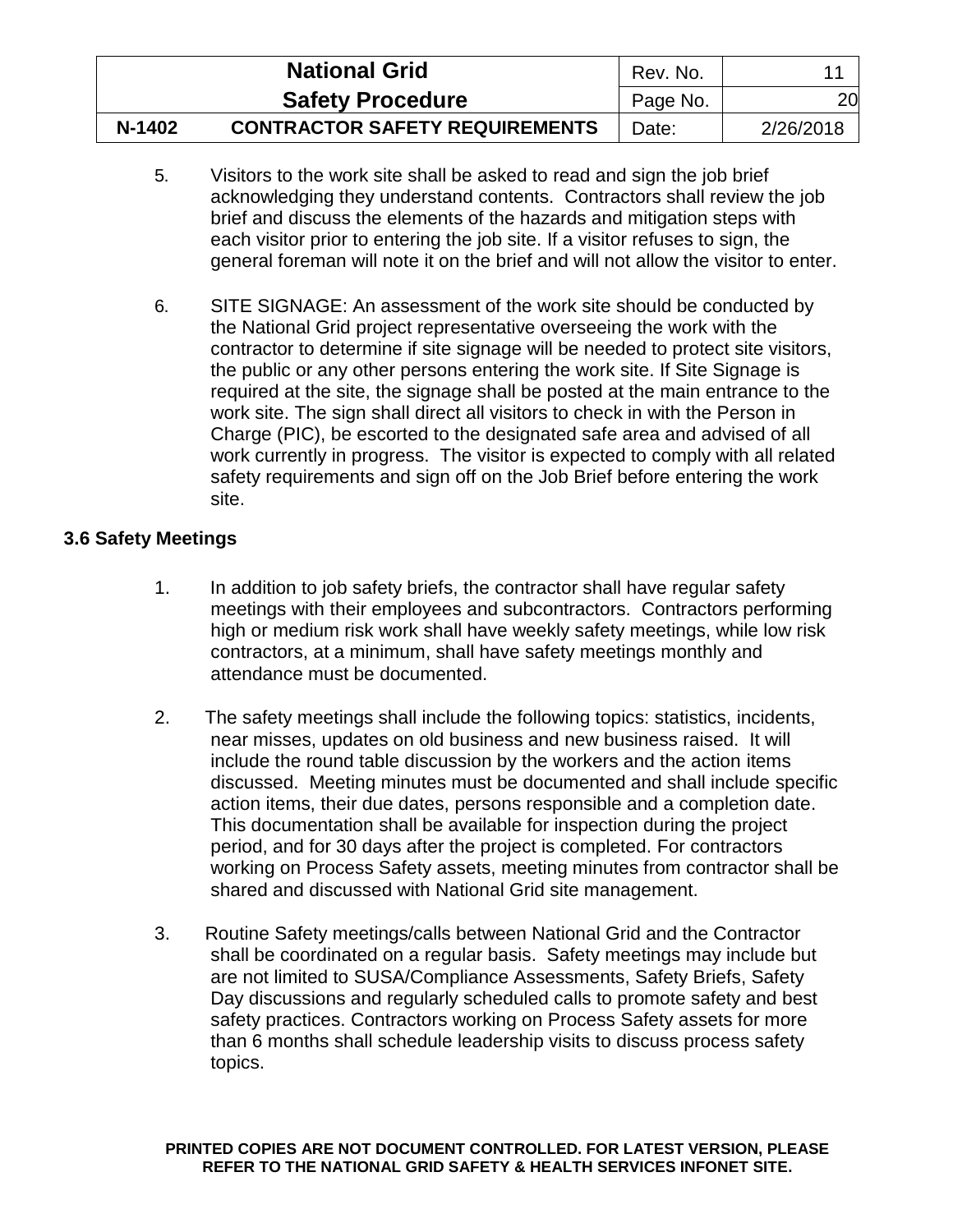5. Visitors to the work site shall be asked to read and sign the job brief acknowledging they understand contents. Contractors shall review the job brief and discuss the elements of the hazards and mitigation steps with each visitor prior to entering the job site. If a visitor refuses to sign, the general foreman will note it on the brief and will not allow the visitor to enter.

6. SITE SIGNAGE: An assessment of the work site should be conducted by the National Grid project representative overseeing the work with the contractor to determine if site signage will be needed to protect site visitors, the public or any other persons entering the work site. If Site Signage is required at the site, the signage shall be posted at the main entrance to the work site. The sign shall direct all visitors to check in with the Person in Charge (PIC), be escorted to the designated safe area and advised of all work currently in progress. The visitor is expected to comply with all related safety requirements and sign off on the Job Brief before entering the work site.

### 3.6 Safety Meetings

1. In addition to job safety briefs, the contractor shall have regular safety meetings with their employees and subcontractors. Contractors performing high or medium risk work shall have weekly safety meetings, while low risk contractors, at a minimum, shall have safety meetings monthly and attendance must be documented.

2. The safety meetings shall include the following topics: statistics, incidents, near misses, updates on old business and new business raised. It will include the round table discussion by the workers and the action items discussed. Meeting minutes must be documented and shall include specific action items, their due dates, persons responsible and a completion date. This documentation shall be available for inspection during the project period, and for 30 days after the project is completed. For contractors working on Process Safety assets, meeting minutes from contractor shall be shared and discussed with National Grid site management.

3. Routine Safety meetings/calls between National Grid and the Contractor shall be coordinated on a regular basis. Safety meetings may include but are not limited to SUSA/Compliance Assessments, Safety Briefs, Safety Day discussions and regularly scheduled calls to promote safety and best safety practices. Contractors working on Process Safety assets for more than 6 months shall schedule leadership visits to discuss process safety topics.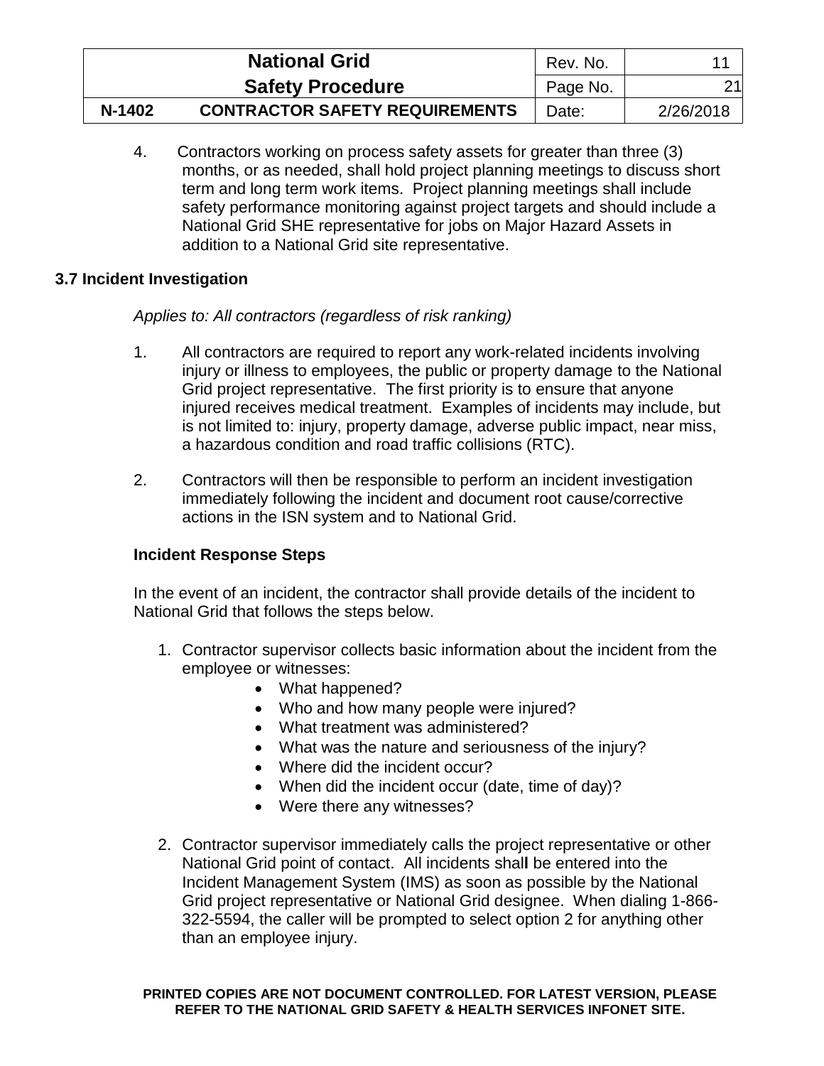4. Contractors working on process safety assets for greater than three (3) months, or as needed, shall hold project planning meetings to discuss short term and long term work items. Project planning meetings shall include safety performance monitoring against project targets and should include a National Grid SHE representative for jobs on Major Hazard Assets in addition to a National Grid site representative.

### 3.7 Incident Investigation

*Applies to: All contractors (regardless of risk ranking)*

1. All contractors are required to report any work-related incidents involving injury or illness to employees, the public or property damage to the National Grid project representative. The first priority is to ensure that anyone injured receives medical treatment. Examples of incidents may include, but is not limited to: injury, property damage, adverse public impact, near miss, a hazardous condition and road traffic collisions (RTC).

2. Contractors will then be responsible to perform an incident investigation immediately following the incident and document root cause/corrective actions in the ISN system and to National Grid.

**Incident Response Steps**

In the event of an incident, the contractor shall provide details of the incident to National Grid that follows the steps below.

1. Contractor supervisor collects basic information about the incident from the employee or witnesses:
   - What happened?
   - Who and how many people were injured?
   - What treatment was administered?
   - What was the nature and seriousness of the injury?
   - Where did the incident occur?
   - When did the incident occur (date, time of day)?
   - Were there any witnesses?

2. Contractor supervisor immediately calls the project representative or other National Grid point of contact. All incidents shall be entered into the Incident Management System (IMS) as soon as possible by the National Grid project representative or National Grid designee. When dialing 1-866-322-5594, the caller will be prompted to select option 2 for anything other than an employee injury.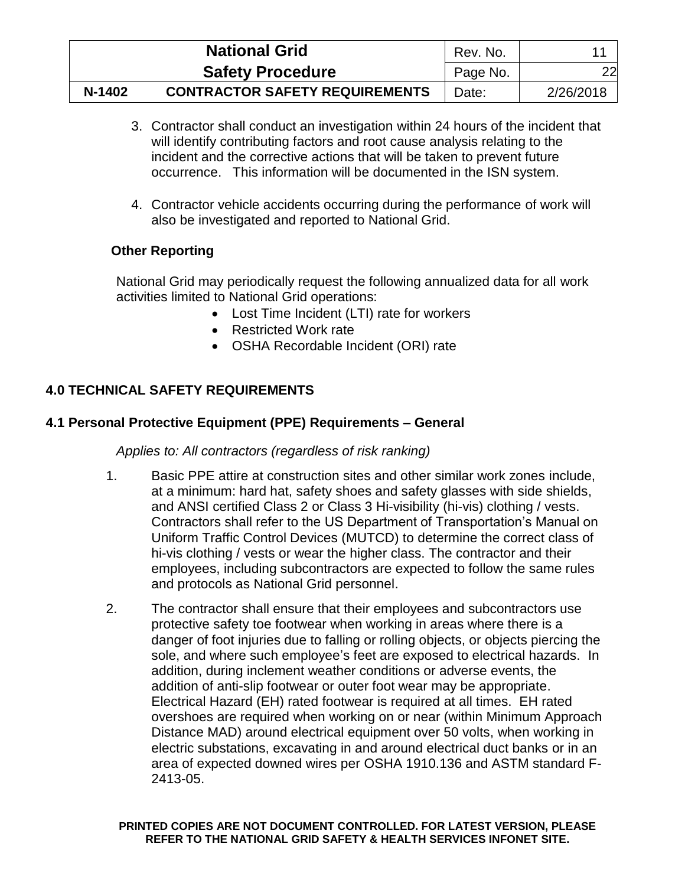3. Contractor shall conduct an investigation within 24 hours of the incident that will identify contributing factors and root cause analysis relating to the incident and the corrective actions that will be taken to prevent future occurrence. This information will be documented in the ISN system.

4. Contractor vehicle accidents occurring during the performance of work will also be investigated and reported to National Grid.

**Other Reporting**

National Grid may periodically request the following annualized data for all work activities limited to National Grid operations:

- Lost Time Incident (LTI) rate for workers
- Restricted Work rate
- OSHA Recordable Incident (ORI) rate

## 4.0 TECHNICAL SAFETY REQUIREMENTS

### 4.1 Personal Protective Equipment (PPE) Requirements – General

*Applies to: All contractors (regardless of risk ranking)*

1. Basic PPE attire at construction sites and other similar work zones include, at a minimum: hard hat, safety shoes and safety glasses with side shields, and ANSI certified Class 2 or Class 3 Hi-visibility (hi-vis) clothing / vests. Contractors shall refer to the US Department of Transportation's Manual on Uniform Traffic Control Devices (MUTCD) to determine the correct class of hi-vis clothing / vests or wear the higher class. The contractor and their employees, including subcontractors are expected to follow the same rules and protocols as National Grid personnel.

2. The contractor shall ensure that their employees and subcontractors use protective safety toe footwear when working in areas where there is a danger of foot injuries due to falling or rolling objects, or objects piercing the sole, and where such employee's feet are exposed to electrical hazards. In addition, during inclement weather conditions or adverse events, the addition of anti-slip footwear or outer foot wear may be appropriate. Electrical Hazard (EH) rated footwear is required at all times. EH rated overshoes are required when working on or near (within Minimum Approach Distance MAD) around electrical equipment over 50 volts, when working in electric substations, excavating in and around electrical duct banks or in an area of expected downed wires per OSHA 1910.136 and ASTM standard F-2413-05.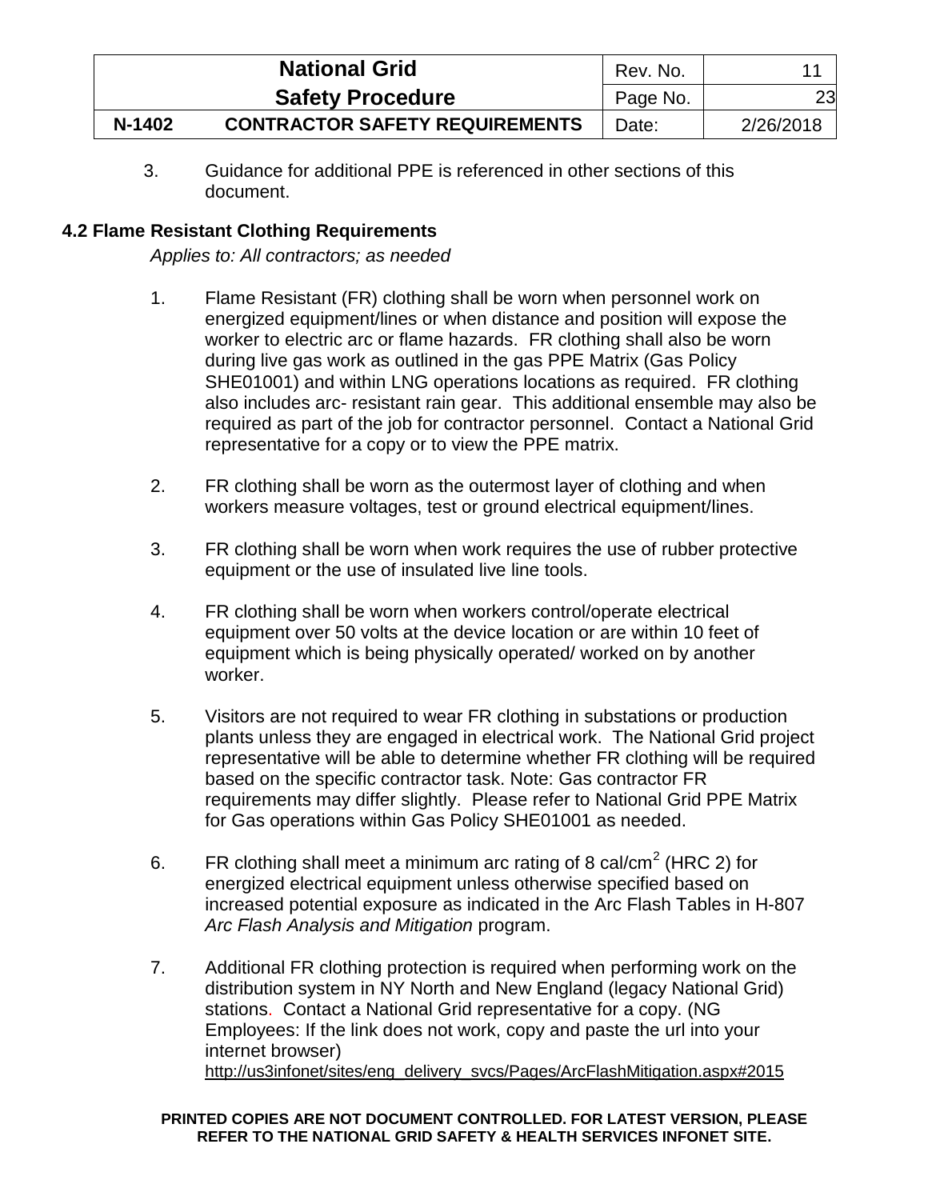3. Guidance for additional PPE is referenced in other sections of this document.

## 4.2 Flame Resistant Clothing Requirements

*Applies to: All contractors; as needed*

1. Flame Resistant (FR) clothing shall be worn when personnel work on energized equipment/lines or when distance and position will expose the worker to electric arc or flame hazards. FR clothing shall also be worn during live gas work as outlined in the gas PPE Matrix (Gas Policy SHE01001) and within LNG operations locations as required. FR clothing also includes arc- resistant rain gear. This additional ensemble may also be required as part of the job for contractor personnel. Contact a National Grid representative for a copy or to view the PPE matrix.

2. FR clothing shall be worn as the outermost layer of clothing and when workers measure voltages, test or ground electrical equipment/lines.

3. FR clothing shall be worn when work requires the use of rubber protective equipment or the use of insulated live line tools.

4. FR clothing shall be worn when workers control/operate electrical equipment over 50 volts at the device location or are within 10 feet of equipment which is being physically operated/ worked on by another worker.

5. Visitors are not required to wear FR clothing in substations or production plants unless they are engaged in electrical work. The National Grid project representative will be able to determine whether FR clothing will be required based on the specific contractor task. Note: Gas contractor FR requirements may differ slightly. Please refer to National Grid PPE Matrix for Gas operations within Gas Policy SHE01001 as needed.

6. FR clothing shall meet a minimum arc rating of 8 cal/cm$^2$ (HRC 2) for energized electrical equipment unless otherwise specified based on increased potential exposure as indicated in the Arc Flash Tables in H-807 *Arc Flash Analysis and Mitigation* program.

7. Additional FR clothing protection is required when performing work on the distribution system in NY North and New England (legacy National Grid) stations. Contact a National Grid representative for a copy. (NG Employees: If the link does not work, copy and paste the url into your internet browser) http://us3infonet/sites/eng_delivery_svcs/Pages/ArcFlashMitigation.aspx#2015

**PRINTED COPIES ARE NOT DOCUMENT CONTROLLED. FOR LATEST VERSION, PLEASE REFER TO THE NATIONAL GRID SAFETY & HEALTH SERVICES INFONET SITE.**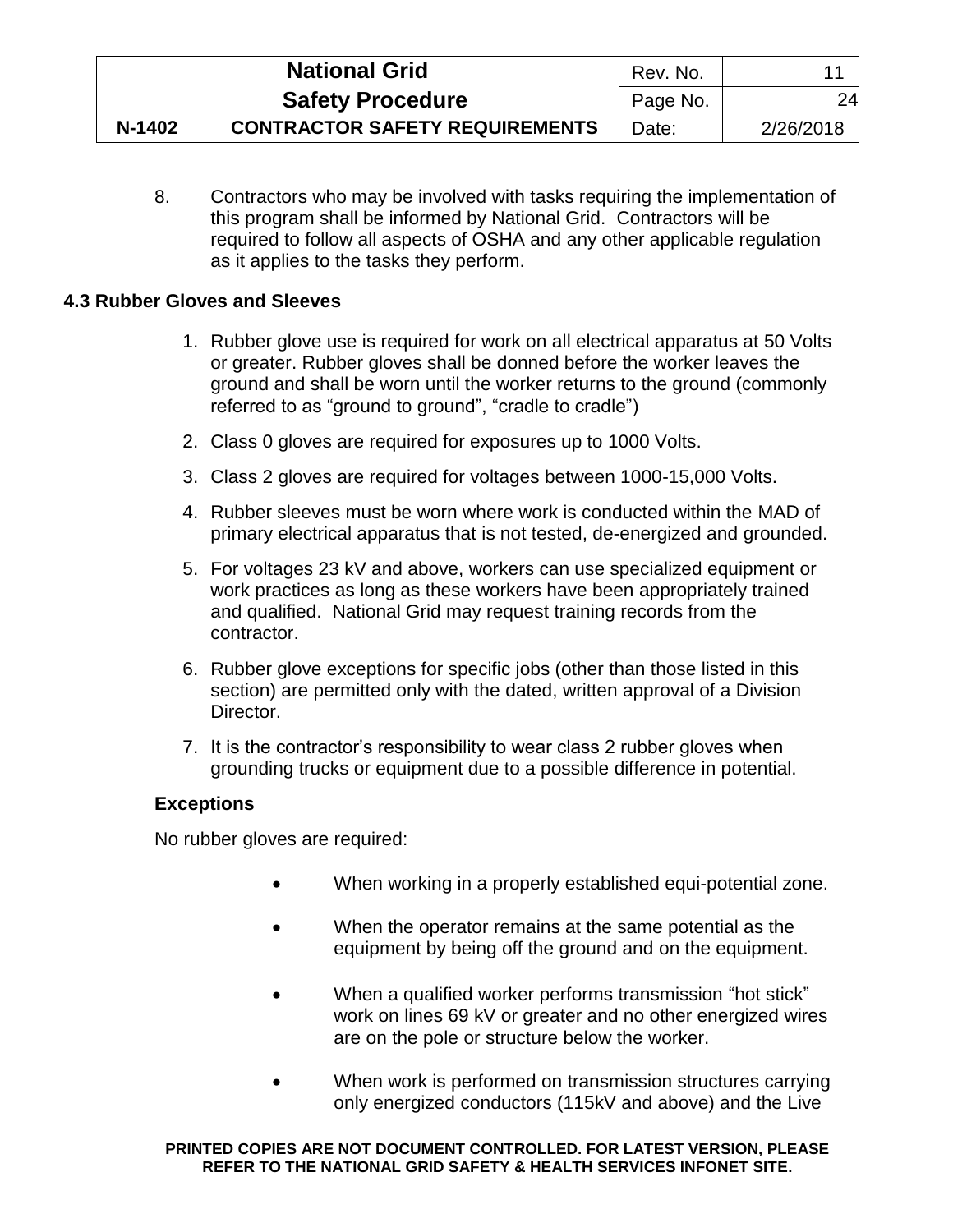8. Contractors who may be involved with tasks requiring the implementation of this program shall be informed by National Grid. Contractors will be required to follow all aspects of OSHA and any other applicable regulation as it applies to the tasks they perform.

### 4.3 Rubber Gloves and Sleeves

1. Rubber glove use is required for work on all electrical apparatus at 50 Volts or greater. Rubber gloves shall be donned before the worker leaves the ground and shall be worn until the worker returns to the ground (commonly referred to as “ground to ground”, “cradle to cradle”)
2. Class 0 gloves are required for exposures up to 1000 Volts.
3. Class 2 gloves are required for voltages between 1000-15,000 Volts.
4. Rubber sleeves must be worn where work is conducted within the MAD of primary electrical apparatus that is not tested, de-energized and grounded.
5. For voltages 23 kV and above, workers can use specialized equipment or work practices as long as these workers have been appropriately trained and qualified. National Grid may request training records from the contractor.
6. Rubber glove exceptions for specific jobs (other than those listed in this section) are permitted only with the dated, written approval of a Division Director.
7. It is the contractor’s responsibility to wear class 2 rubber gloves when grounding trucks or equipment due to a possible difference in potential.

**Exceptions**

No rubber gloves are required:

- When working in a properly established equi-potential zone.
- When the operator remains at the same potential as the equipment by being off the ground and on the equipment.
- When a qualified worker performs transmission “hot stick” work on lines 69 kV or greater and no other energized wires are on the pole or structure below the worker.
- When work is performed on transmission structures carrying only energized conductors (115kV and above) and the Live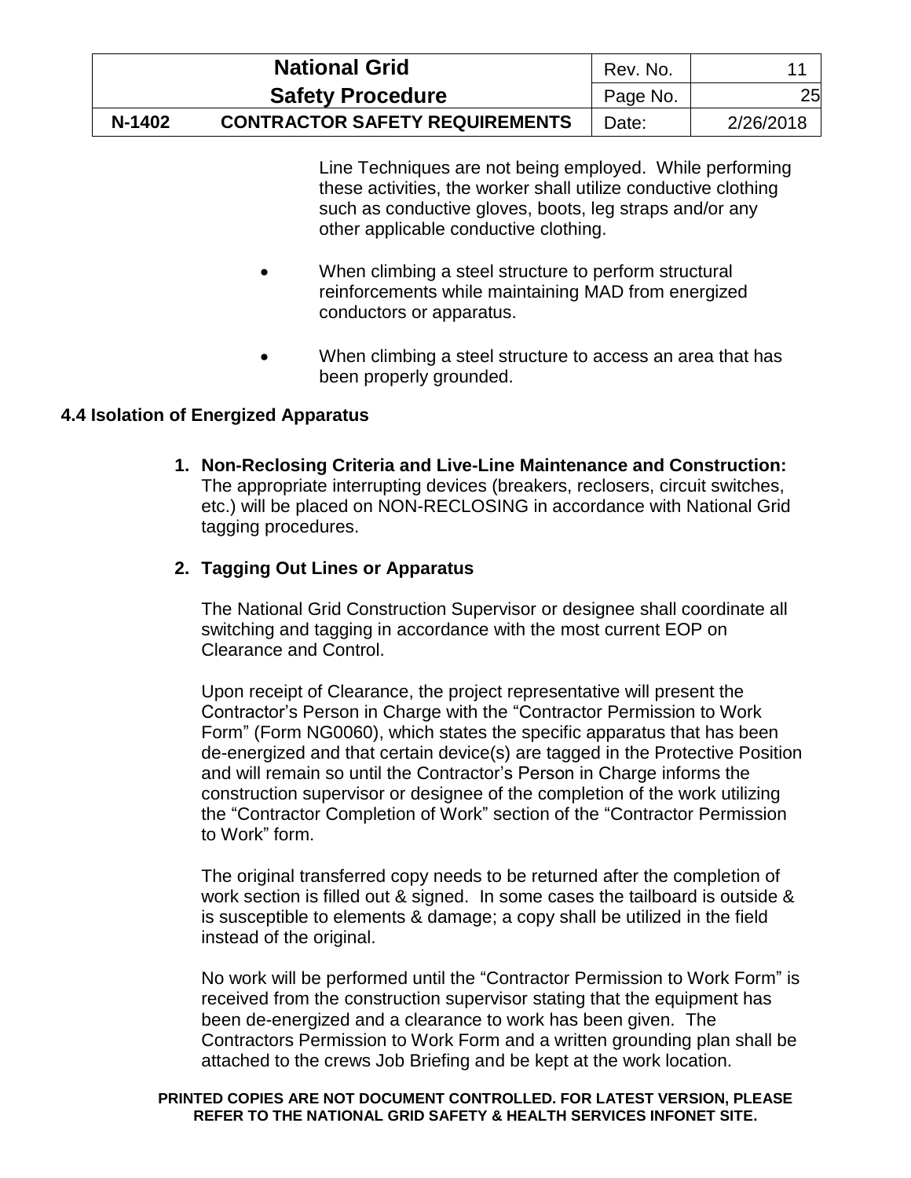Line Techniques are not being employed. While performing these activities, the worker shall utilize conductive clothing such as conductive gloves, boots, leg straps and/or any other applicable conductive clothing.

- When climbing a steel structure to perform structural reinforcements while maintaining MAD from energized conductors or apparatus.

- When climbing a steel structure to access an area that has been properly grounded.

### 4.4 Isolation of Energized Apparatus

1. **Non-Reclosing Criteria and Live-Line Maintenance and Construction:** The appropriate interrupting devices (breakers, reclosers, circuit switches, etc.) will be placed on NON-RECLOSING in accordance with National Grid tagging procedures.

2. **Tagging Out Lines or Apparatus**

   The National Grid Construction Supervisor or designee shall coordinate all switching and tagging in accordance with the most current EOP on Clearance and Control.

   Upon receipt of Clearance, the project representative will present the Contractor's Person in Charge with the "Contractor Permission to Work Form" (Form NG0060), which states the specific apparatus that has been de-energized and that certain device(s) are tagged in the Protective Position and will remain so until the Contractor's Person in Charge informs the construction supervisor or designee of the completion of the work utilizing the "Contractor Completion of Work" section of the "Contractor Permission to Work" form.

   The original transferred copy needs to be returned after the completion of work section is filled out & signed. In some cases the tailboard is outside & is susceptible to elements & damage; a copy shall be utilized in the field instead of the original.

   No work will be performed until the "Contractor Permission to Work Form" is received from the construction supervisor stating that the equipment has been de-energized and a clearance to work has been given. The Contractors Permission to Work Form and a written grounding plan shall be attached to the crews Job Briefing and be kept at the work location.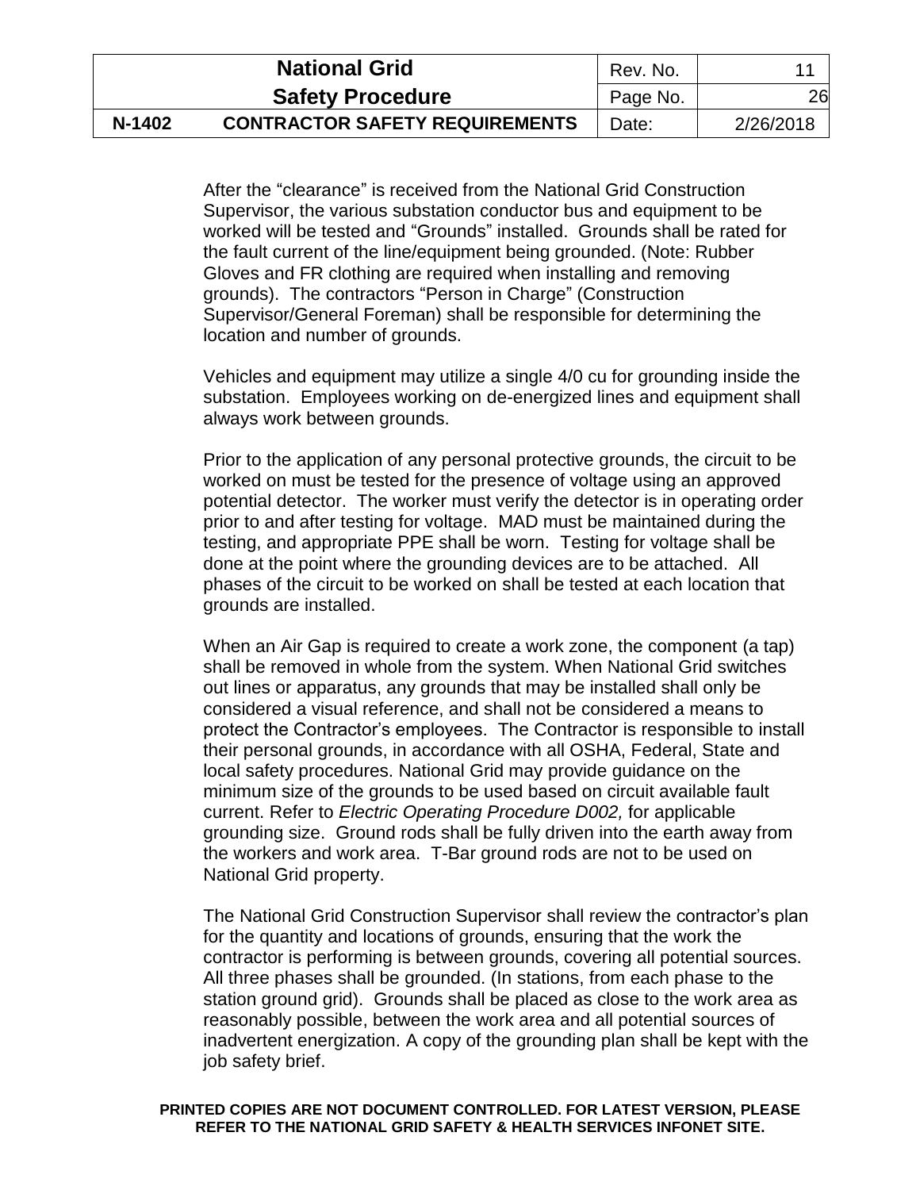After the “clearance” is received from the National Grid Construction Supervisor, the various substation conductor bus and equipment to be worked will be tested and “Grounds” installed. Grounds shall be rated for the fault current of the line/equipment being grounded. (Note: Rubber Gloves and FR clothing are required when installing and removing grounds). The contractors “Person in Charge” (Construction Supervisor/General Foreman) shall be responsible for determining the location and number of grounds.

Vehicles and equipment may utilize a single 4/0 cu for grounding inside the substation. Employees working on de-energized lines and equipment shall always work between grounds.

Prior to the application of any personal protective grounds, the circuit to be worked on must be tested for the presence of voltage using an approved potential detector. The worker must verify the detector is in operating order prior to and after testing for voltage. MAD must be maintained during the testing, and appropriate PPE shall be worn. Testing for voltage shall be done at the point where the grounding devices are to be attached. All phases of the circuit to be worked on shall be tested at each location that grounds are installed.

When an Air Gap is required to create a work zone, the component (a tap) shall be removed in whole from the system. When National Grid switches out lines or apparatus, any grounds that may be installed shall only be considered a visual reference, and shall not be considered a means to protect the Contractor’s employees. The Contractor is responsible to install their personal grounds, in accordance with all OSHA, Federal, State and local safety procedures. National Grid may provide guidance on the minimum size of the grounds to be used based on circuit available fault current. Refer to *Electric Operating Procedure D002,* for applicable grounding size. Ground rods shall be fully driven into the earth away from the workers and work area. T-Bar ground rods are not to be used on National Grid property.

The National Grid Construction Supervisor shall review the contractor’s plan for the quantity and locations of grounds, ensuring that the work the contractor is performing is between grounds, covering all potential sources. All three phases shall be grounded. (In stations, from each phase to the station ground grid). Grounds shall be placed as close to the work area as reasonably possible, between the work area and all potential sources of inadvertent energization. A copy of the grounding plan shall be kept with the job safety brief.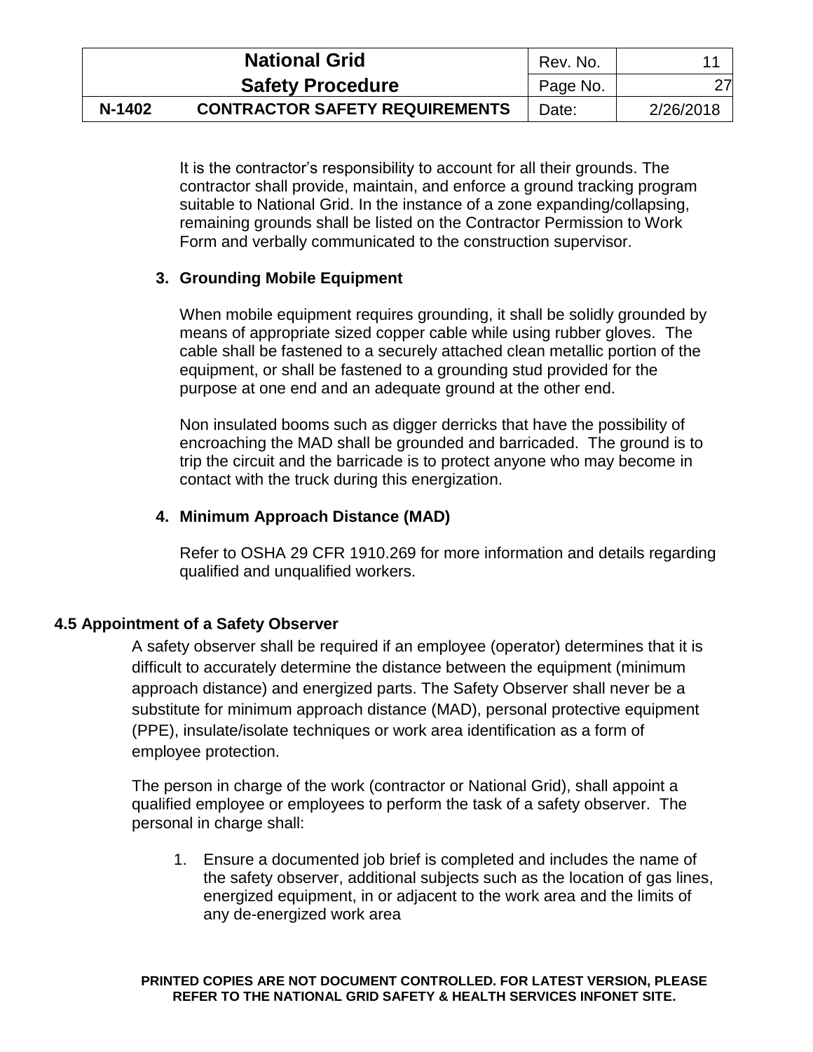It is the contractor's responsibility to account for all their grounds. The contractor shall provide, maintain, and enforce a ground tracking program suitable to National Grid. In the instance of a zone expanding/collapsing, remaining grounds shall be listed on the Contractor Permission to Work Form and verbally communicated to the construction supervisor.

**3. Grounding Mobile Equipment**

When mobile equipment requires grounding, it shall be solidly grounded by means of appropriate sized copper cable while using rubber gloves. The cable shall be fastened to a securely attached clean metallic portion of the equipment, or shall be fastened to a grounding stud provided for the purpose at one end and an adequate ground at the other end.

Non insulated booms such as digger derricks that have the possibility of encroaching the MAD shall be grounded and barricaded. The ground is to trip the circuit and the barricade is to protect anyone who may become in contact with the truck during this energization.

**4. Minimum Approach Distance (MAD)**

Refer to OSHA 29 CFR 1910.269 for more information and details regarding qualified and unqualified workers.

### 4.5 Appointment of a Safety Observer

A safety observer shall be required if an employee (operator) determines that it is difficult to accurately determine the distance between the equipment (minimum approach distance) and energized parts. The Safety Observer shall never be a substitute for minimum approach distance (MAD), personal protective equipment (PPE), insulate/isolate techniques or work area identification as a form of employee protection.

The person in charge of the work (contractor or National Grid), shall appoint a qualified employee or employees to perform the task of a safety observer. The personal in charge shall:

1. Ensure a documented job brief is completed and includes the name of the safety observer, additional subjects such as the location of gas lines, energized equipment, in or adjacent to the work area and the limits of any de-energized work area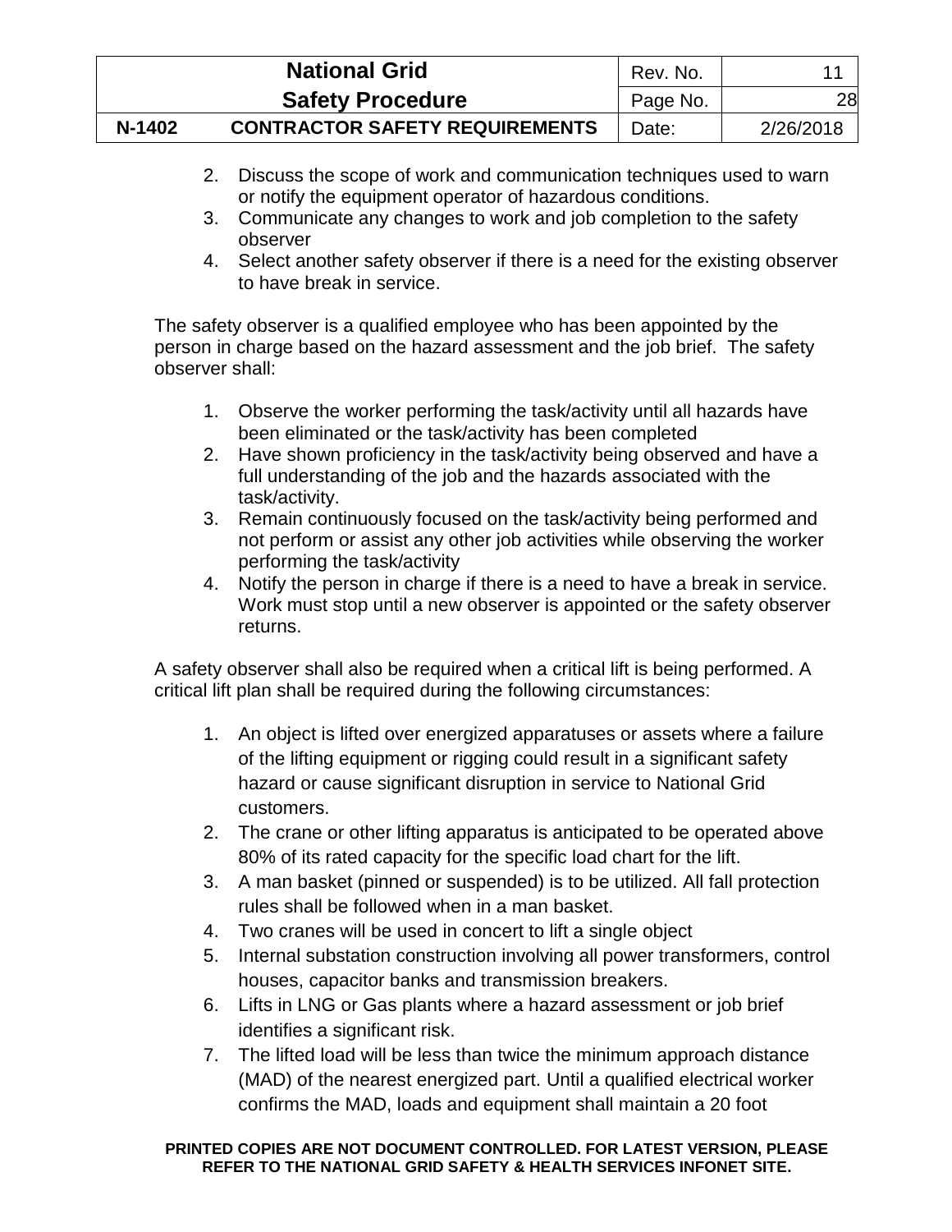2. Discuss the scope of work and communication techniques used to warn or notify the equipment operator of hazardous conditions.
3. Communicate any changes to work and job completion to the safety observer
4. Select another safety observer if there is a need for the existing observer to have break in service.

The safety observer is a qualified employee who has been appointed by the person in charge based on the hazard assessment and the job brief. The safety observer shall:

1. Observe the worker performing the task/activity until all hazards have been eliminated or the task/activity has been completed
2. Have shown proficiency in the task/activity being observed and have a full understanding of the job and the hazards associated with the task/activity.
3. Remain continuously focused on the task/activity being performed and not perform or assist any other job activities while observing the worker performing the task/activity
4. Notify the person in charge if there is a need to have a break in service. Work must stop until a new observer is appointed or the safety observer returns.

A safety observer shall also be required when a critical lift is being performed. A critical lift plan shall be required during the following circumstances:

1. An object is lifted over energized apparatuses or assets where a failure of the lifting equipment or rigging could result in a significant safety hazard or cause significant disruption in service to National Grid customers.
2. The crane or other lifting apparatus is anticipated to be operated above 80% of its rated capacity for the specific load chart for the lift.
3. A man basket (pinned or suspended) is to be utilized. All fall protection rules shall be followed when in a man basket.
4. Two cranes will be used in concert to lift a single object
5. Internal substation construction involving all power transformers, control houses, capacitor banks and transmission breakers.
6. Lifts in LNG or Gas plants where a hazard assessment or job brief identifies a significant risk.
7. The lifted load will be less than twice the minimum approach distance (MAD) of the nearest energized part. Until a qualified electrical worker confirms the MAD, loads and equipment shall maintain a 20 foot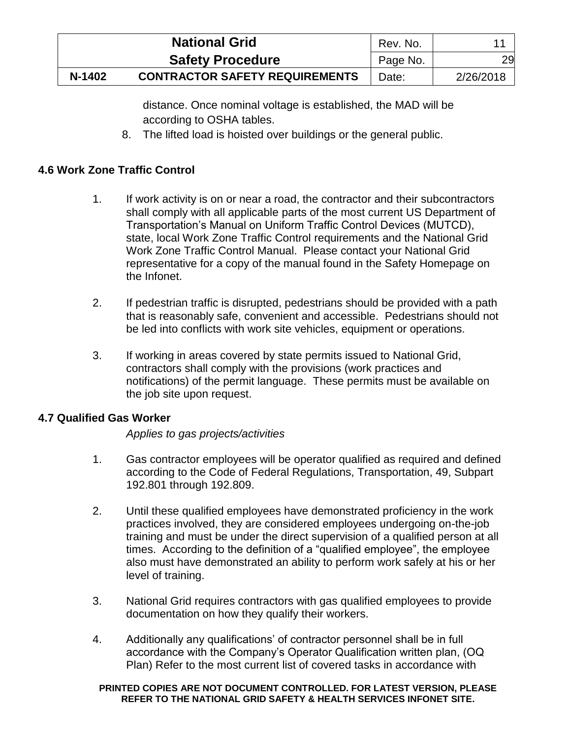distance. Once nominal voltage is established, the MAD will be according to OSHA tables.

8. The lifted load is hoisted over buildings or the general public.

### 4.6 Work Zone Traffic Control

1. If work activity is on or near a road, the contractor and their subcontractors shall comply with all applicable parts of the most current US Department of Transportation's Manual on Uniform Traffic Control Devices (MUTCD), state, local Work Zone Traffic Control requirements and the National Grid Work Zone Traffic Control Manual. Please contact your National Grid representative for a copy of the manual found in the Safety Homepage on the Infonet.

2. If pedestrian traffic is disrupted, pedestrians should be provided with a path that is reasonably safe, convenient and accessible. Pedestrians should not be led into conflicts with work site vehicles, equipment or operations.

3. If working in areas covered by state permits issued to National Grid, contractors shall comply with the provisions (work practices and notifications) of the permit language. These permits must be available on the job site upon request.

### 4.7 Qualified Gas Worker

*Applies to gas projects/activities*

1. Gas contractor employees will be operator qualified as required and defined according to the Code of Federal Regulations, Transportation, 49, Subpart 192.801 through 192.809.

2. Until these qualified employees have demonstrated proficiency in the work practices involved, they are considered employees undergoing on-the-job training and must be under the direct supervision of a qualified person at all times. According to the definition of a "qualified employee", the employee also must have demonstrated an ability to perform work safely at his or her level of training.

3. National Grid requires contractors with gas qualified employees to provide documentation on how they qualify their workers.

4. Additionally any qualifications' of contractor personnel shall be in full accordance with the Company's Operator Qualification written plan, (OQ Plan) Refer to the most current list of covered tasks in accordance with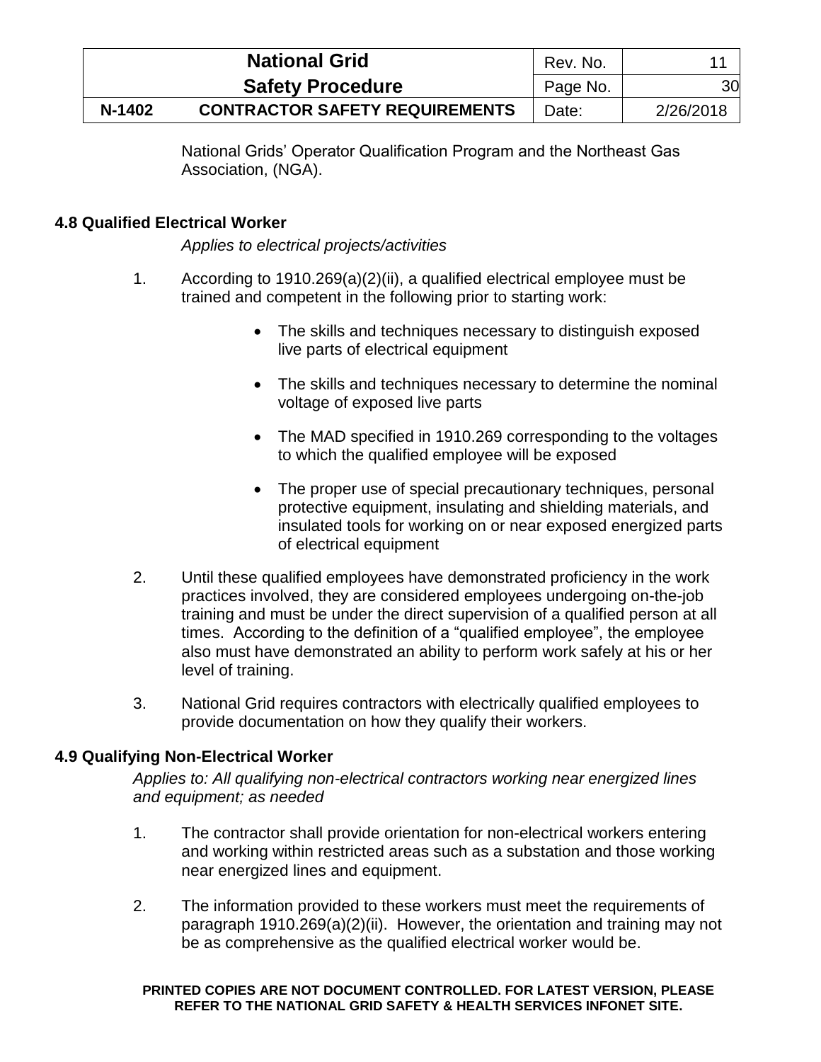National Grids' Operator Qualification Program and the Northeast Gas Association, (NGA).

### 4.8 Qualified Electrical Worker

*Applies to electrical projects/activities*

1. According to 1910.269(a)(2)(ii), a qualified electrical employee must be trained and competent in the following prior to starting work:

   - The skills and techniques necessary to distinguish exposed live parts of electrical equipment
   - The skills and techniques necessary to determine the nominal voltage of exposed live parts
   - The MAD specified in 1910.269 corresponding to the voltages to which the qualified employee will be exposed
   - The proper use of special precautionary techniques, personal protective equipment, insulating and shielding materials, and insulated tools for working on or near exposed energized parts of electrical equipment

2. Until these qualified employees have demonstrated proficiency in the work practices involved, they are considered employees undergoing on-the-job training and must be under the direct supervision of a qualified person at all times. According to the definition of a "qualified employee", the employee also must have demonstrated an ability to perform work safely at his or her level of training.

3. National Grid requires contractors with electrically qualified employees to provide documentation on how they qualify their workers.

### 4.9 Qualifying Non-Electrical Worker

*Applies to: All qualifying non-electrical contractors working near energized lines and equipment; as needed*

1. The contractor shall provide orientation for non-electrical workers entering and working within restricted areas such as a substation and those working near energized lines and equipment.

2. The information provided to these workers must meet the requirements of paragraph 1910.269(a)(2)(ii). However, the orientation and training may not be as comprehensive as the qualified electrical worker would be.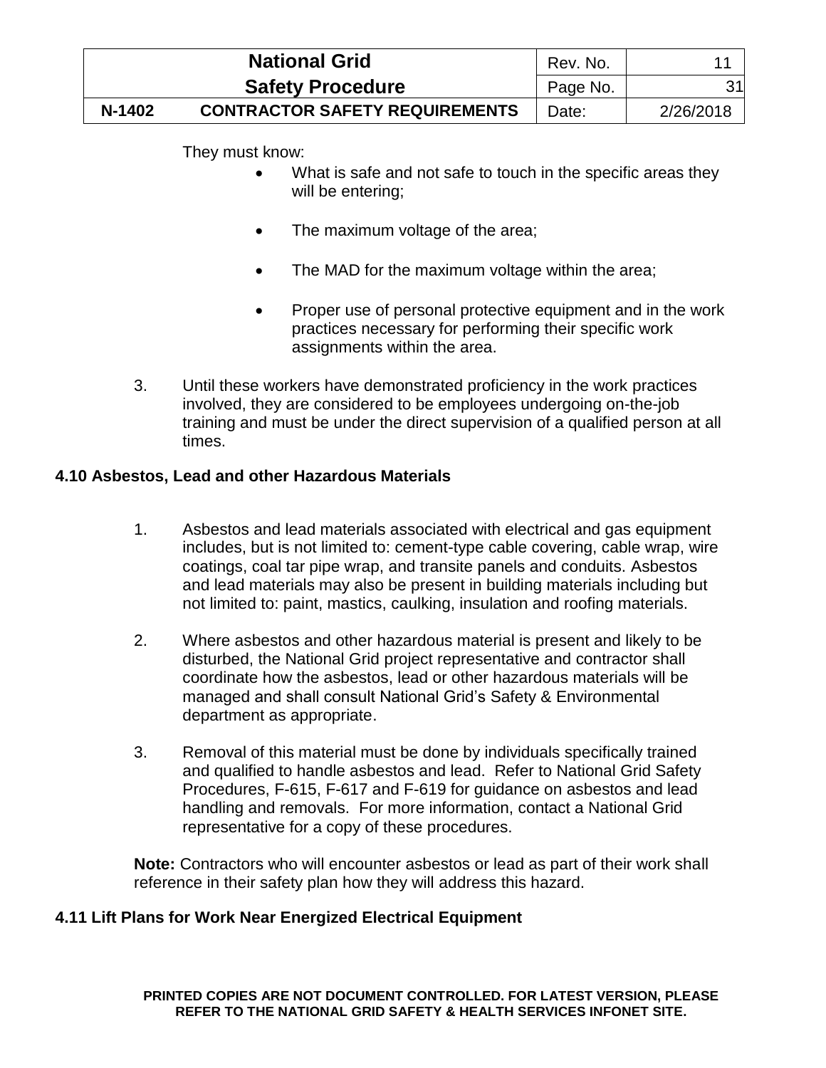They must know:

- What is safe and not safe to touch in the specific areas they will be entering;
- The maximum voltage of the area;
- The MAD for the maximum voltage within the area;
- Proper use of personal protective equipment and in the work practices necessary for performing their specific work assignments within the area.

3. Until these workers have demonstrated proficiency in the work practices involved, they are considered to be employees undergoing on-the-job training and must be under the direct supervision of a qualified person at all times.

### 4.10 Asbestos, Lead and other Hazardous Materials

1. Asbestos and lead materials associated with electrical and gas equipment includes, but is not limited to: cement-type cable covering, cable wrap, wire coatings, coal tar pipe wrap, and transite panels and conduits. Asbestos and lead materials may also be present in building materials including but not limited to: paint, mastics, caulking, insulation and roofing materials.

2. Where asbestos and other hazardous material is present and likely to be disturbed, the National Grid project representative and contractor shall coordinate how the asbestos, lead or other hazardous materials will be managed and shall consult National Grid's Safety & Environmental department as appropriate.

3. Removal of this material must be done by individuals specifically trained and qualified to handle asbestos and lead. Refer to National Grid Safety Procedures, F-615, F-617 and F-619 for guidance on asbestos and lead handling and removals. For more information, contact a National Grid representative for a copy of these procedures.

**Note:** Contractors who will encounter asbestos or lead as part of their work shall reference in their safety plan how they will address this hazard.

### 4.11 Lift Plans for Work Near Energized Electrical Equipment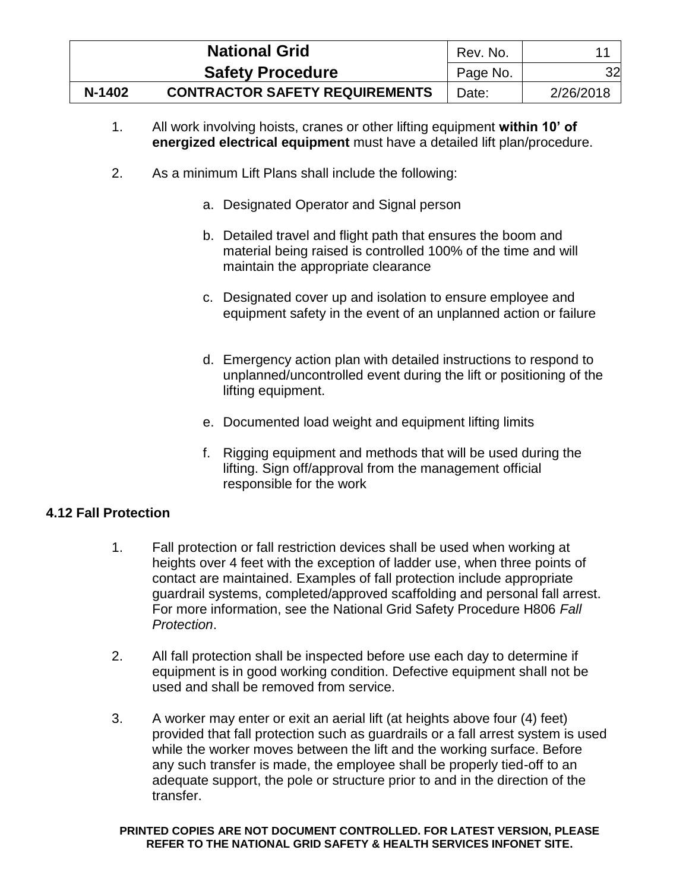1. All work involving hoists, cranes or other lifting equipment **within 10' of energized electrical equipment** must have a detailed lift plan/procedure.

2. As a minimum Lift Plans shall include the following:

   a. Designated Operator and Signal person

   b. Detailed travel and flight path that ensures the boom and material being raised is controlled 100% of the time and will maintain the appropriate clearance

   c. Designated cover up and isolation to ensure employee and equipment safety in the event of an unplanned action or failure

   d. Emergency action plan with detailed instructions to respond to unplanned/uncontrolled event during the lift or positioning of the lifting equipment.

   e. Documented load weight and equipment lifting limits

   f. Rigging equipment and methods that will be used during the lifting. Sign off/approval from the management official responsible for the work

## 4.12 Fall Protection

1. Fall protection or fall restriction devices shall be used when working at heights over 4 feet with the exception of ladder use, when three points of contact are maintained. Examples of fall protection include appropriate guardrail systems, completed/approved scaffolding and personal fall arrest. For more information, see the National Grid Safety Procedure H806 *Fall Protection*.

2. All fall protection shall be inspected before use each day to determine if equipment is in good working condition. Defective equipment shall not be used and shall be removed from service.

3. A worker may enter or exit an aerial lift (at heights above four (4) feet) provided that fall protection such as guardrails or a fall arrest system is used while the worker moves between the lift and the working surface. Before any such transfer is made, the employee shall be properly tied-off to an adequate support, the pole or structure prior to and in the direction of the transfer.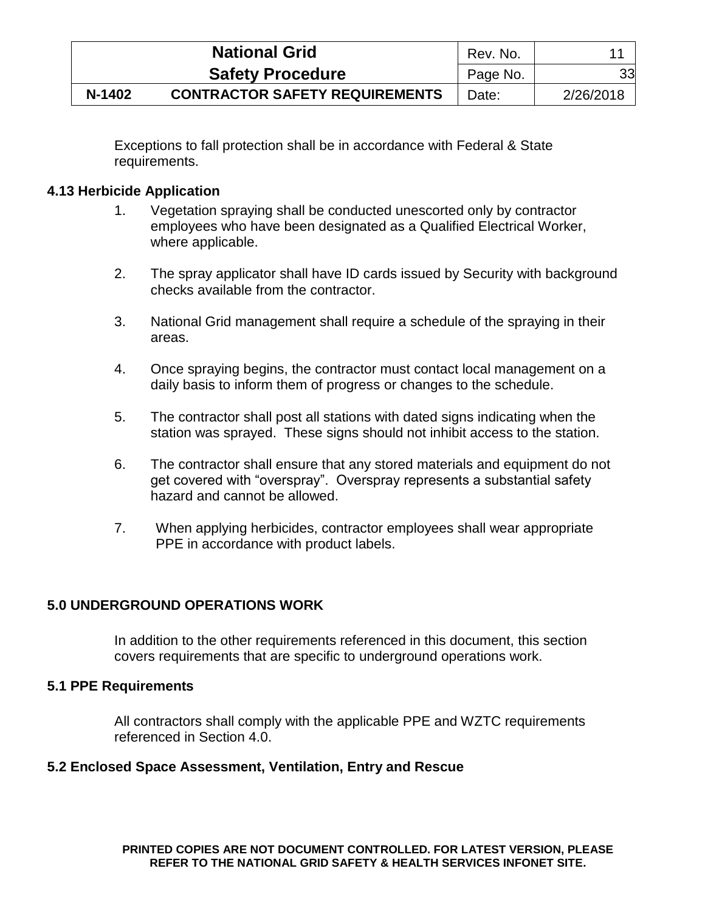Exceptions to fall protection shall be in accordance with Federal & State requirements.

### 4.13 Herbicide Application

1. Vegetation spraying shall be conducted unescorted only by contractor employees who have been designated as a Qualified Electrical Worker, where applicable.

2. The spray applicator shall have ID cards issued by Security with background checks available from the contractor.

3. National Grid management shall require a schedule of the spraying in their areas.

4. Once spraying begins, the contractor must contact local management on a daily basis to inform them of progress or changes to the schedule.

5. The contractor shall post all stations with dated signs indicating when the station was sprayed. These signs should not inhibit access to the station.

6. The contractor shall ensure that any stored materials and equipment do not get covered with "overspray". Overspray represents a substantial safety hazard and cannot be allowed.

7. When applying herbicides, contractor employees shall wear appropriate PPE in accordance with product labels.

## 5.0 UNDERGROUND OPERATIONS WORK

In addition to the other requirements referenced in this document, this section covers requirements that are specific to underground operations work.

### 5.1 PPE Requirements

All contractors shall comply with the applicable PPE and WZTC requirements referenced in Section 4.0.

### 5.2 Enclosed Space Assessment, Ventilation, Entry and Rescue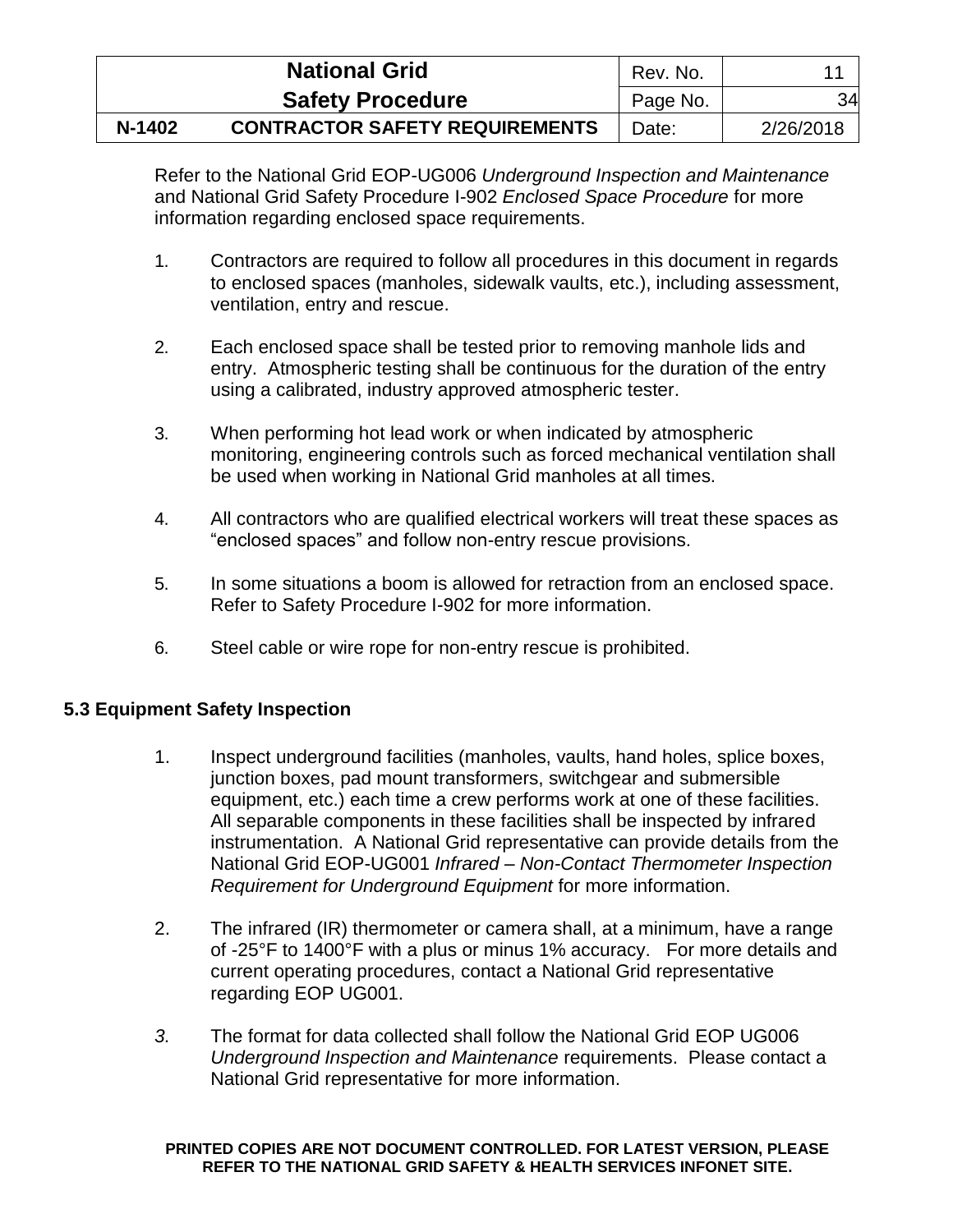Refer to the National Grid EOP-UG006 *Underground Inspection and Maintenance* and National Grid Safety Procedure I-902 *Enclosed Space Procedure* for more information regarding enclosed space requirements.

1. Contractors are required to follow all procedures in this document in regards to enclosed spaces (manholes, sidewalk vaults, etc.), including assessment, ventilation, entry and rescue.

2. Each enclosed space shall be tested prior to removing manhole lids and entry. Atmospheric testing shall be continuous for the duration of the entry using a calibrated, industry approved atmospheric tester.

3. When performing hot lead work or when indicated by atmospheric monitoring, engineering controls such as forced mechanical ventilation shall be used when working in National Grid manholes at all times.

4. All contractors who are qualified electrical workers will treat these spaces as "enclosed spaces" and follow non-entry rescue provisions.

5. In some situations a boom is allowed for retraction from an enclosed space. Refer to Safety Procedure I-902 for more information.

6. Steel cable or wire rope for non-entry rescue is prohibited.

## 5.3 Equipment Safety Inspection

1. Inspect underground facilities (manholes, vaults, hand holes, splice boxes, junction boxes, pad mount transformers, switchgear and submersible equipment, etc.) each time a crew performs work at one of these facilities. All separable components in these facilities shall be inspected by infrared instrumentation. A National Grid representative can provide details from the National Grid EOP-UG001 *Infrared – Non-Contact Thermometer Inspection Requirement for Underground Equipment* for more information.

2. The infrared (IR) thermometer or camera shall, at a minimum, have a range of -25°F to 1400°F with a plus or minus 1% accuracy. For more details and current operating procedures, contact a National Grid representative regarding EOP UG001.

3. The format for data collected shall follow the National Grid EOP UG006 *Underground Inspection and Maintenance* requirements. Please contact a National Grid representative for more information.

**PRINTED COPIES ARE NOT DOCUMENT CONTROLLED. FOR LATEST VERSION, PLEASE REFER TO THE NATIONAL GRID SAFETY & HEALTH SERVICES INFONET SITE.**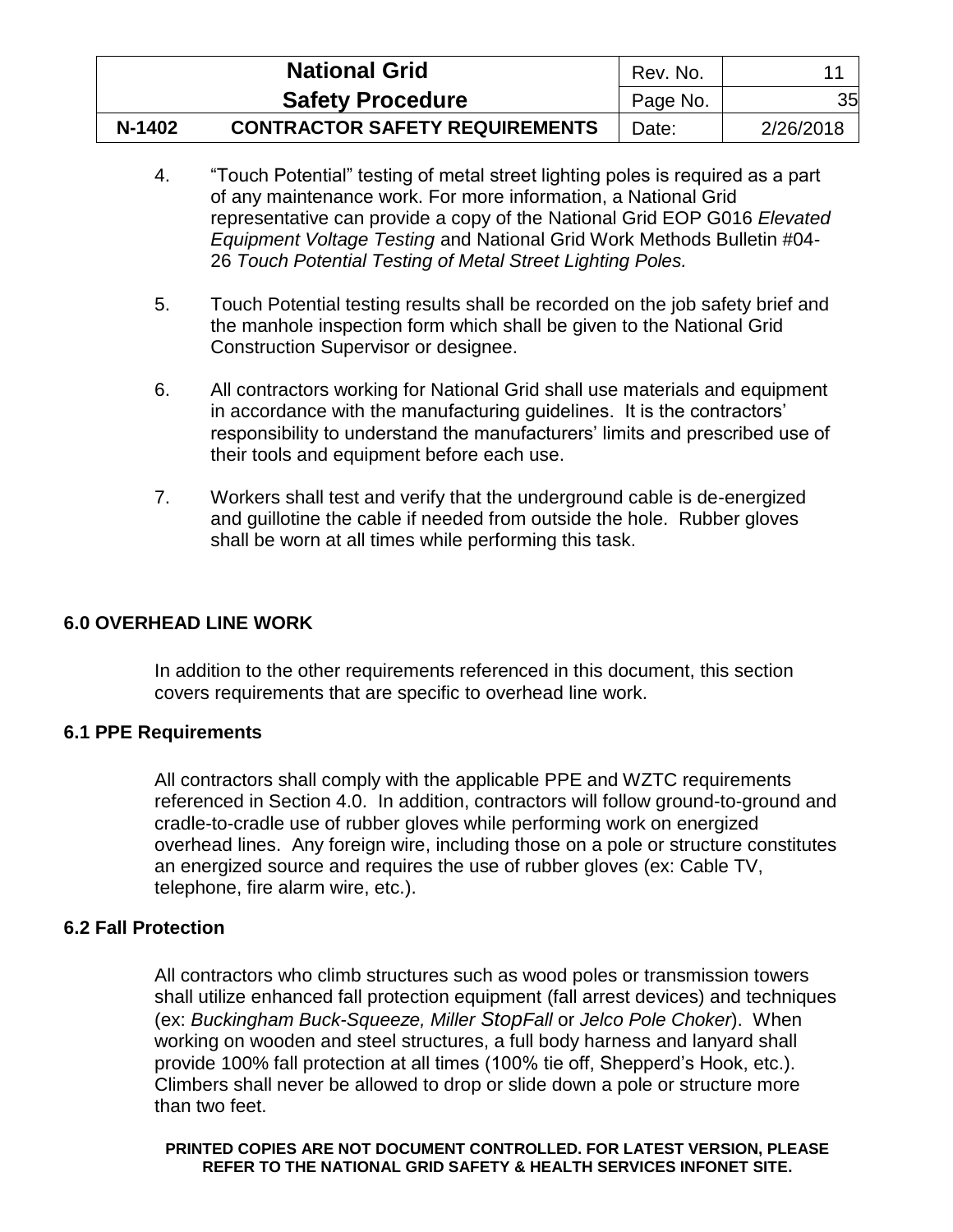4. "Touch Potential" testing of metal street lighting poles is required as a part of any maintenance work. For more information, a National Grid representative can provide a copy of the National Grid EOP G016 *Elevated Equipment Voltage Testing* and National Grid Work Methods Bulletin #04-26 *Touch Potential Testing of Metal Street Lighting Poles.*

5. Touch Potential testing results shall be recorded on the job safety brief and the manhole inspection form which shall be given to the National Grid Construction Supervisor or designee.

6. All contractors working for National Grid shall use materials and equipment in accordance with the manufacturing guidelines. It is the contractors' responsibility to understand the manufacturers' limits and prescribed use of their tools and equipment before each use.

7. Workers shall test and verify that the underground cable is de-energized and guillotine the cable if needed from outside the hole. Rubber gloves shall be worn at all times while performing this task.

## 6.0 OVERHEAD LINE WORK

In addition to the other requirements referenced in this document, this section covers requirements that are specific to overhead line work.

### 6.1 PPE Requirements

All contractors shall comply with the applicable PPE and WZTC requirements referenced in Section 4.0. In addition, contractors will follow ground-to-ground and cradle-to-cradle use of rubber gloves while performing work on energized overhead lines. Any foreign wire, including those on a pole or structure constitutes an energized source and requires the use of rubber gloves (ex: Cable TV, telephone, fire alarm wire, etc.).

### 6.2 Fall Protection

All contractors who climb structures such as wood poles or transmission towers shall utilize enhanced fall protection equipment (fall arrest devices) and techniques (ex: *Buckingham Buck-Squeeze, Miller StopFall* or *Jelco Pole Choker*). When working on wooden and steel structures, a full body harness and lanyard shall provide 100% fall protection at all times (100% tie off, Shepperd's Hook, etc.). Climbers shall never be allowed to drop or slide down a pole or structure more than two feet.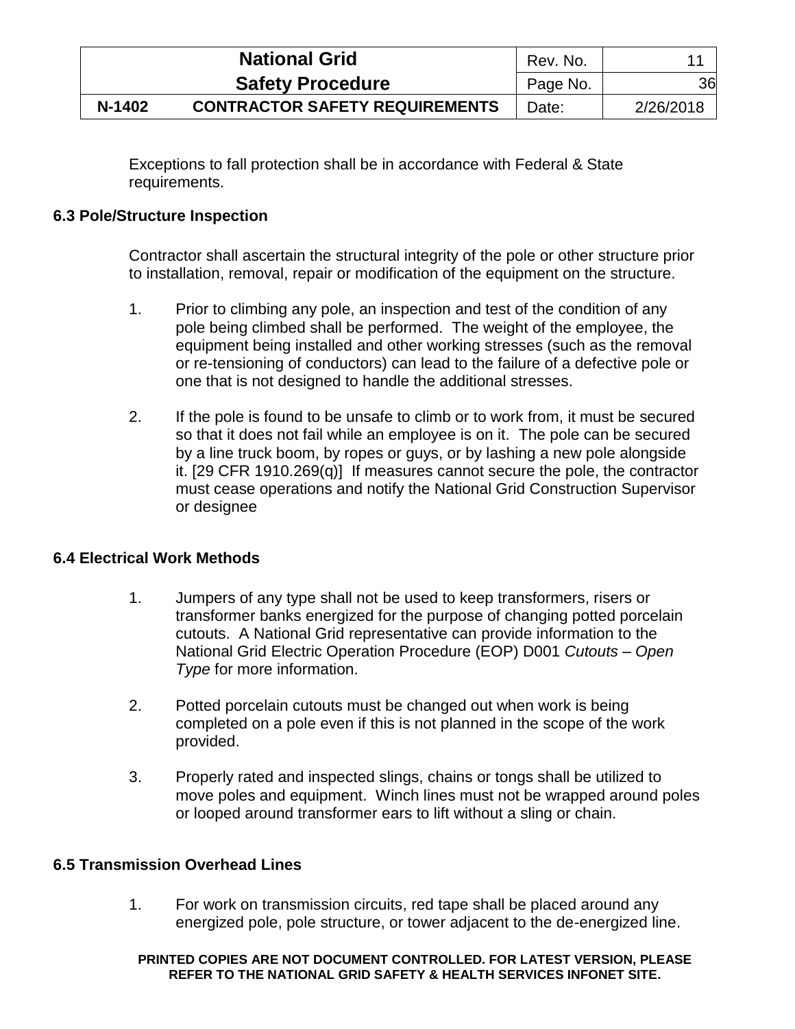Exceptions to fall protection shall be in accordance with Federal & State requirements.

### 6.3 Pole/Structure Inspection

Contractor shall ascertain the structural integrity of the pole or other structure prior to installation, removal, repair or modification of the equipment on the structure.

1. Prior to climbing any pole, an inspection and test of the condition of any pole being climbed shall be performed. The weight of the employee, the equipment being installed and other working stresses (such as the removal or re-tensioning of conductors) can lead to the failure of a defective pole or one that is not designed to handle the additional stresses.

2. If the pole is found to be unsafe to climb or to work from, it must be secured so that it does not fail while an employee is on it. The pole can be secured by a line truck boom, by ropes or guys, or by lashing a new pole alongside it. [29 CFR 1910.269(q)] If measures cannot secure the pole, the contractor must cease operations and notify the National Grid Construction Supervisor or designee

### 6.4 Electrical Work Methods

1. Jumpers of any type shall not be used to keep transformers, risers or transformer banks energized for the purpose of changing potted porcelain cutouts. A National Grid representative can provide information to the National Grid Electric Operation Procedure (EOP) D001 *Cutouts – Open Type* for more information.

2. Potted porcelain cutouts must be changed out when work is being completed on a pole even if this is not planned in the scope of the work provided.

3. Properly rated and inspected slings, chains or tongs shall be utilized to move poles and equipment. Winch lines must not be wrapped around poles or looped around transformer ears to lift without a sling or chain.

### 6.5 Transmission Overhead Lines

1. For work on transmission circuits, red tape shall be placed around any energized pole, pole structure, or tower adjacent to the de-energized line.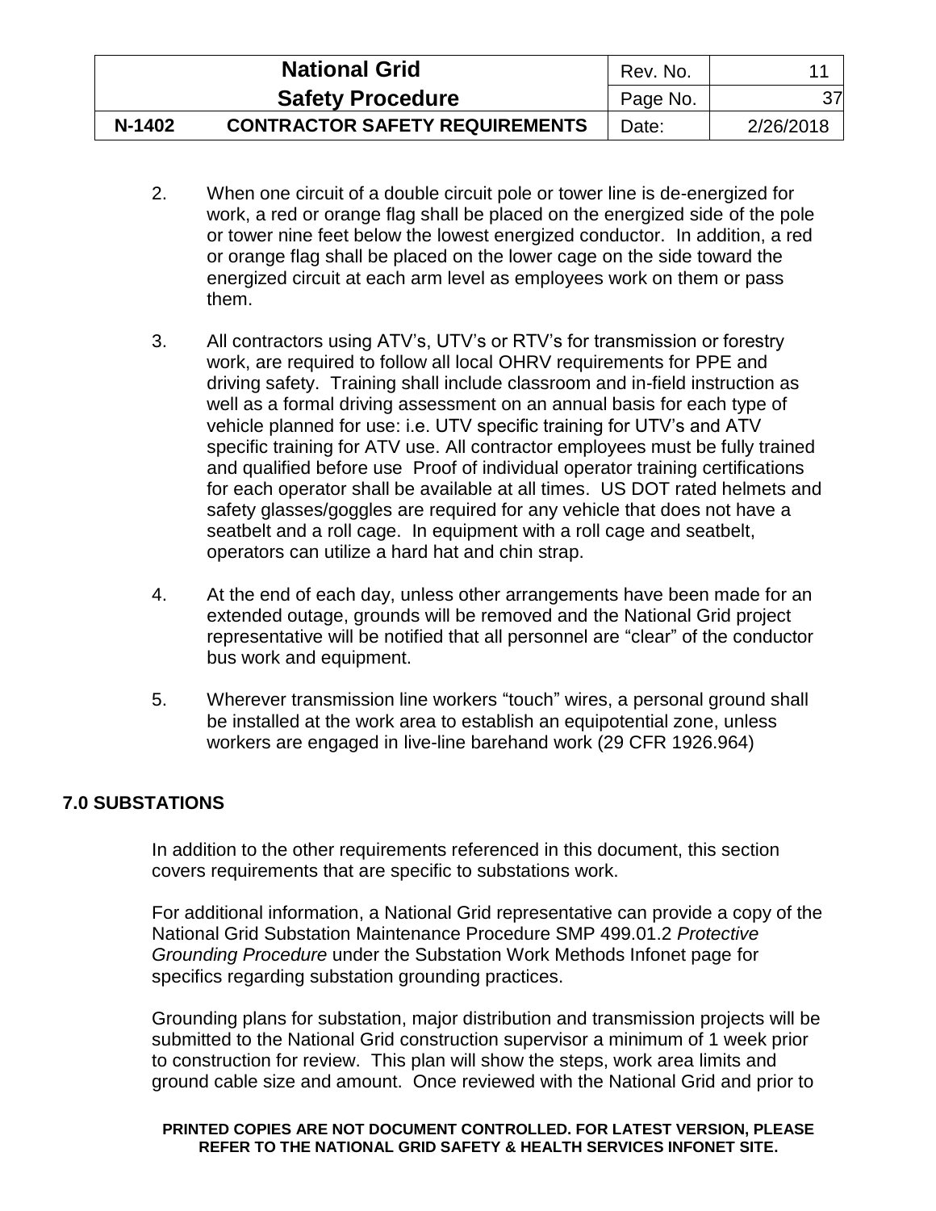2. When one circuit of a double circuit pole or tower line is de-energized for work, a red or orange flag shall be placed on the energized side of the pole or tower nine feet below the lowest energized conductor. In addition, a red or orange flag shall be placed on the lower cage on the side toward the energized circuit at each arm level as employees work on them or pass them.

3. All contractors using ATV's, UTV's or RTV's for transmission or forestry work, are required to follow all local OHRV requirements for PPE and driving safety. Training shall include classroom and in-field instruction as well as a formal driving assessment on an annual basis for each type of vehicle planned for use: i.e. UTV specific training for UTV's and ATV specific training for ATV use. All contractor employees must be fully trained and qualified before use Proof of individual operator training certifications for each operator shall be available at all times. US DOT rated helmets and safety glasses/goggles are required for any vehicle that does not have a seatbelt and a roll cage. In equipment with a roll cage and seatbelt, operators can utilize a hard hat and chin strap.

4. At the end of each day, unless other arrangements have been made for an extended outage, grounds will be removed and the National Grid project representative will be notified that all personnel are "clear" of the conductor bus work and equipment.

5. Wherever transmission line workers "touch" wires, a personal ground shall be installed at the work area to establish an equipotential zone, unless workers are engaged in live-line barehand work (29 CFR 1926.964)

## 7.0 SUBSTATIONS

In addition to the other requirements referenced in this document, this section covers requirements that are specific to substations work.

For additional information, a National Grid representative can provide a copy of the National Grid Substation Maintenance Procedure SMP 499.01.2 *Protective Grounding Procedure* under the Substation Work Methods Infonet page for specifics regarding substation grounding practices.

Grounding plans for substation, major distribution and transmission projects will be submitted to the National Grid construction supervisor a minimum of 1 week prior to construction for review. This plan will show the steps, work area limits and ground cable size and amount. Once reviewed with the National Grid and prior to

**PRINTED COPIES ARE NOT DOCUMENT CONTROLLED. FOR LATEST VERSION, PLEASE REFER TO THE NATIONAL GRID SAFETY & HEALTH SERVICES INFONET SITE.**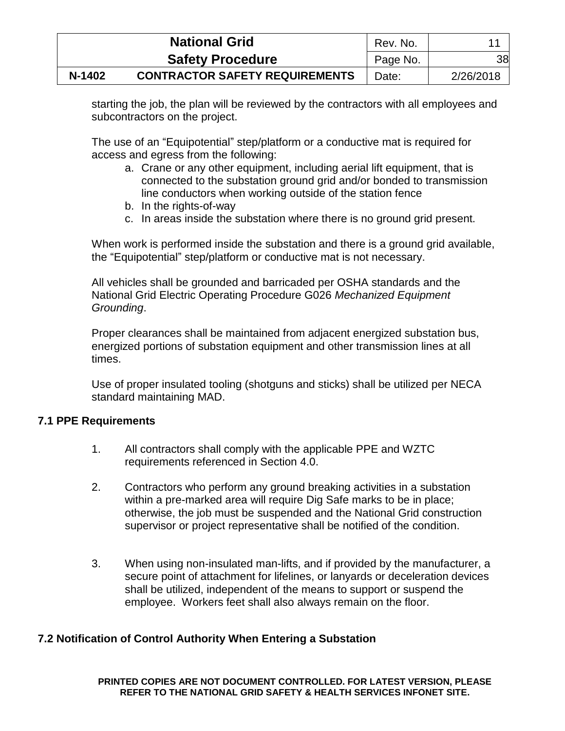starting the job, the plan will be reviewed by the contractors with all employees and subcontractors on the project.

The use of an "Equipotential" step/platform or a conductive mat is required for access and egress from the following:

a. Crane or any other equipment, including aerial lift equipment, that is connected to the substation ground grid and/or bonded to transmission line conductors when working outside of the station fence
b. In the rights-of-way
c. In areas inside the substation where there is no ground grid present.

When work is performed inside the substation and there is a ground grid available, the "Equipotential" step/platform or conductive mat is not necessary.

All vehicles shall be grounded and barricaded per OSHA standards and the National Grid Electric Operating Procedure G026 *Mechanized Equipment Grounding*.

Proper clearances shall be maintained from adjacent energized substation bus, energized portions of substation equipment and other transmission lines at all times.

Use of proper insulated tooling (shotguns and sticks) shall be utilized per NECA standard maintaining MAD.

## 7.1 PPE Requirements

1. All contractors shall comply with the applicable PPE and WZTC requirements referenced in Section 4.0.

2. Contractors who perform any ground breaking activities in a substation within a pre-marked area will require Dig Safe marks to be in place; otherwise, the job must be suspended and the National Grid construction supervisor or project representative shall be notified of the condition.

3. When using non-insulated man-lifts, and if provided by the manufacturer, a secure point of attachment for lifelines, or lanyards or deceleration devices shall be utilized, independent of the means to support or suspend the employee. Workers feet shall also always remain on the floor.

## 7.2 Notification of Control Authority When Entering a Substation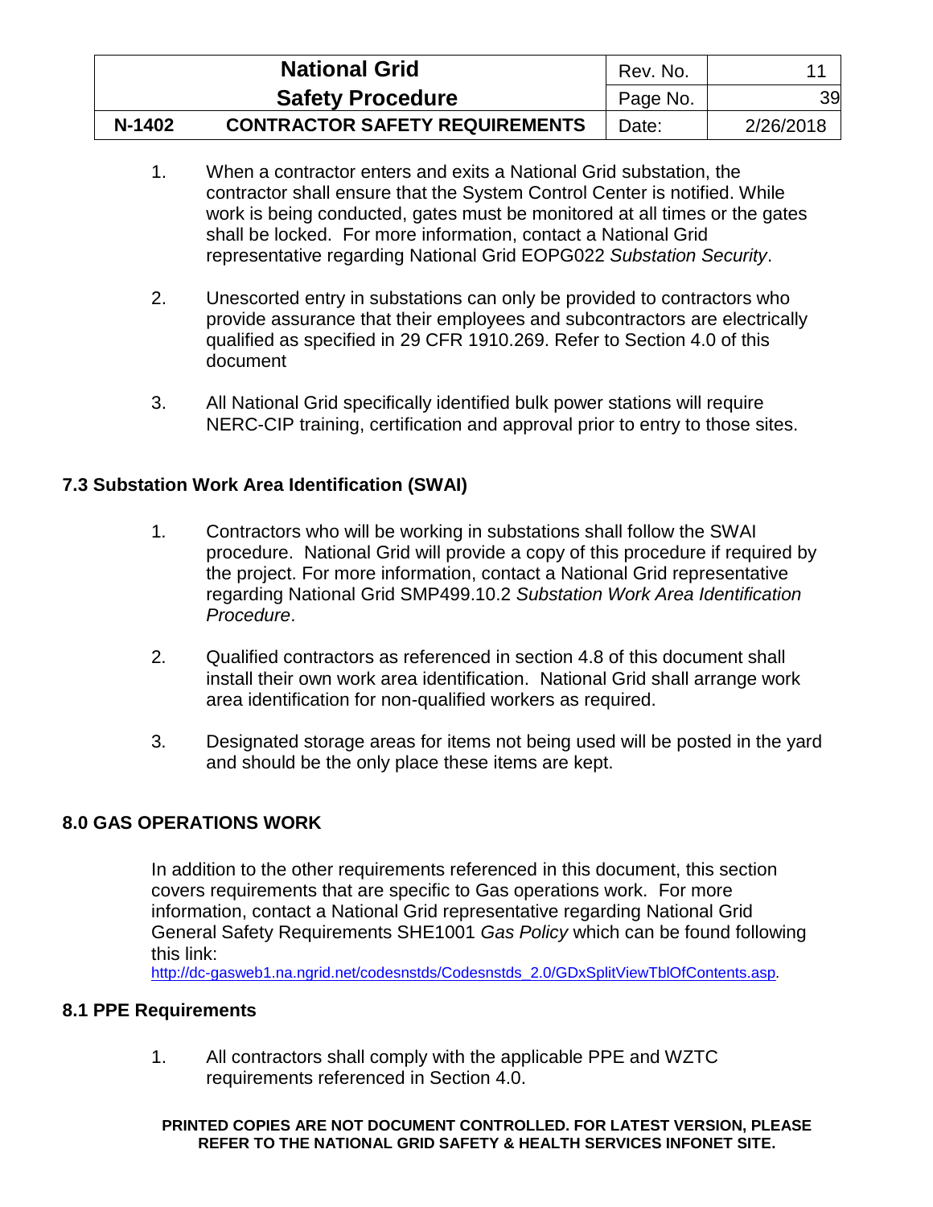1. When a contractor enters and exits a National Grid substation, the contractor shall ensure that the System Control Center is notified. While work is being conducted, gates must be monitored at all times or the gates shall be locked. For more information, contact a National Grid representative regarding National Grid EOPG022 *Substation Security*.

2. Unescorted entry in substations can only be provided to contractors who provide assurance that their employees and subcontractors are electrically qualified as specified in 29 CFR 1910.269. Refer to Section 4.0 of this document

3. All National Grid specifically identified bulk power stations will require NERC-CIP training, certification and approval prior to entry to those sites.

## 7.3 Substation Work Area Identification (SWAI)

1. Contractors who will be working in substations shall follow the SWAI procedure. National Grid will provide a copy of this procedure if required by the project. For more information, contact a National Grid representative regarding National Grid SMP499.10.2 *Substation Work Area Identification Procedure*.

2. Qualified contractors as referenced in section 4.8 of this document shall install their own work area identification. National Grid shall arrange work area identification for non-qualified workers as required.

3. Designated storage areas for items not being used will be posted in the yard and should be the only place these items are kept.

# 8.0 GAS OPERATIONS WORK

In addition to the other requirements referenced in this document, this section covers requirements that are specific to Gas operations work. For more information, contact a National Grid representative regarding National Grid General Safety Requirements SHE1001 *Gas Policy* which can be found following this link: http://dc-gasweb1.na.ngrid.net/codesnstds/Codesnstds_2.0/GDxSplitViewTblOfContents.asp.

## 8.1 PPE Requirements

1. All contractors shall comply with the applicable PPE and WZTC requirements referenced in Section 4.0.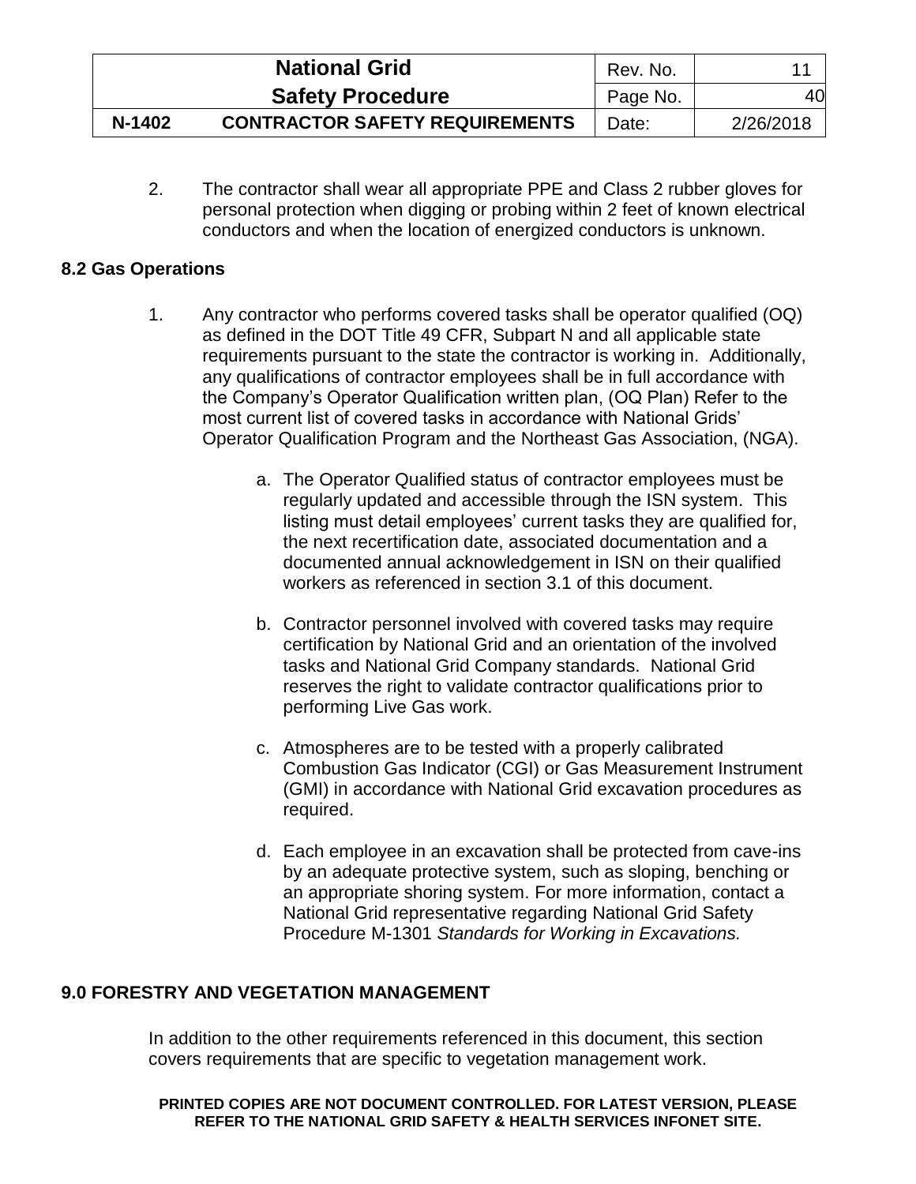2. The contractor shall wear all appropriate PPE and Class 2 rubber gloves for personal protection when digging or probing within 2 feet of known electrical conductors and when the location of energized conductors is unknown.

### 8.2 Gas Operations

1. Any contractor who performs covered tasks shall be operator qualified (OQ) as defined in the DOT Title 49 CFR, Subpart N and all applicable state requirements pursuant to the state the contractor is working in. Additionally, any qualifications of contractor employees shall be in full accordance with the Company's Operator Qualification written plan, (OQ Plan) Refer to the most current list of covered tasks in accordance with National Grids' Operator Qualification Program and the Northeast Gas Association, (NGA).

    a. The Operator Qualified status of contractor employees must be regularly updated and accessible through the ISN system. This listing must detail employees' current tasks they are qualified for, the next recertification date, associated documentation and a documented annual acknowledgement in ISN on their qualified workers as referenced in section 3.1 of this document.

    b. Contractor personnel involved with covered tasks may require certification by National Grid and an orientation of the involved tasks and National Grid Company standards. National Grid reserves the right to validate contractor qualifications prior to performing Live Gas work.

    c. Atmospheres are to be tested with a properly calibrated Combustion Gas Indicator (CGI) or Gas Measurement Instrument (GMI) in accordance with National Grid excavation procedures as required.

    d. Each employee in an excavation shall be protected from cave-ins by an adequate protective system, such as sloping, benching or an appropriate shoring system. For more information, contact a National Grid representative regarding National Grid Safety Procedure M-1301 *Standards for Working in Excavations.*

## 9.0 FORESTRY AND VEGETATION MANAGEMENT

In addition to the other requirements referenced in this document, this section covers requirements that are specific to vegetation management work.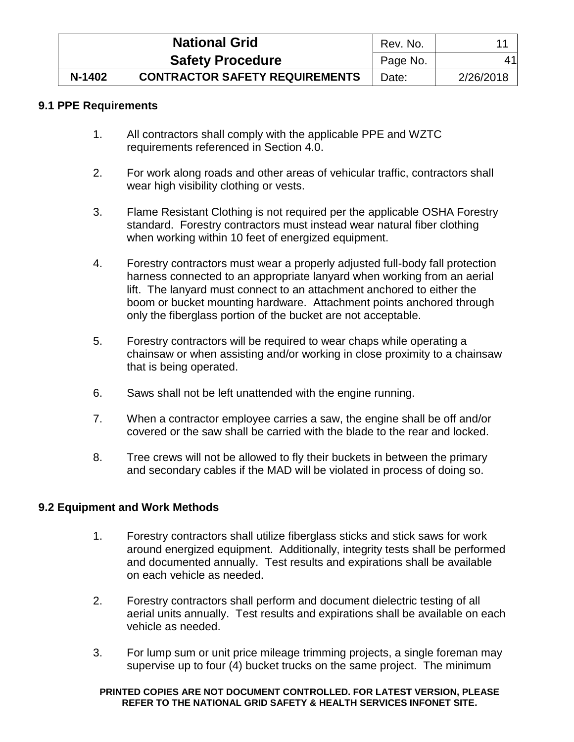### 9.1 PPE Requirements

1. All contractors shall comply with the applicable PPE and WZTC requirements referenced in Section 4.0.

2. For work along roads and other areas of vehicular traffic, contractors shall wear high visibility clothing or vests.

3. Flame Resistant Clothing is not required per the applicable OSHA Forestry standard. Forestry contractors must instead wear natural fiber clothing when working within 10 feet of energized equipment.

4. Forestry contractors must wear a properly adjusted full-body fall protection harness connected to an appropriate lanyard when working from an aerial lift. The lanyard must connect to an attachment anchored to either the boom or bucket mounting hardware. Attachment points anchored through only the fiberglass portion of the bucket are not acceptable.

5. Forestry contractors will be required to wear chaps while operating a chainsaw or when assisting and/or working in close proximity to a chainsaw that is being operated.

6. Saws shall not be left unattended with the engine running.

7. When a contractor employee carries a saw, the engine shall be off and/or covered or the saw shall be carried with the blade to the rear and locked.

8. Tree crews will not be allowed to fly their buckets in between the primary and secondary cables if the MAD will be violated in process of doing so.

### 9.2 Equipment and Work Methods

1. Forestry contractors shall utilize fiberglass sticks and stick saws for work around energized equipment. Additionally, integrity tests shall be performed and documented annually. Test results and expirations shall be available on each vehicle as needed.

2. Forestry contractors shall perform and document dielectric testing of all aerial units annually. Test results and expirations shall be available on each vehicle as needed.

3. For lump sum or unit price mileage trimming projects, a single foreman may supervise up to four (4) bucket trucks on the same project. The minimum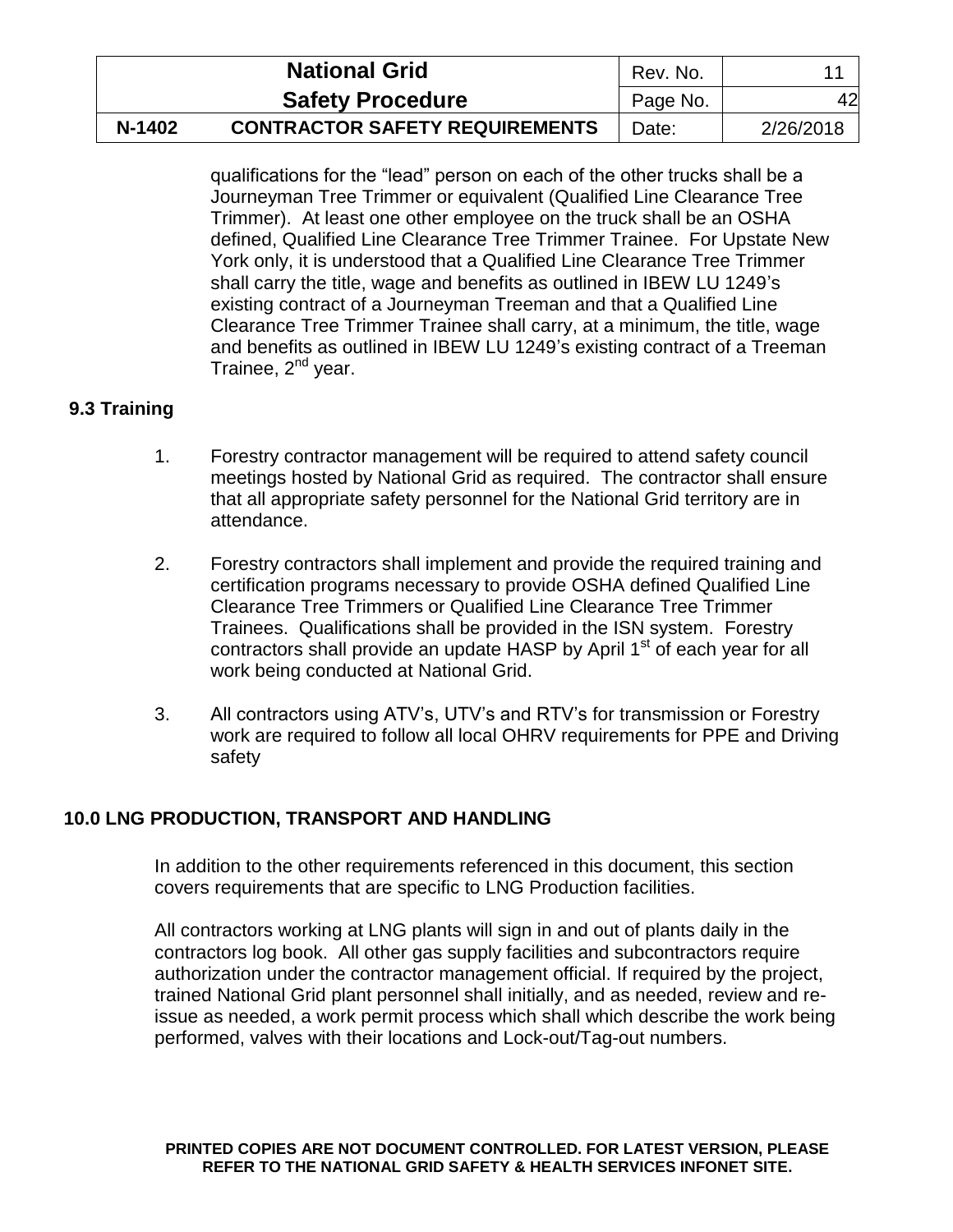qualifications for the "lead" person on each of the other trucks shall be a Journeyman Tree Trimmer or equivalent (Qualified Line Clearance Tree Trimmer). At least one other employee on the truck shall be an OSHA defined, Qualified Line Clearance Tree Trimmer Trainee. For Upstate New York only, it is understood that a Qualified Line Clearance Tree Trimmer shall carry the title, wage and benefits as outlined in IBEW LU 1249's existing contract of a Journeyman Treeman and that a Qualified Line Clearance Tree Trimmer Trainee shall carry, at a minimum, the title, wage and benefits as outlined in IBEW LU 1249's existing contract of a Treeman Trainee, 2nd year.

### 9.3 Training

1. Forestry contractor management will be required to attend safety council meetings hosted by National Grid as required. The contractor shall ensure that all appropriate safety personnel for the National Grid territory are in attendance.

2. Forestry contractors shall implement and provide the required training and certification programs necessary to provide OSHA defined Qualified Line Clearance Tree Trimmers or Qualified Line Clearance Tree Trimmer Trainees. Qualifications shall be provided in the ISN system. Forestry contractors shall provide an update HASP by April 1st of each year for all work being conducted at National Grid.

3. All contractors using ATV's, UTV's and RTV's for transmission or Forestry work are required to follow all local OHRV requirements for PPE and Driving safety

## 10.0 LNG PRODUCTION, TRANSPORT AND HANDLING

In addition to the other requirements referenced in this document, this section covers requirements that are specific to LNG Production facilities.

All contractors working at LNG plants will sign in and out of plants daily in the contractors log book. All other gas supply facilities and subcontractors require authorization under the contractor management official. If required by the project, trained National Grid plant personnel shall initially, and as needed, review and re-issue as needed, a work permit process which shall which describe the work being performed, valves with their locations and Lock-out/Tag-out numbers.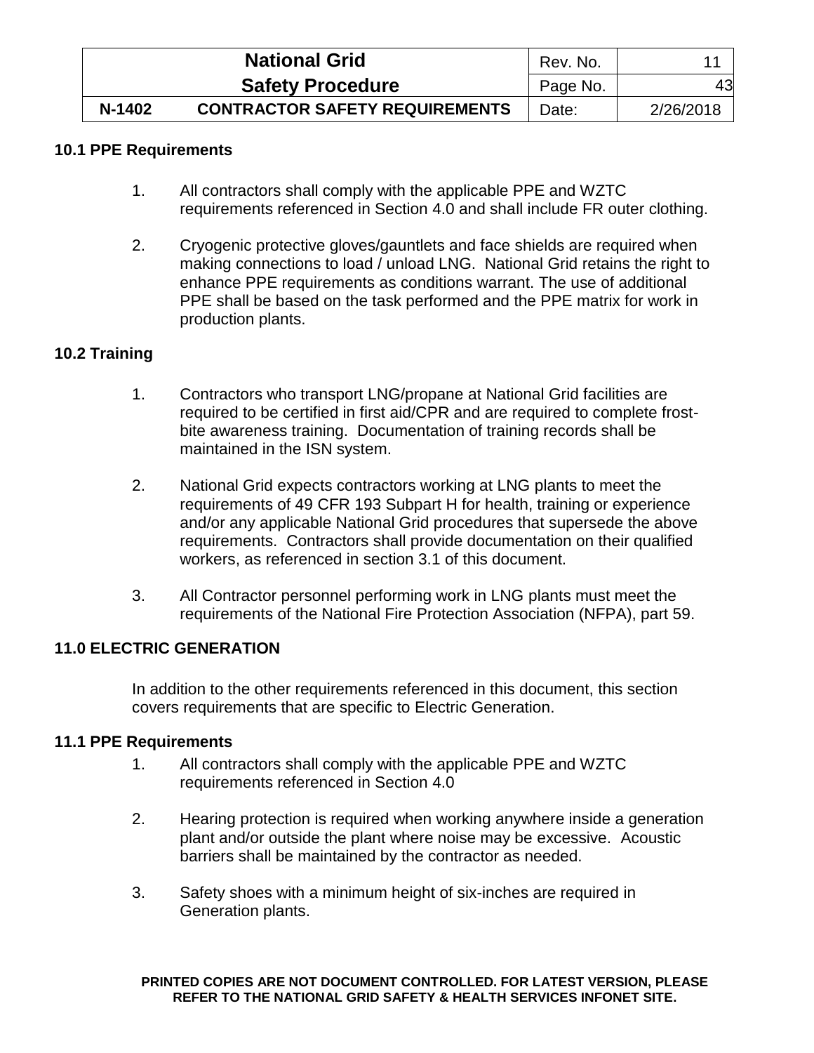### 10.1 PPE Requirements

1. All contractors shall comply with the applicable PPE and WZTC requirements referenced in Section 4.0 and shall include FR outer clothing.

2. Cryogenic protective gloves/gauntlets and face shields are required when making connections to load / unload LNG. National Grid retains the right to enhance PPE requirements as conditions warrant. The use of additional PPE shall be based on the task performed and the PPE matrix for work in production plants.

### 10.2 Training

1. Contractors who transport LNG/propane at National Grid facilities are required to be certified in first aid/CPR and are required to complete frost-bite awareness training. Documentation of training records shall be maintained in the ISN system.

2. National Grid expects contractors working at LNG plants to meet the requirements of 49 CFR 193 Subpart H for health, training or experience and/or any applicable National Grid procedures that supersede the above requirements. Contractors shall provide documentation on their qualified workers, as referenced in section 3.1 of this document.

3. All Contractor personnel performing work in LNG plants must meet the requirements of the National Fire Protection Association (NFPA), part 59.

## 11.0 ELECTRIC GENERATION

In addition to the other requirements referenced in this document, this section covers requirements that are specific to Electric Generation.

### 11.1 PPE Requirements

1. All contractors shall comply with the applicable PPE and WZTC requirements referenced in Section 4.0

2. Hearing protection is required when working anywhere inside a generation plant and/or outside the plant where noise may be excessive. Acoustic barriers shall be maintained by the contractor as needed.

3. Safety shoes with a minimum height of six-inches are required in Generation plants.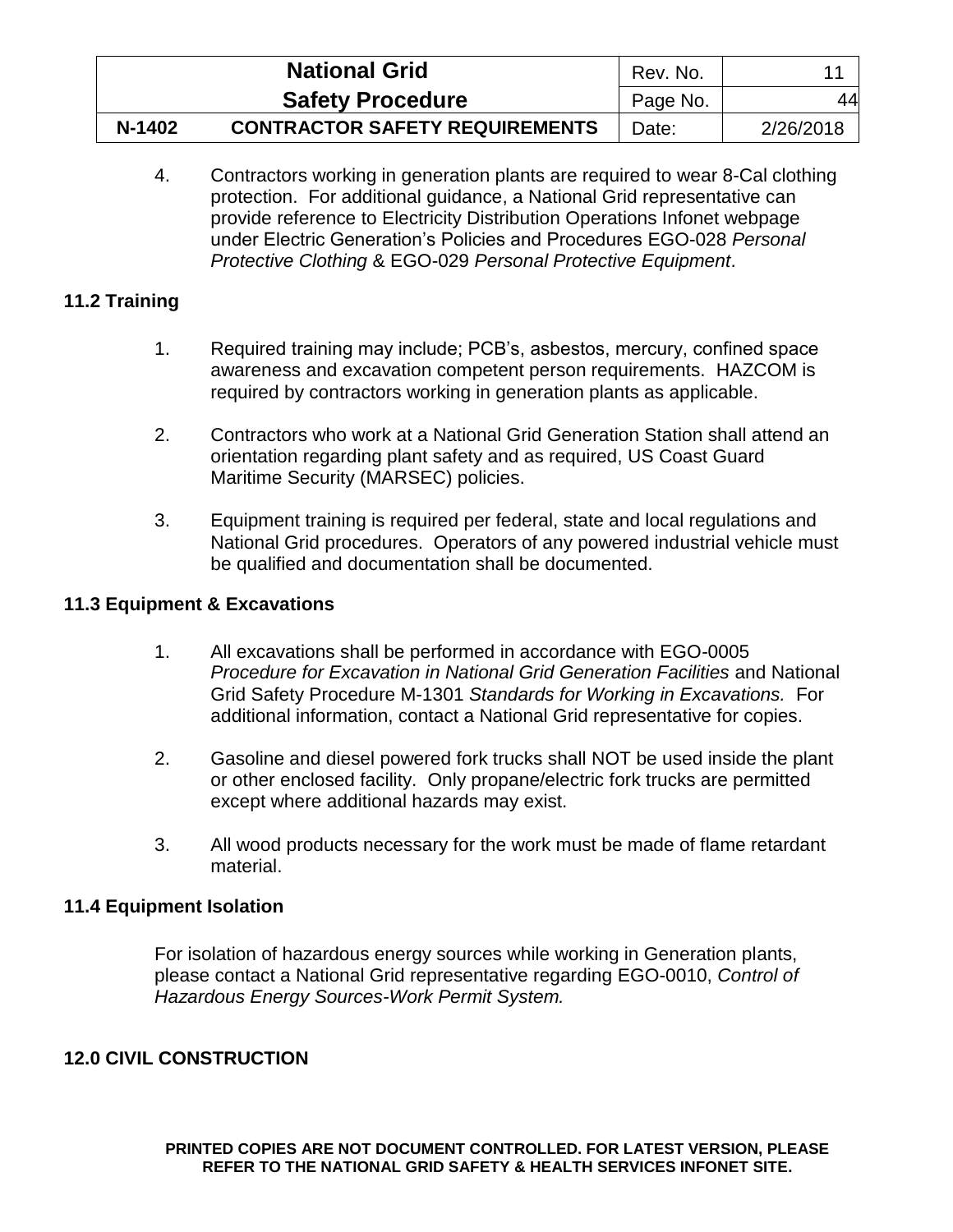4. Contractors working in generation plants are required to wear 8-Cal clothing protection. For additional guidance, a National Grid representative can provide reference to Electricity Distribution Operations Infonet webpage under Electric Generation's Policies and Procedures EGO-028 *Personal Protective Clothing* & EGO-029 *Personal Protective Equipment*.

### 11.2 Training

1. Required training may include; PCB's, asbestos, mercury, confined space awareness and excavation competent person requirements. HAZCOM is required by contractors working in generation plants as applicable.

2. Contractors who work at a National Grid Generation Station shall attend an orientation regarding plant safety and as required, US Coast Guard Maritime Security (MARSEC) policies.

3. Equipment training is required per federal, state and local regulations and National Grid procedures. Operators of any powered industrial vehicle must be qualified and documentation shall be documented.

### 11.3 Equipment & Excavations

1. All excavations shall be performed in accordance with EGO-0005 *Procedure for Excavation in National Grid Generation Facilities* and National Grid Safety Procedure M-1301 *Standards for Working in Excavations.* For additional information, contact a National Grid representative for copies.

2. Gasoline and diesel powered fork trucks shall NOT be used inside the plant or other enclosed facility. Only propane/electric fork trucks are permitted except where additional hazards may exist.

3. All wood products necessary for the work must be made of flame retardant material.

### 11.4 Equipment Isolation

For isolation of hazardous energy sources while working in Generation plants, please contact a National Grid representative regarding EGO-0010, *Control of Hazardous Energy Sources-Work Permit System.*

## 12.0 CIVIL CONSTRUCTION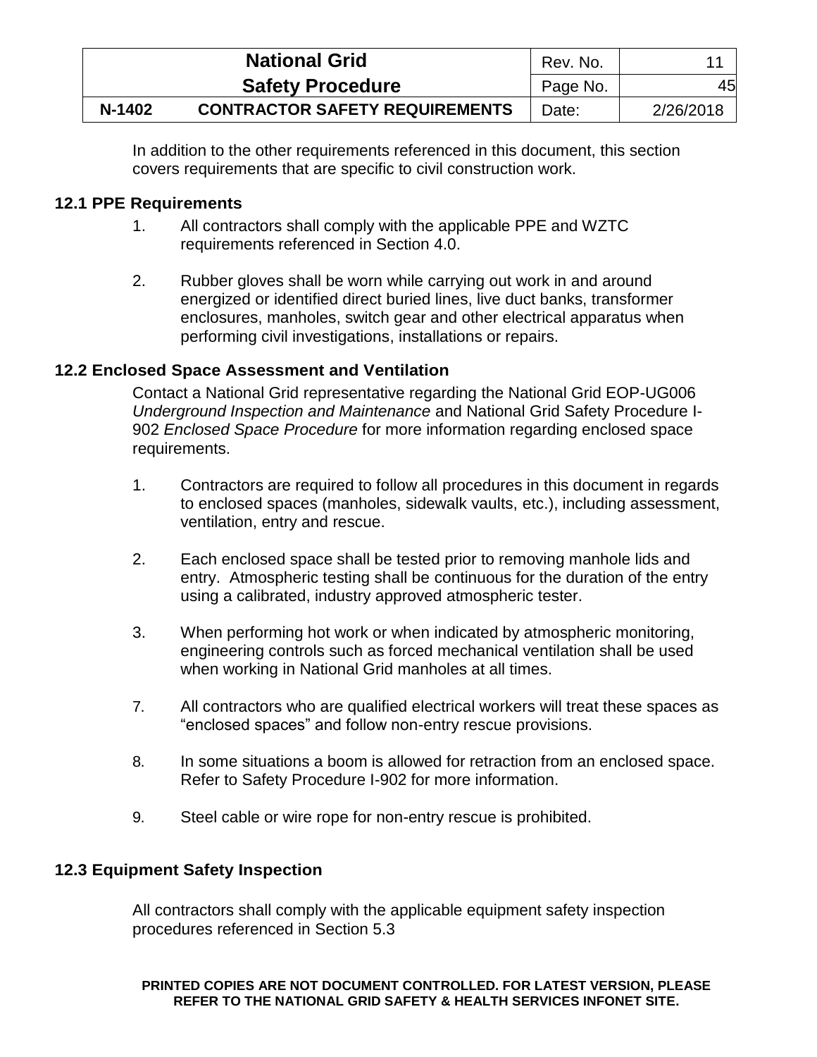In addition to the other requirements referenced in this document, this section covers requirements that are specific to civil construction work.

### 12.1 PPE Requirements

1. All contractors shall comply with the applicable PPE and WZTC requirements referenced in Section 4.0.

2. Rubber gloves shall be worn while carrying out work in and around energized or identified direct buried lines, live duct banks, transformer enclosures, manholes, switch gear and other electrical apparatus when performing civil investigations, installations or repairs.

### 12.2 Enclosed Space Assessment and Ventilation

Contact a National Grid representative regarding the National Grid EOP-UG006 *Underground Inspection and Maintenance* and National Grid Safety Procedure I-902 *Enclosed Space Procedure* for more information regarding enclosed space requirements.

1. Contractors are required to follow all procedures in this document in regards to enclosed spaces (manholes, sidewalk vaults, etc.), including assessment, ventilation, entry and rescue.

2. Each enclosed space shall be tested prior to removing manhole lids and entry. Atmospheric testing shall be continuous for the duration of the entry using a calibrated, industry approved atmospheric tester.

3. When performing hot work or when indicated by atmospheric monitoring, engineering controls such as forced mechanical ventilation shall be used when working in National Grid manholes at all times.

7. All contractors who are qualified electrical workers will treat these spaces as “enclosed spaces” and follow non-entry rescue provisions.

8. In some situations a boom is allowed for retraction from an enclosed space. Refer to Safety Procedure I-902 for more information.

9. Steel cable or wire rope for non-entry rescue is prohibited.

### 12.3 Equipment Safety Inspection

All contractors shall comply with the applicable equipment safety inspection procedures referenced in Section 5.3

**PRINTED COPIES ARE NOT DOCUMENT CONTROLLED. FOR LATEST VERSION, PLEASE REFER TO THE NATIONAL GRID SAFETY & HEALTH SERVICES INFONET SITE.**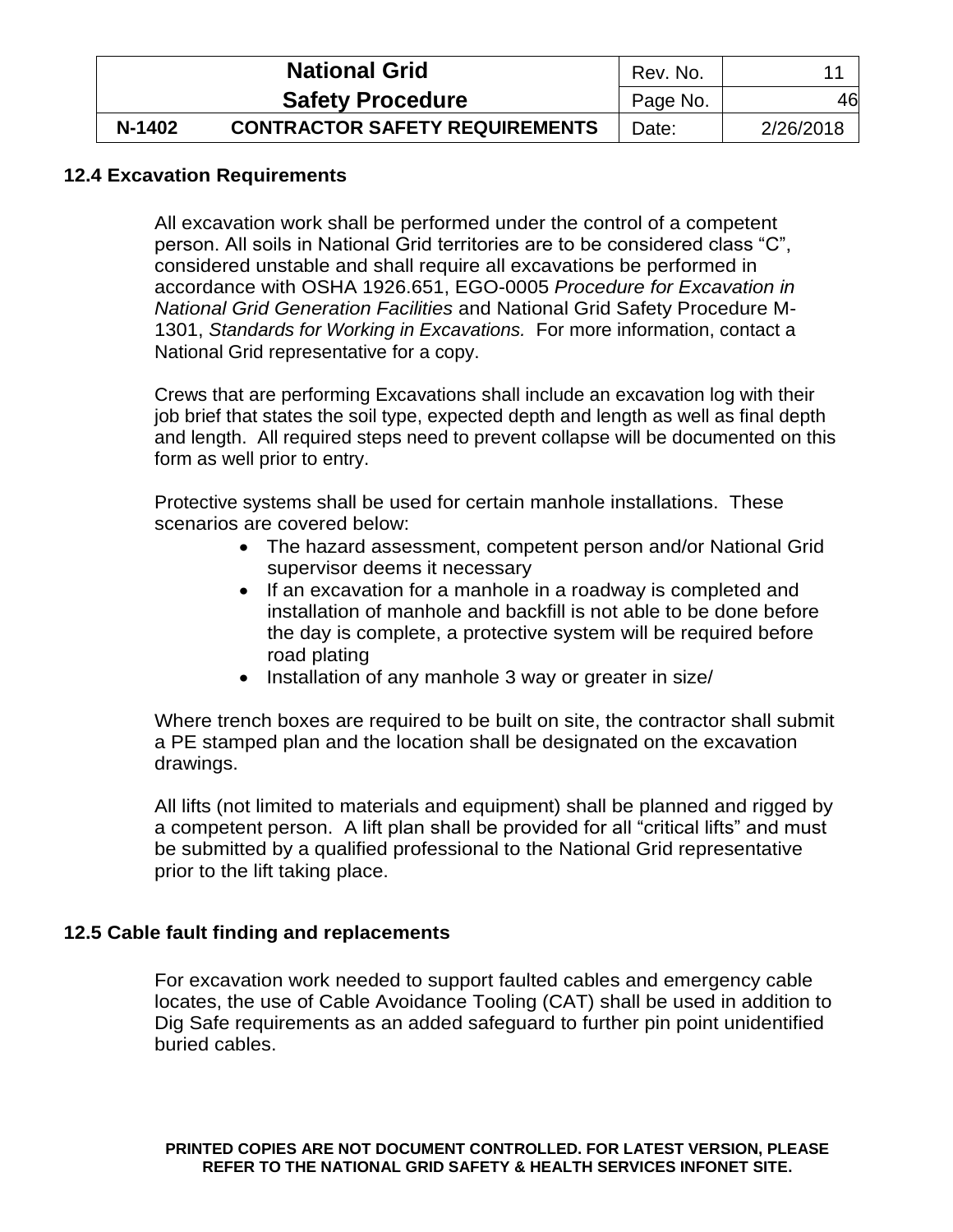## 12.4 Excavation Requirements

All excavation work shall be performed under the control of a competent person. All soils in National Grid territories are to be considered class "C", considered unstable and shall require all excavations be performed in accordance with OSHA 1926.651, EGO-0005 *Procedure for Excavation in National Grid Generation Facilities* and National Grid Safety Procedure M-1301, *Standards for Working in Excavations.* For more information, contact a National Grid representative for a copy.

Crews that are performing Excavations shall include an excavation log with their job brief that states the soil type, expected depth and length as well as final depth and length. All required steps need to prevent collapse will be documented on this form as well prior to entry.

Protective systems shall be used for certain manhole installations. These scenarios are covered below:

- The hazard assessment, competent person and/or National Grid supervisor deems it necessary
- If an excavation for a manhole in a roadway is completed and installation of manhole and backfill is not able to be done before the day is complete, a protective system will be required before road plating
- Installation of any manhole 3 way or greater in size/

Where trench boxes are required to be built on site, the contractor shall submit a PE stamped plan and the location shall be designated on the excavation drawings.

All lifts (not limited to materials and equipment) shall be planned and rigged by a competent person. A lift plan shall be provided for all "critical lifts" and must be submitted by a qualified professional to the National Grid representative prior to the lift taking place.

## 12.5 Cable fault finding and replacements

For excavation work needed to support faulted cables and emergency cable locates, the use of Cable Avoidance Tooling (CAT) shall be used in addition to Dig Safe requirements as an added safeguard to further pin point unidentified buried cables.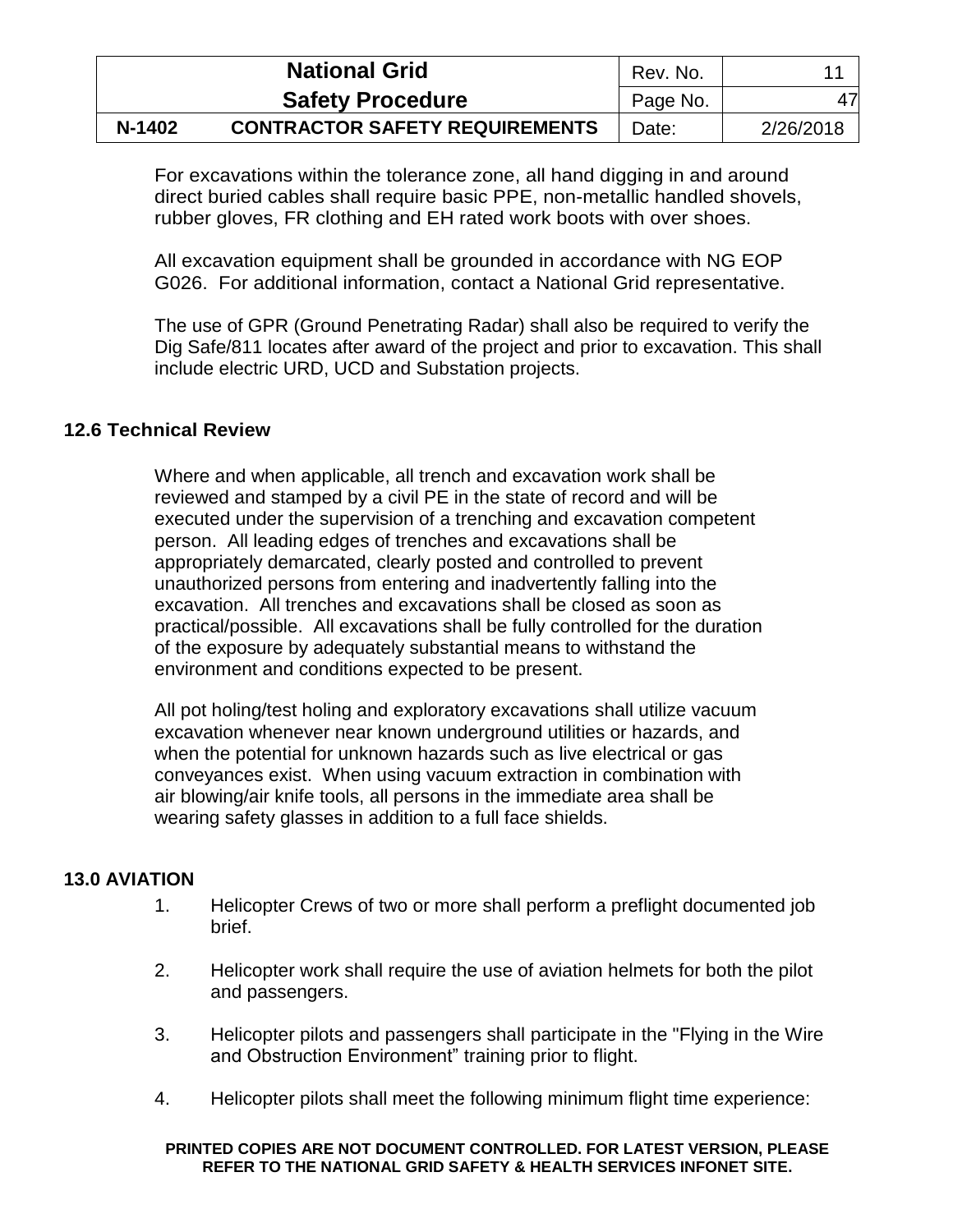For excavations within the tolerance zone, all hand digging in and around direct buried cables shall require basic PPE, non-metallic handled shovels, rubber gloves, FR clothing and EH rated work boots with over shoes.

All excavation equipment shall be grounded in accordance with NG EOP G026. For additional information, contact a National Grid representative.

The use of GPR (Ground Penetrating Radar) shall also be required to verify the Dig Safe/811 locates after award of the project and prior to excavation. This shall include electric URD, UCD and Substation projects.

## 12.6 Technical Review

Where and when applicable, all trench and excavation work shall be reviewed and stamped by a civil PE in the state of record and will be executed under the supervision of a trenching and excavation competent person. All leading edges of trenches and excavations shall be appropriately demarcated, clearly posted and controlled to prevent unauthorized persons from entering and inadvertently falling into the excavation. All trenches and excavations shall be closed as soon as practical/possible. All excavations shall be fully controlled for the duration of the exposure by adequately substantial means to withstand the environment and conditions expected to be present.

All pot holing/test holing and exploratory excavations shall utilize vacuum excavation whenever near known underground utilities or hazards, and when the potential for unknown hazards such as live electrical or gas conveyances exist. When using vacuum extraction in combination with air blowing/air knife tools, all persons in the immediate area shall be wearing safety glasses in addition to a full face shields.

## 13.0 AVIATION

1. Helicopter Crews of two or more shall perform a preflight documented job brief.

2. Helicopter work shall require the use of aviation helmets for both the pilot and passengers.

3. Helicopter pilots and passengers shall participate in the "Flying in the Wire and Obstruction Environment" training prior to flight.

4. Helicopter pilots shall meet the following minimum flight time experience: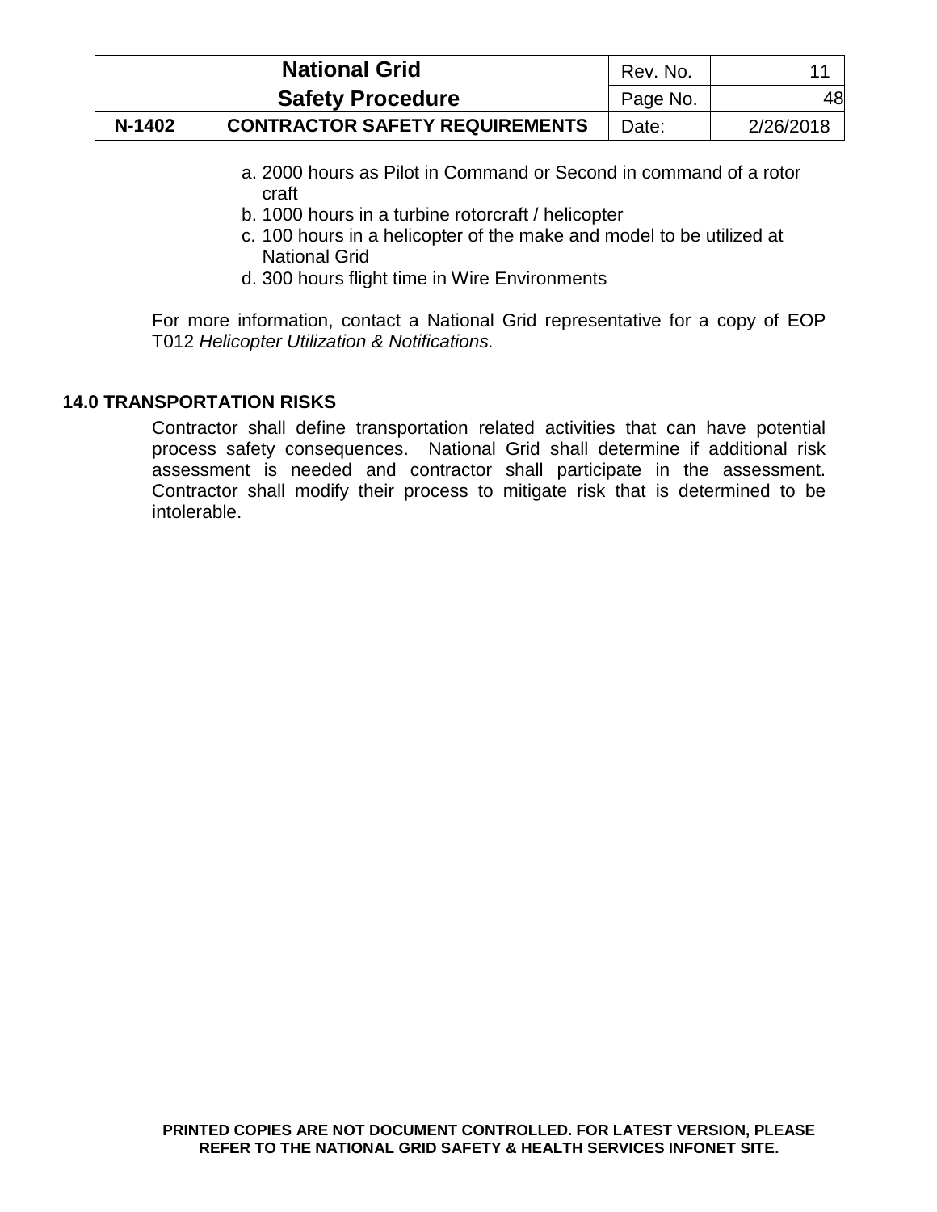a. 2000 hours as Pilot in Command or Second in command of a rotor craft
b. 1000 hours in a turbine rotorcraft / helicopter
c. 100 hours in a helicopter of the make and model to be utilized at National Grid
d. 300 hours flight time in Wire Environments

For more information, contact a National Grid representative for a copy of EOP T012 *Helicopter Utilization & Notifications.*

## 14.0 TRANSPORTATION RISKS

Contractor shall define transportation related activities that can have potential process safety consequences. National Grid shall determine if additional risk assessment is needed and contractor shall participate in the assessment. Contractor shall modify their process to mitigate risk that is determined to be intolerable.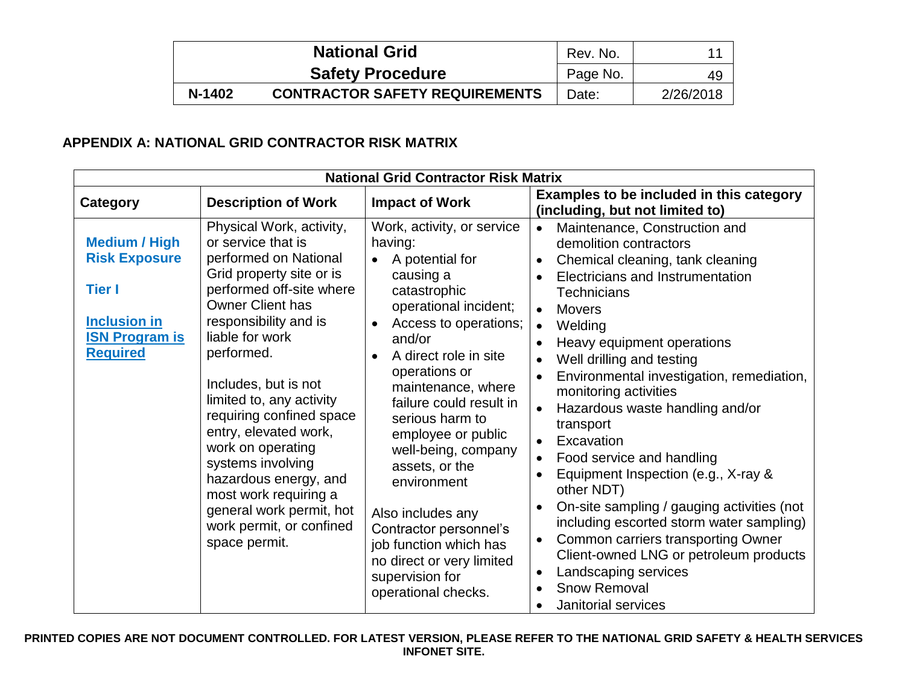## APPENDIX A: NATIONAL GRID CONTRACTOR RISK MATRIX

| National Grid Contractor Risk Matrix | | | |
|---|---|---|---|
| **Category** | **Description of Work** | **Impact of Work** | **Examples to be included in this category (including, but not limited to)** |
| **Medium / High Risk Exposure**<br><br>**Tier I**<br><br>**Inclusion in ISN Program is Required** | Physical Work, activity, or service that is performed on National Grid property site or is performed off-site where Owner Client has responsibility and is liable for work performed.<br><br>Includes, but is not limited to, any activity requiring confined space entry, elevated work, work on operating systems involving hazardous energy, and most work requiring a general work permit, hot work permit, or confined space permit. | Work, activity, or service having:<br>• A potential for causing a catastrophic operational incident;<br>• Access to operations; and/or<br>• A direct role in site operations or maintenance, where failure could result in serious harm to employee or public well-being, company assets, or the environment<br><br>Also includes any Contractor personnel's job function which has no direct or very limited supervision for operational checks. | • Maintenance, Construction and demolition contractors<br>• Chemical cleaning, tank cleaning<br>• Electricians and Instrumentation Technicians<br>• Movers<br>• Welding<br>• Heavy equipment operations<br>• Well drilling and testing<br>• Environmental investigation, remediation, monitoring activities<br>• Hazardous waste handling and/or transport<br>• Excavation<br>• Food service and handling<br>• Equipment Inspection (e.g., X-ray & other NDT)<br>• On-site sampling / gauging activities (not including escorted storm water sampling)<br>• Common carriers transporting Owner Client-owned LNG or petroleum products<br>• Landscaping services<br>• Snow Removal<br>• Janitorial services |

**PRINTED COPIES ARE NOT DOCUMENT CONTROLLED. FOR LATEST VERSION, PLEASE REFER TO THE NATIONAL GRID SAFETY & HEALTH SERVICES INFONET SITE.**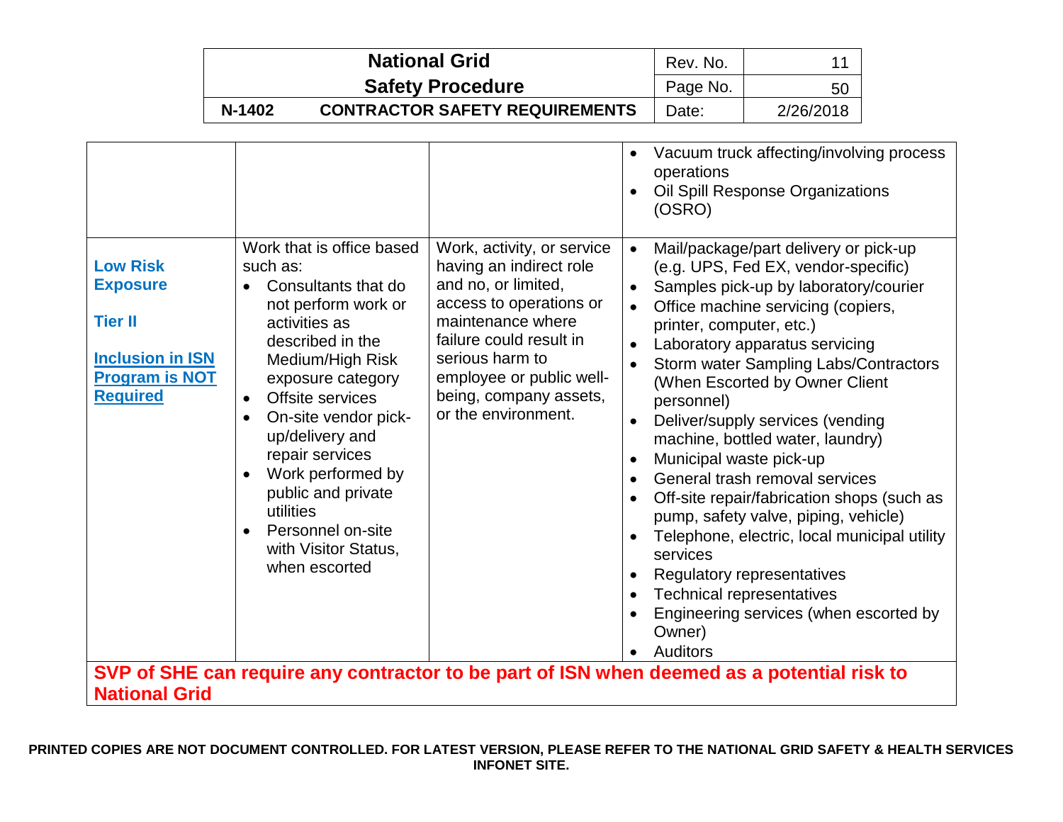| | | | |
|---|---|---|---|
| | | | • Vacuum truck affecting/involving process operations<br>• Oil Spill Response Organizations (OSRO) |
| **Low Risk Exposure**<br><br>**Tier II**<br><br>**Inclusion in ISN Program is NOT Required** | Work that is office based such as:<br>• Consultants that do not perform work or activities as described in the Medium/High Risk exposure category<br>• Offsite services<br>• On-site vendor pick-up/delivery and repair services<br>• Work performed by public and private utilities<br>• Personnel on-site with Visitor Status, when escorted | Work, activity, or service having an indirect role and no, or limited, access to operations or maintenance where failure could result in serious harm to employee or public well-being, company assets, or the environment. | • Mail/package/part delivery or pick-up (e.g. UPS, Fed EX, vendor-specific)<br>• Samples pick-up by laboratory/courier<br>• Office machine servicing (copiers, printer, computer, etc.)<br>• Laboratory apparatus servicing<br>• Storm water Sampling Labs/Contractors (When Escorted by Owner Client personnel)<br>• Deliver/supply services (vending machine, bottled water, laundry)<br>• Municipal waste pick-up<br>• General trash removal services<br>• Off-site repair/fabrication shops (such as pump, safety valve, piping, vehicle)<br>• Telephone, electric, local municipal utility services<br>• Regulatory representatives<br>• Technical representatives<br>• Engineering services (when escorted by Owner)<br>• Auditors |
| **SVP of SHE can require any contractor to be part of ISN when deemed as a potential risk to National Grid** | | | |

PRINTED COPIES ARE NOT DOCUMENT CONTROLLED. FOR LATEST VERSION, PLEASE REFER TO THE NATIONAL GRID SAFETY & HEALTH SERVICES INFONET SITE.